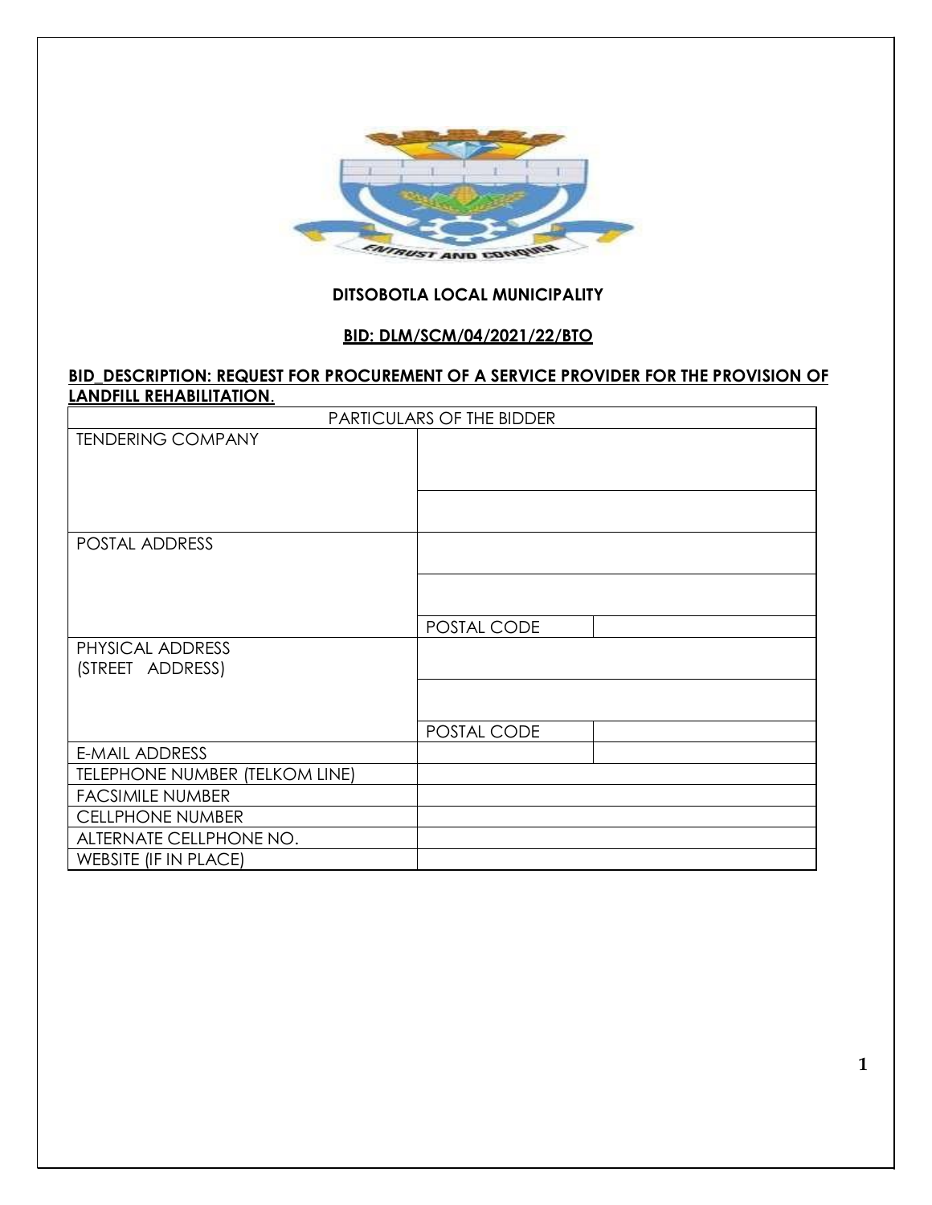**DITSOBOTLA LOCAL MUNICIPALITY**

**BID: DLM/SCM/04/2021/22/BTO**

**BID_DESCRIPTION: REQUEST FOR PROCUREMENT OF A SERVICE PROVIDER FOR THE PROVISION OF LANDFILL REHABILITATION.**

| PARTICULARS OF THE BIDDER | | |
|---|---|---|
| TENDERING COMPANY | | |
| | | |
| POSTAL ADDRESS | | |
| | | |
| | POSTAL CODE | |
| PHYSICAL ADDRESS (STREET ADDRESS) | | |
| | | |
| | POSTAL CODE | |
| E-MAIL ADDRESS | | |
| TELEPHONE NUMBER (TELKOM LINE) | | |
| FACSIMILE NUMBER | | |
| CELLPHONE NUMBER | | |
| ALTERNATE CELLPHONE NO. | | |
| WEBSITE (IF IN PLACE) | | |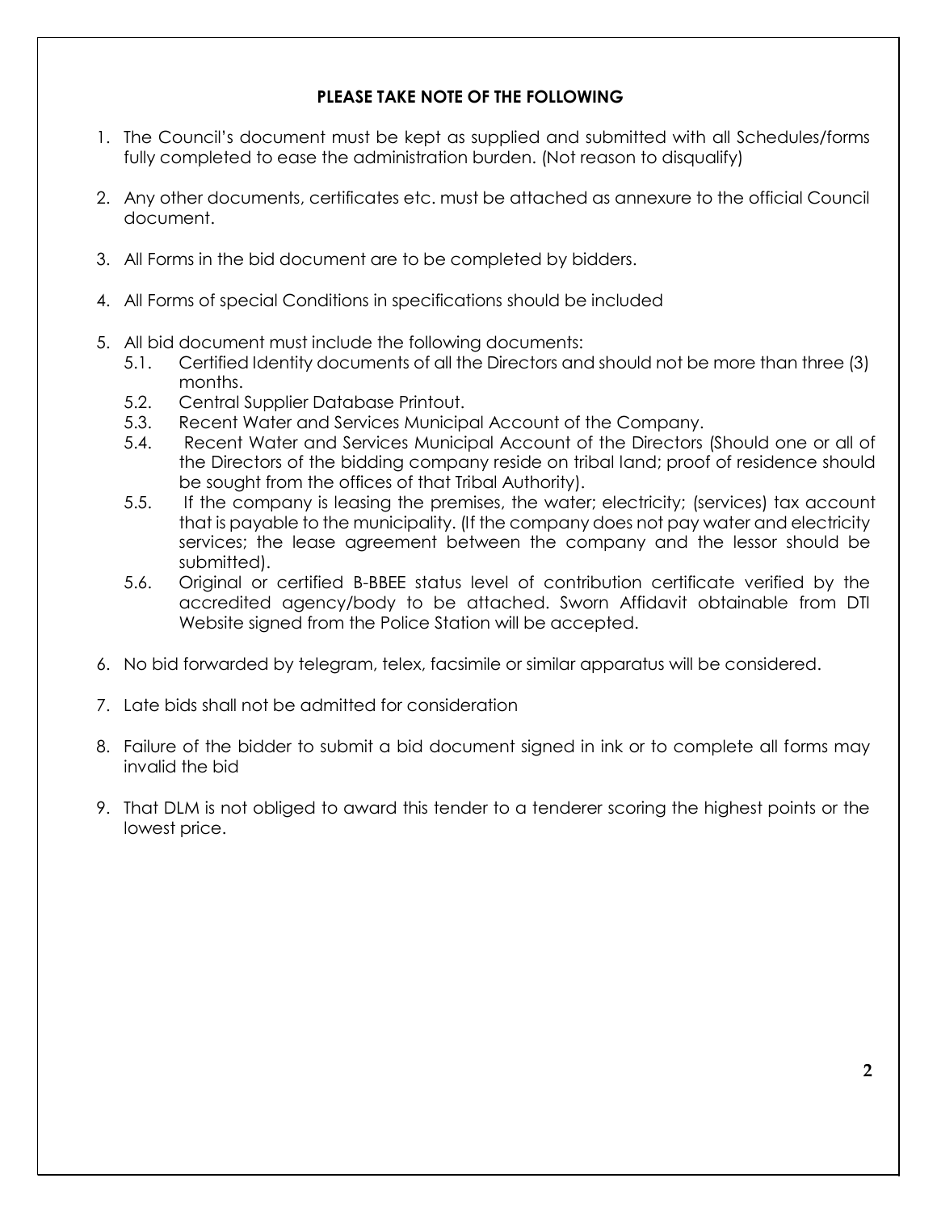**PLEASE TAKE NOTE OF THE FOLLOWING**

1. The Council's document must be kept as supplied and submitted with all Schedules/forms fully completed to ease the administration burden. (Not reason to disqualify)

2. Any other documents, certificates etc. must be attached as annexure to the official Council document.

3. All Forms in the bid document are to be completed by bidders.

4. All Forms of special Conditions in specifications should be included

5. All bid document must include the following documents:
   - 5.1. Certified Identity documents of all the Directors and should not be more than three (3) months.
   - 5.2. Central Supplier Database Printout.
   - 5.3. Recent Water and Services Municipal Account of the Company.
   - 5.4. Recent Water and Services Municipal Account of the Directors (Should one or all of the Directors of the bidding company reside on tribal land; proof of residence should be sought from the offices of that Tribal Authority).
   - 5.5. If the company is leasing the premises, the water; electricity; (services) tax account that is payable to the municipality. (If the company does not pay water and electricity services; the lease agreement between the company and the lessor should be submitted).
   - 5.6. Original or certified B-BBEE status level of contribution certificate verified by the accredited agency/body to be attached. Sworn Affidavit obtainable from DTI Website signed from the Police Station will be accepted.

6. No bid forwarded by telegram, telex, facsimile or similar apparatus will be considered.

7. Late bids shall not be admitted for consideration

8. Failure of the bidder to submit a bid document signed in ink or to complete all forms may invalid the bid

9. That DLM is not obliged to award this tender to a tenderer scoring the highest points or the lowest price.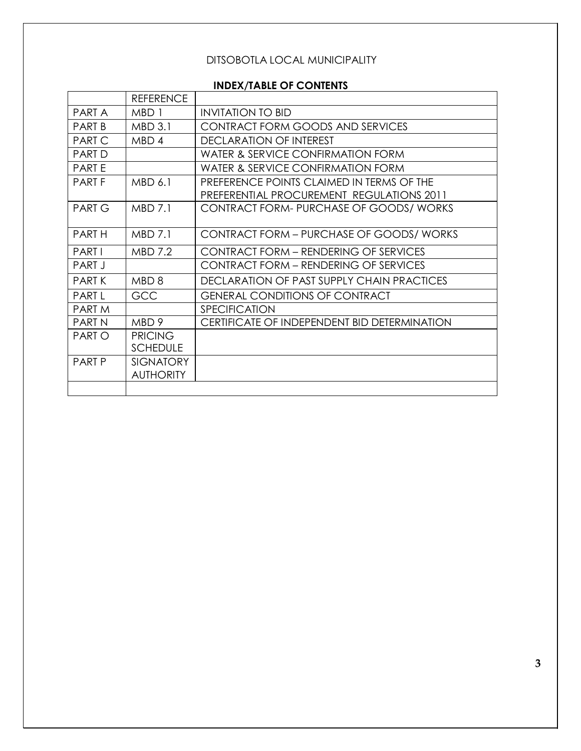DITSOBOTLA LOCAL MUNICIPALITY

## INDEX/TABLE OF CONTENTS

| | REFERENCE | |
|---|---|---|
| PART A | MBD 1 | INVITATION TO BID |
| PART B | MBD 3.1 | CONTRACT FORM GOODS AND SERVICES |
| PART C | MBD 4 | DECLARATION OF INTEREST |
| PART D | | WATER & SERVICE CONFIRMATION FORM |
| PART E | | WATER & SERVICE CONFIRMATION FORM |
| PART F | MBD 6.1 | PREFERENCE POINTS CLAIMED IN TERMS OF THE PREFERENTIAL PROCUREMENT REGULATIONS 2011 |
| PART G | MBD 7.1 | CONTRACT FORM- PURCHASE OF GOODS/ WORKS |
| PART H | MBD 7.1 | CONTRACT FORM – PURCHASE OF GOODS/ WORKS |
| PART I | MBD 7.2 | CONTRACT FORM – RENDERING OF SERVICES |
| PART J | | CONTRACT FORM – RENDERING OF SERVICES |
| PART K | MBD 8 | DECLARATION OF PAST SUPPLY CHAIN PRACTICES |
| PART L | GCC | GENERAL CONDITIONS OF CONTRACT |
| PART M | | SPECIFICATION |
| PART N | MBD 9 | CERTIFICATE OF INDEPENDENT BID DETERMINATION |
| PART O | PRICING SCHEDULE | |
| PART P | SIGNATORY AUTHORITY | |
| | | |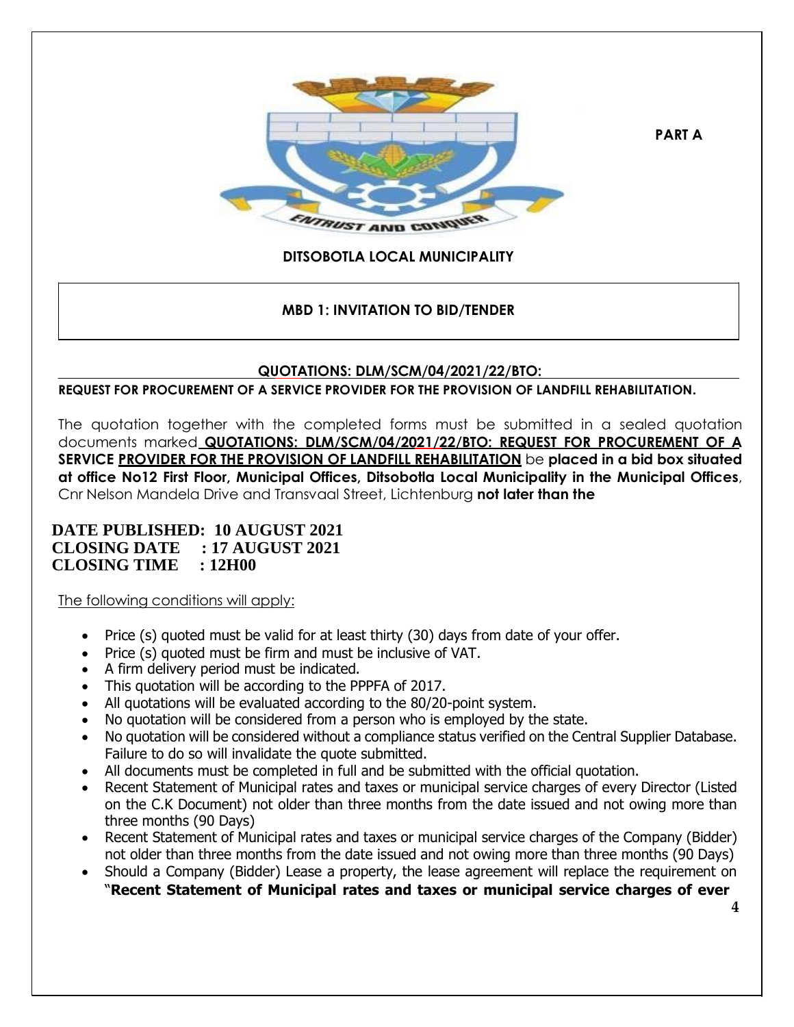**PART A**

**DITSOBOTLA LOCAL MUNICIPALITY**

## MBD 1: INVITATION TO BID/TENDER

**QUOTATIONS: DLM/SCM/04/2021/22/BTO:**

**REQUEST FOR PROCUREMENT OF A SERVICE PROVIDER FOR THE PROVISION OF LANDFILL REHABILITATION.**

The quotation together with the completed forms must be submitted in a sealed quotation documents marked **QUOTATIONS: DLM/SCM/04/2021/22/BTO: REQUEST FOR PROCUREMENT OF A SERVICE PROVIDER FOR THE PROVISION OF LANDFILL REHABILITATION** be **placed in a bid box situated at office No12 First Floor, Municipal Offices, Ditsobotla Local Municipality in the Municipal Offices**, Cnr Nelson Mandela Drive and Transvaal Street, Lichtenburg **not later than the**

**DATE PUBLISHED: 10 AUGUST 2021**
**CLOSING DATE : 17 AUGUST 2021**
**CLOSING TIME : 12H00**

The following conditions will apply:

- Price (s) quoted must be valid for at least thirty (30) days from date of your offer.
- Price (s) quoted must be firm and must be inclusive of VAT.
- A firm delivery period must be indicated.
- This quotation will be according to the PPPFA of 2017.
- All quotations will be evaluated according to the 80/20-point system.
- No quotation will be considered from a person who is employed by the state.
- No quotation will be considered without a compliance status verified on the Central Supplier Database. Failure to do so will invalidate the quote submitted.
- All documents must be completed in full and be submitted with the official quotation.
- Recent Statement of Municipal rates and taxes or municipal service charges of every Director (Listed on the C.K Document) not older than three months from the date issued and not owing more than three months (90 Days)
- Recent Statement of Municipal rates and taxes or municipal service charges of the Company (Bidder) not older than three months from the date issued and not owing more than three months (90 Days)
- Should a Company (Bidder) Lease a property, the lease agreement will replace the requirement on "**Recent Statement of Municipal rates and taxes or municipal service charges of ever**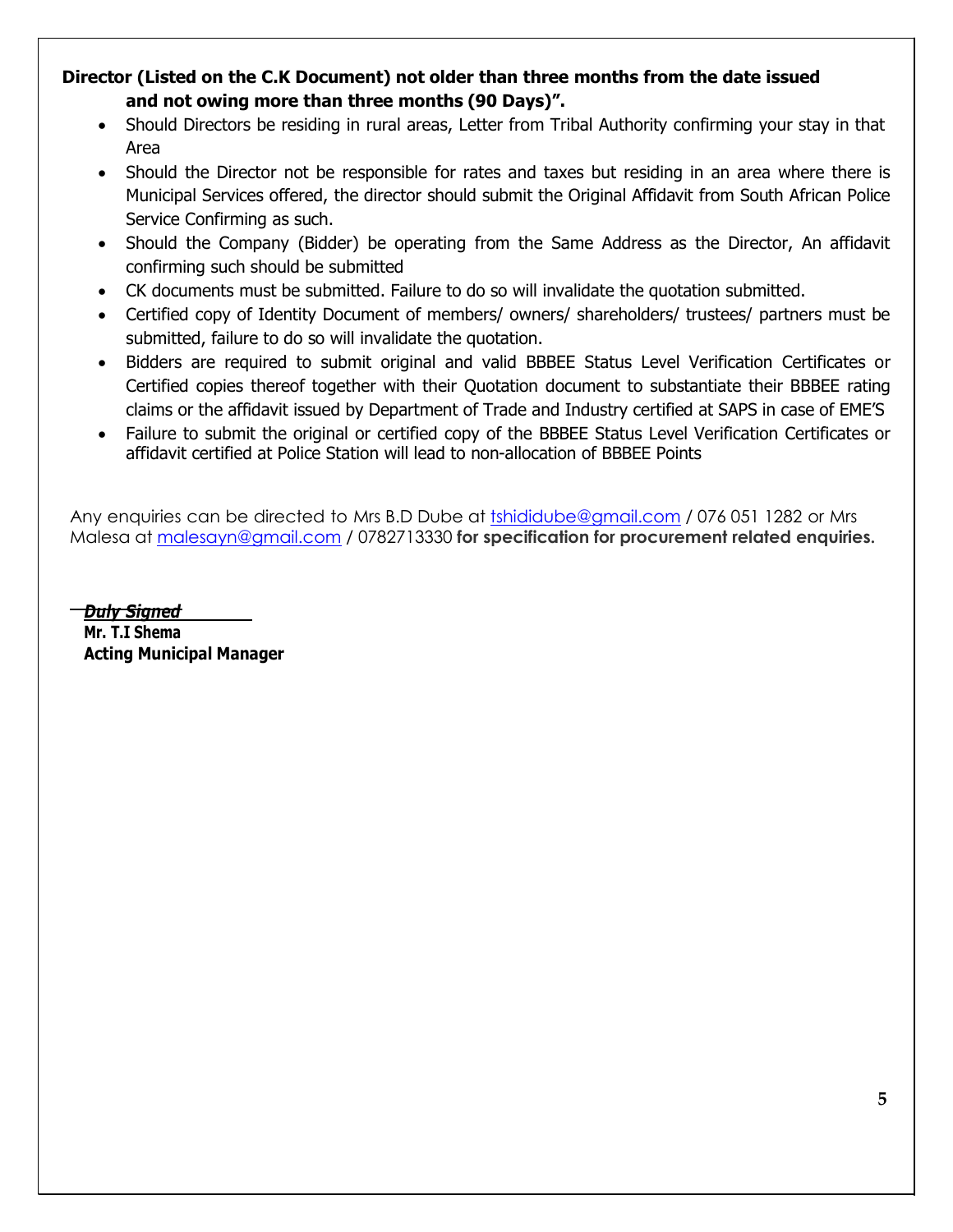**Director (Listed on the C.K Document) not older than three months from the date issued and not owing more than three months (90 Days)".**

- Should Directors be residing in rural areas, Letter from Tribal Authority confirming your stay in that Area
- Should the Director not be responsible for rates and taxes but residing in an area where there is Municipal Services offered, the director should submit the Original Affidavit from South African Police Service Confirming as such.
- Should the Company (Bidder) be operating from the Same Address as the Director, An affidavit confirming such should be submitted
- CK documents must be submitted. Failure to do so will invalidate the quotation submitted.
- Certified copy of Identity Document of members/ owners/ shareholders/ trustees/ partners must be submitted, failure to do so will invalidate the quotation.
- Bidders are required to submit original and valid BBBEE Status Level Verification Certificates or Certified copies thereof together with their Quotation document to substantiate their BBBEE rating claims or the affidavit issued by Department of Trade and Industry certified at SAPS in case of EME'S
- Failure to submit the original or certified copy of the BBBEE Status Level Verification Certificates or affidavit certified at Police Station will lead to non-allocation of BBBEE Points

Any enquiries can be directed to Mrs B.D Dube at tshididube@gmail.com / 076 051 1282 or Mrs Malesa at malesayn@gmail.com / 0782713330 **for specification for procurement related enquiries.**

***Duly Signed***

**Mr. T.I Shema**
**Acting Municipal Manager**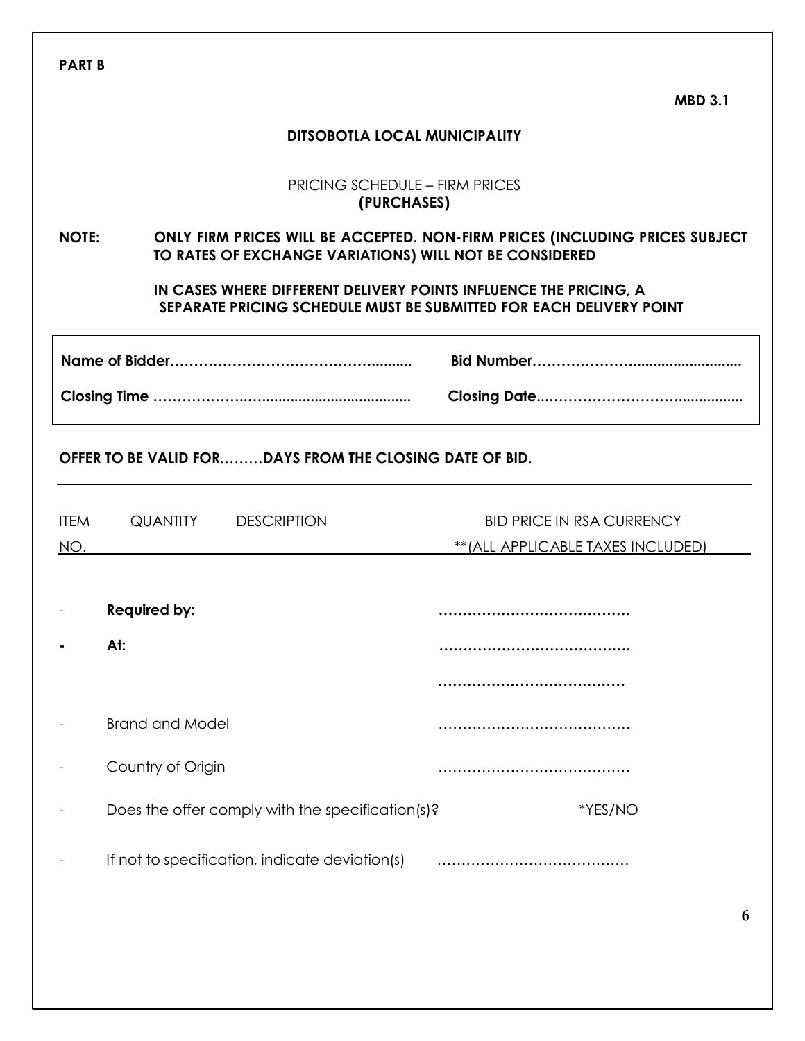**PART B**

**MBD 3.1**

**DITSOBOTLA LOCAL MUNICIPALITY**

PRICING SCHEDULE – FIRM PRICES
**(PURCHASES)**

**NOTE:** **ONLY FIRM PRICES WILL BE ACCEPTED. NON-FIRM PRICES (INCLUDING PRICES SUBJECT TO RATES OF EXCHANGE VARIATIONS) WILL NOT BE CONSIDERED**

**IN CASES WHERE DIFFERENT DELIVERY POINTS INFLUENCE THE PRICING, A SEPARATE PRICING SCHEDULE MUST BE SUBMITTED FOR EACH DELIVERY POINT**

| | |
|---|---|
| **Name of Bidder………………………………….........** | **Bid Number…………………..........................** |
| **Closing Time ……………….…...............................** | **Closing Date..………………………….................** |

**OFFER TO BE VALID FOR………DAYS FROM THE CLOSING DATE OF BID.**

| ITEM NO. | QUANTITY | DESCRIPTION | BID PRICE IN RSA CURRENCY **(ALL APPLICABLE TAXES INCLUDED) |
|---|---|---|---|

- **Required by:** ………………………………….
- **At:** ………………………………….
  …………………………………
- Brand and Model …………………………………
- Country of Origin …………………………………
- Does the offer comply with the specification(s)? *YES/NO
- If not to specification, indicate deviation(s) …………………………………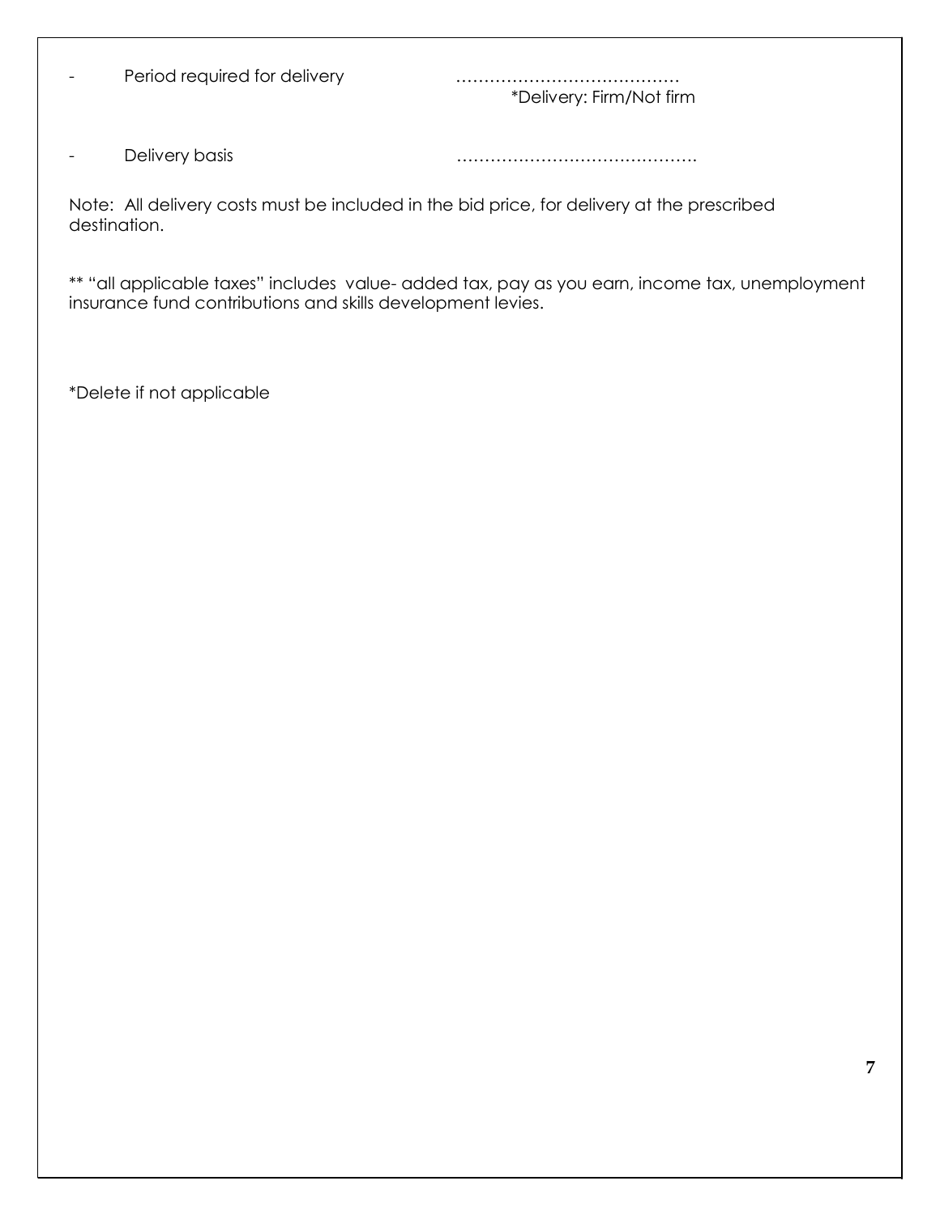- Period required for delivery ……………………………………
  *Delivery: Firm/Not firm

- Delivery basis ……………………………………….

Note: All delivery costs must be included in the bid price, for delivery at the prescribed destination.

** "all applicable taxes" includes value- added tax, pay as you earn, income tax, unemployment insurance fund contributions and skills development levies.

*Delete if not applicable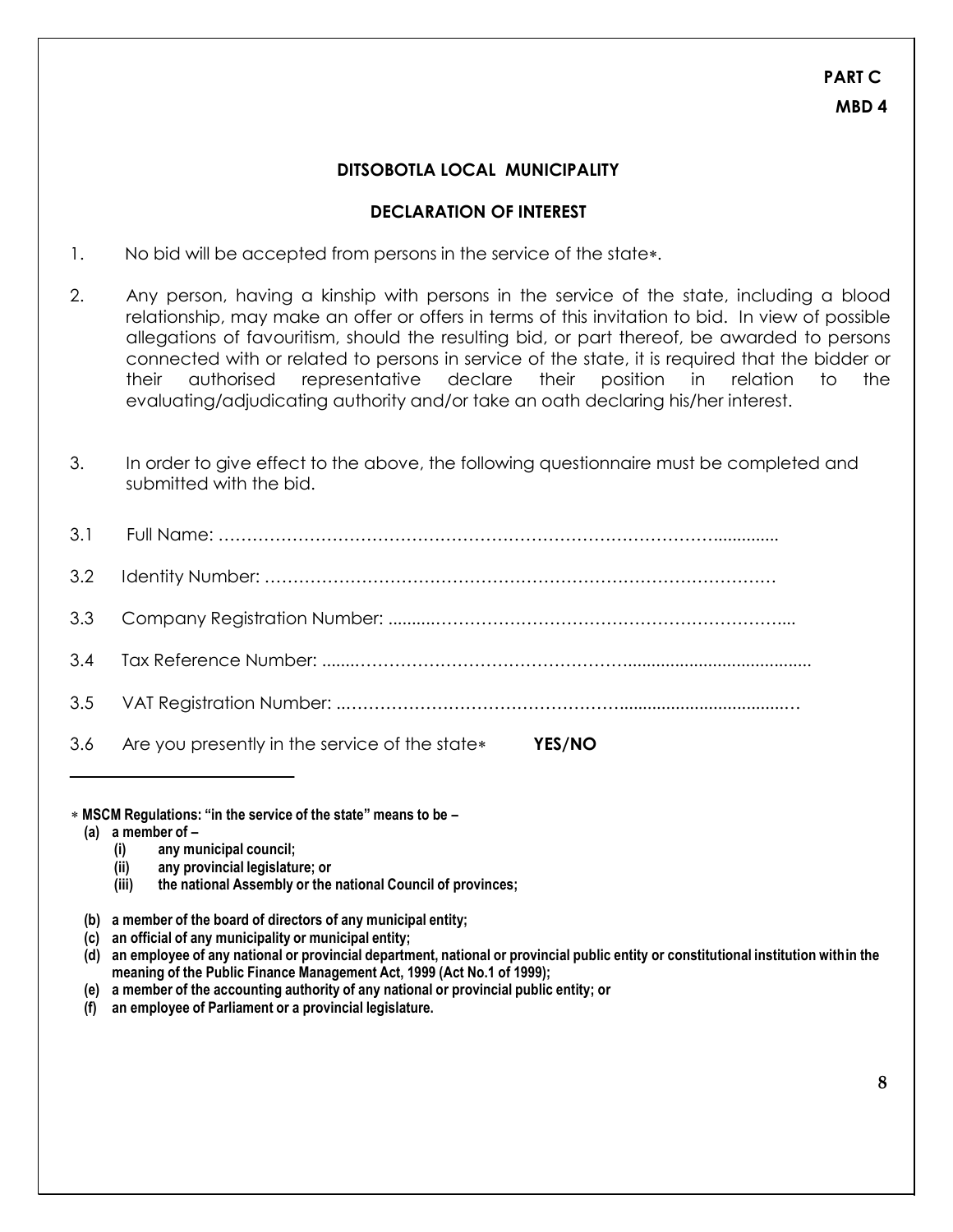**PART C**

**MBD 4**

## DITSOBOTLA LOCAL MUNICIPALITY

### DECLARATION OF INTEREST

1. No bid will be accepted from persons in the service of the state∗.

2. Any person, having a kinship with persons in the service of the state, including a blood relationship, may make an offer or offers in terms of this invitation to bid. In view of possible allegations of favouritism, should the resulting bid, or part thereof, be awarded to persons connected with or related to persons in service of the state, it is required that the bidder or their authorised representative declare their position in relation to the evaluating/adjudicating authority and/or take an oath declaring his/her interest.

3. In order to give effect to the above, the following questionnaire must be completed and submitted with the bid.

3.1 Full Name: ……………………………………………………………………………..............

3.2 Identity Number: ………………………………………………………………………………

3.3 Company Registration Number: ..........………………………………………………………...

3.4 Tax Reference Number: .......……………………………………………........................................

3.5 VAT Registration Number: ..…………………………………………......................................…

3.6 Are you presently in the service of the state∗ **YES/NO**

---

∗ **MSCM Regulations: "in the service of the state" means to be –**

**(a) a member of –**

**(i) any municipal council;**

**(ii) any provincial legislature; or**

**(iii) the national Assembly or the national Council of provinces;**

**(b) a member of the board of directors of any municipal entity;**

**(c) an official of any municipality or municipal entity;**

**(d) an employee of any national or provincial department, national or provincial public entity or constitutional institution within the meaning of the Public Finance Management Act, 1999 (Act No.1 of 1999);**

**(e) a member of the accounting authority of any national or provincial public entity; or**

**(f) an employee of Parliament or a provincial legislature.**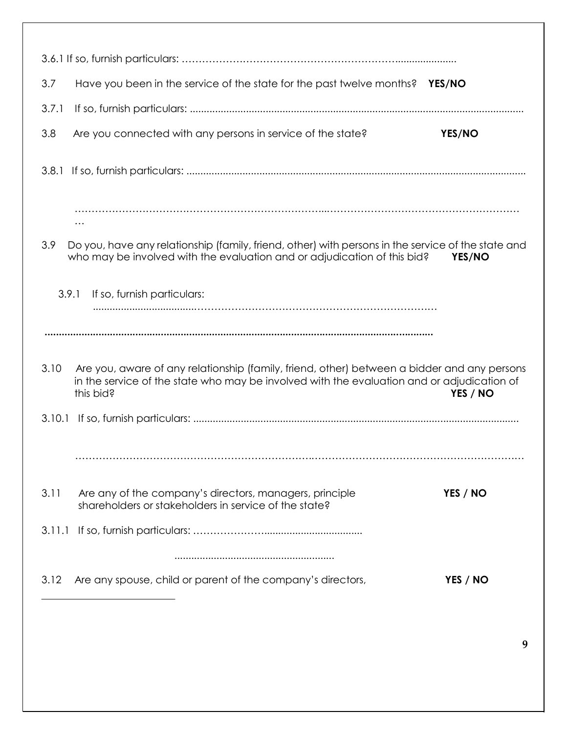3.6.1 If so, furnish particulars: ……………………………………………………………....................

3.7 Have you been in the service of the state for the past twelve months? **YES/NO**

3.7.1 If so, furnish particulars: ......................................................................................................................

3.8 Are you connected with any persons in service of the state? **YES/NO**

3.8.1 If so, furnish particulars: ........................................................................................................................

………………………………………………………………...…………………………………………………
…

3.9 Do you, have any relationship (family, friend, other) with persons in the service of the state and who may be involved with the evaluation and or adjudication of this bid? **YES/NO**

3.9.1 If so, furnish particulars:
...................................…………………………………………………………….

**.........................................................................................................................................**

3.10 Are you, aware of any relationship (family, friend, other) between a bidder and any persons in the service of the state who may be involved with the evaluation and or adjudication of this bid? **YES / NO**

3.10.1 If so, furnish particulars: ...................................................................................................................

………………………………………………………….…………………………………………………………

3.11 Are any of the company's directors, managers, principle shareholders or stakeholders in service of the state? **YES / NO**

3.11.1 If so, furnish particulars: …………………...................................

.........................................................

3.12 Are any spouse, child or parent of the company's directors, **YES / NO**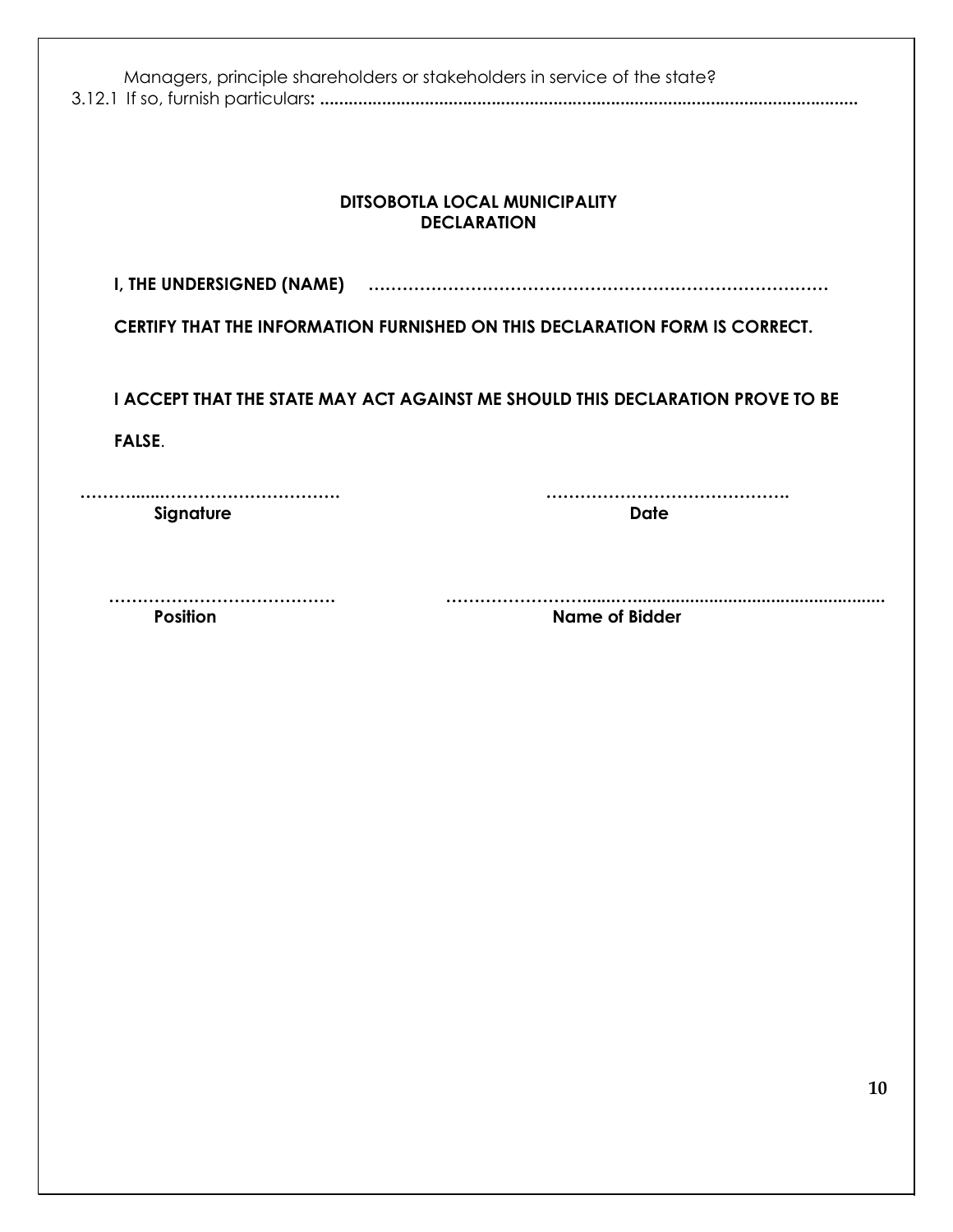Managers, principle shareholders or stakeholders in service of the state?

3.12.1 If so, furnish particulars: ..................................................................................................................

**DITSOBOTLA LOCAL MUNICIPALITY**
**DECLARATION**

**I, THE UNDERSIGNED (NAME)** ……………………………………………………………………

**CERTIFY THAT THE INFORMATION FURNISHED ON THIS DECLARATION FORM IS CORRECT.**

**I ACCEPT THAT THE STATE MAY ACT AGAINST ME SHOULD THIS DECLARATION PROVE TO BE FALSE**.

…………………………………………… ……………………………………….
**Signature** **Date**

…………………………………… ……………………………………………………………………
**Position** **Name of Bidder**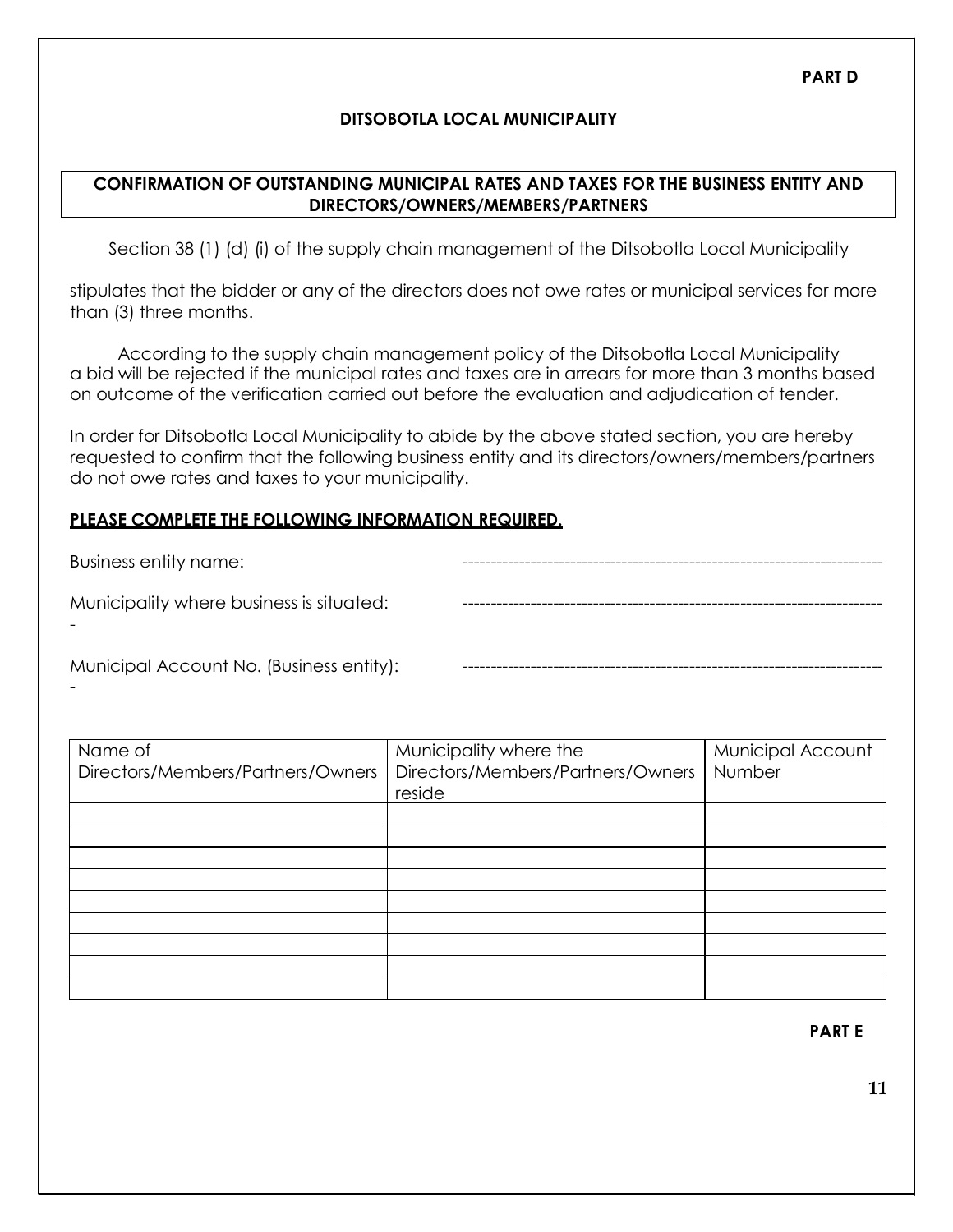**PART D**

**DITSOBOTLA LOCAL MUNICIPALITY**

**CONFIRMATION OF OUTSTANDING MUNICIPAL RATES AND TAXES FOR THE BUSINESS ENTITY AND DIRECTORS/OWNERS/MEMBERS/PARTNERS**

Section 38 (1) (d) (i) of the supply chain management of the Ditsobotla Local Municipality

stipulates that the bidder or any of the directors does not owe rates or municipal services for more than (3) three months.

According to the supply chain management policy of the Ditsobotla Local Municipality a bid will be rejected if the municipal rates and taxes are in arrears for more than 3 months based on outcome of the verification carried out before the evaluation and adjudication of tender.

In order for Ditsobotla Local Municipality to abide by the above stated section, you are hereby requested to confirm that the following business entity and its directors/owners/members/partners do not owe rates and taxes to your municipality.

**PLEASE COMPLETE THE FOLLOWING INFORMATION REQUIRED.**

Business entity name: ------------------------------------------------------------------------

Municipality where business is situated: ------------------------------------------------------------------------
-

Municipal Account No. (Business entity): ------------------------------------------------------------------------
-

| Name of Directors/Members/Partners/Owners | Municipality where the Directors/Members/Partners/Owners reside | Municipal Account Number |
|---|---|---|
| | | |
| | | |
| | | |
| | | |
| | | |
| | | |
| | | |
| | | |
| | | |

**PART E**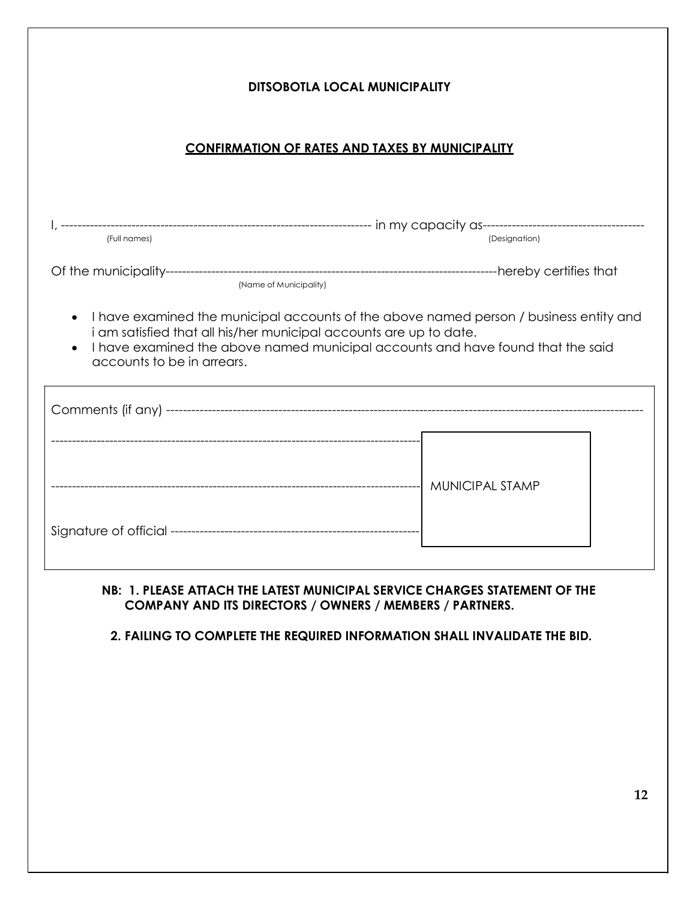**DITSOBOTLA LOCAL MUNICIPALITY**

**CONFIRMATION OF RATES AND TAXES BY MUNICIPALITY**

I, ---------------------------------------------------------------------------- in my capacity as---------------------------------------
(Full names) (Designation)

Of the municipality-----------------------------------------------------------------------------------hereby certifies that
(Name of Municipality)

- I have examined the municipal accounts of the above named person / business entity and i am satisfied that all his/her municipal accounts are up to date.
- I have examined the above named municipal accounts and have found that the said accounts to be in arrears.

Comments (if any) ----------------------------------------------------------------------------------------------------------------

------------------------------------------------------------------------------------------

------------------------------------------------------------------------------------------ MUNICIPAL STAMP

Signature of official ------------------------------------------------------------

**NB: 1. PLEASE ATTACH THE LATEST MUNICIPAL SERVICE CHARGES STATEMENT OF THE COMPANY AND ITS DIRECTORS / OWNERS / MEMBERS / PARTNERS.**

**2. FAILING TO COMPLETE THE REQUIRED INFORMATION SHALL INVALIDATE THE BID.**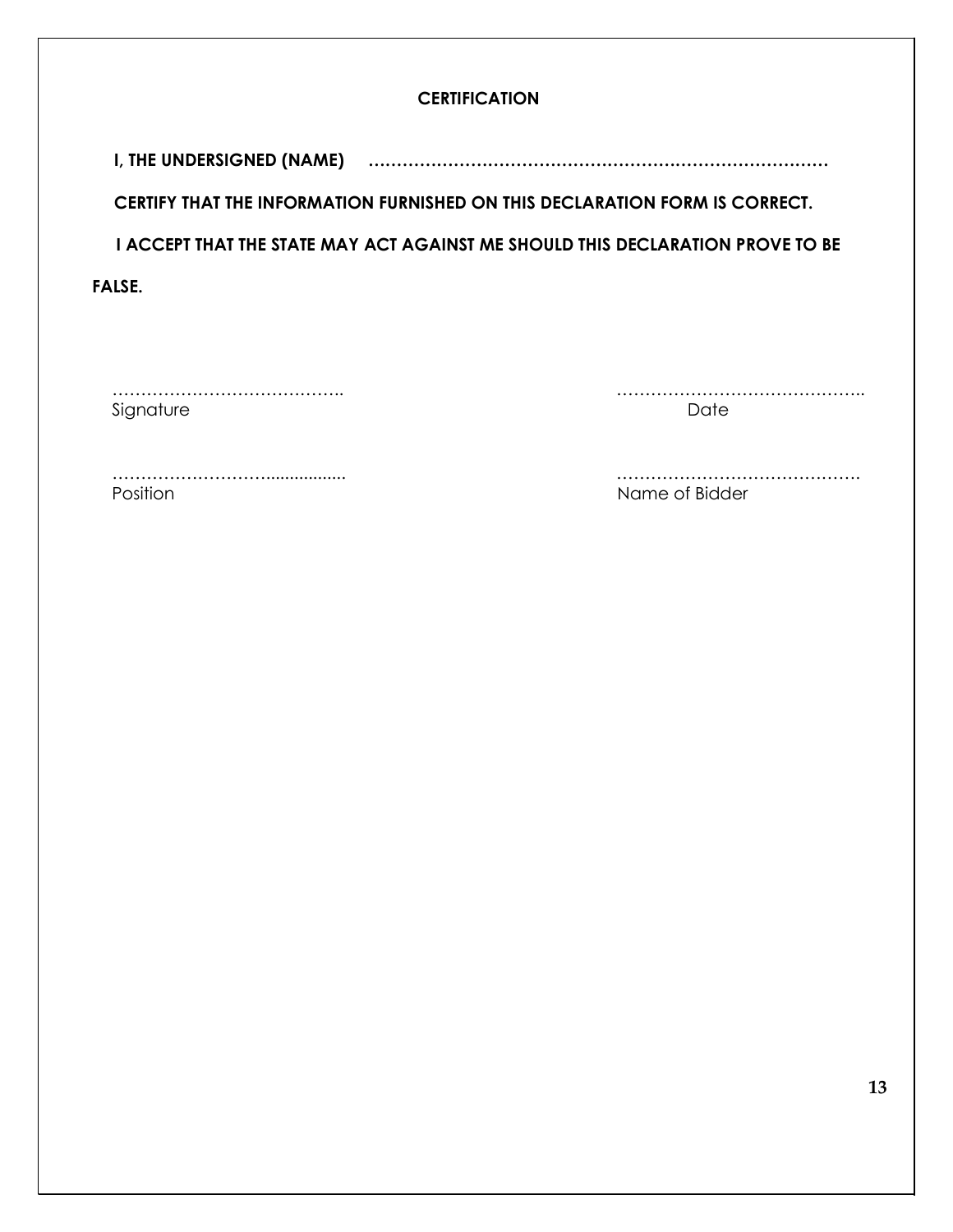**CERTIFICATION**

**I, THE UNDERSIGNED (NAME) ……………………………………………………………………………**

**CERTIFY THAT THE INFORMATION FURNISHED ON THIS DECLARATION FORM IS CORRECT.**

**I ACCEPT THAT THE STATE MAY ACT AGAINST ME SHOULD THIS DECLARATION PROVE TO BE FALSE.**

…………………………………..
Signature

……………………………………..
Date

………………………..................
Position

…………………………………….
Name of Bidder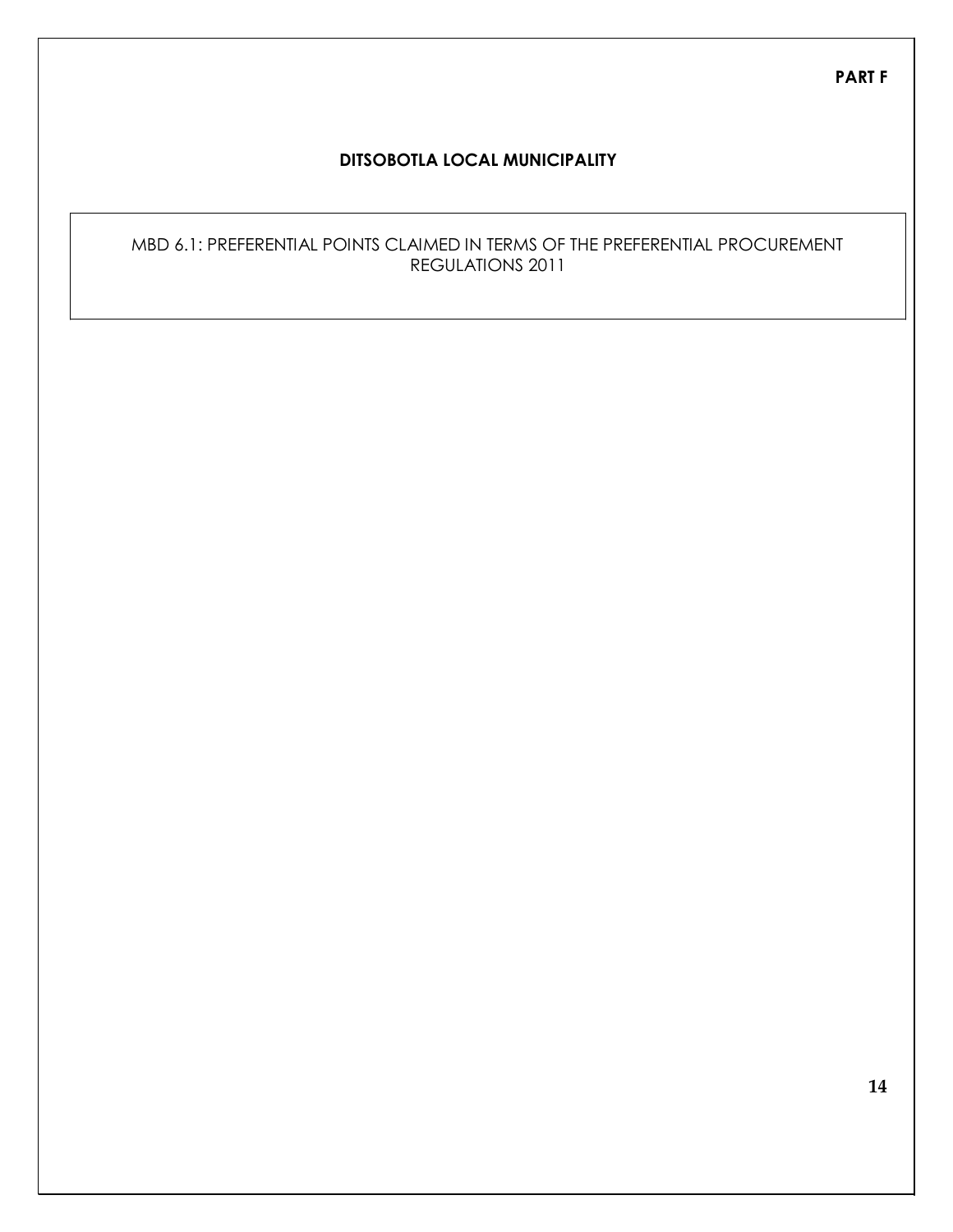**PART F**

**DITSOBOTLA LOCAL MUNICIPALITY**

MBD 6.1: PREFERENTIAL POINTS CLAIMED IN TERMS OF THE PREFERENTIAL PROCUREMENT REGULATIONS 2011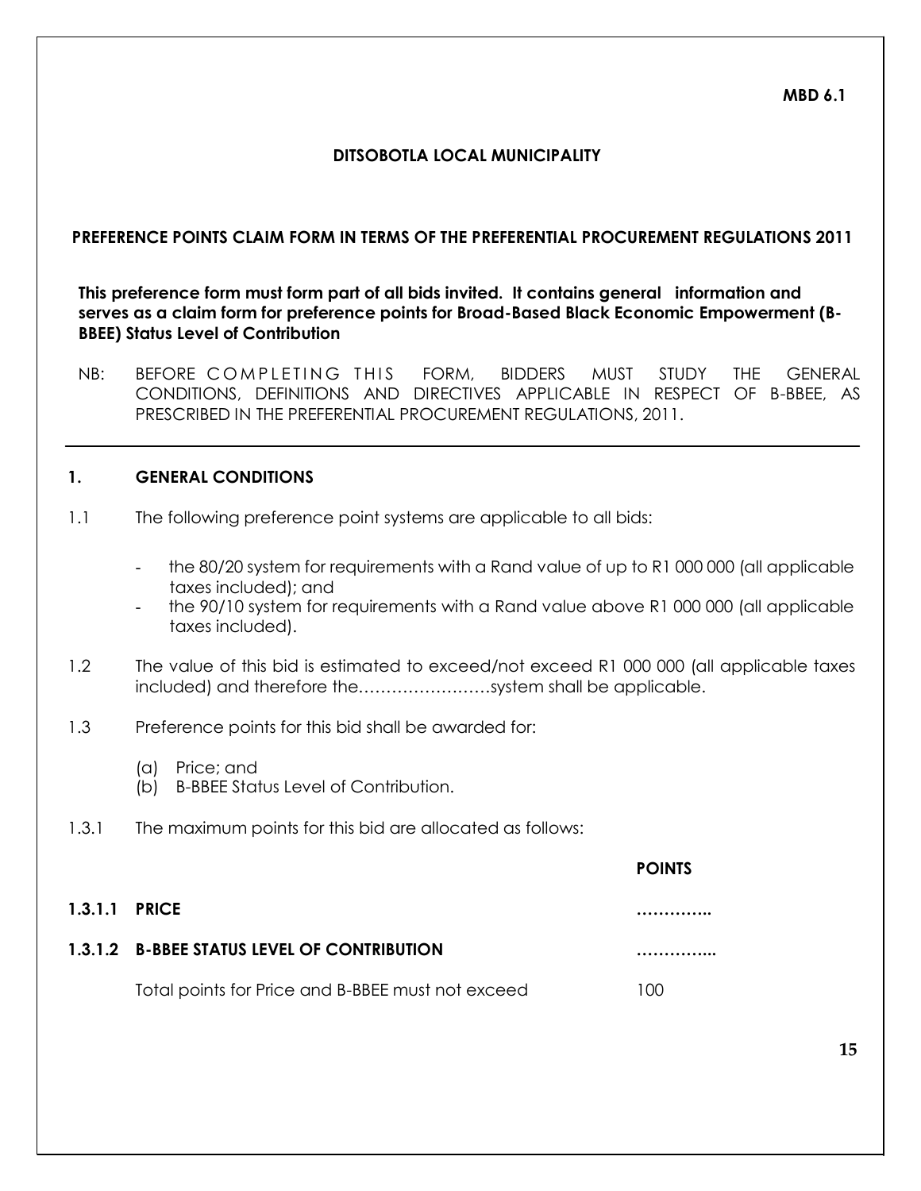**MBD 6.1**

**DITSOBOTLA LOCAL MUNICIPALITY**

**PREFERENCE POINTS CLAIM FORM IN TERMS OF THE PREFERENTIAL PROCUREMENT REGULATIONS 2011**

**This preference form must form part of all bids invited. It contains general information and serves as a claim form for preference points for Broad-Based Black Economic Empowerment (B-BBEE) Status Level of Contribution**

NB: BEFORE COMPLETING THIS FORM, BIDDERS MUST STUDY THE GENERAL CONDITIONS, DEFINITIONS AND DIRECTIVES APPLICABLE IN RESPECT OF B-BBEE, AS PRESCRIBED IN THE PREFERENTIAL PROCUREMENT REGULATIONS, 2011.

## 1. GENERAL CONDITIONS

1.1 The following preference point systems are applicable to all bids:

- the 80/20 system for requirements with a Rand value of up to R1 000 000 (all applicable taxes included); and
- the 90/10 system for requirements with a Rand value above R1 000 000 (all applicable taxes included).

1.2 The value of this bid is estimated to exceed/not exceed R1 000 000 (all applicable taxes included) and therefore the……………………system shall be applicable.

1.3 Preference points for this bid shall be awarded for:

(a) Price; and
(b) B-BBEE Status Level of Contribution.

1.3.1 The maximum points for this bid are allocated as follows:

| | | **POINTS** |
|---|---|---|
| **1.3.1.1** | **PRICE** | ………….. |
| **1.3.1.2** | **B-BBEE STATUS LEVEL OF CONTRIBUTION** | ………….. |
| | Total points for Price and B-BBEE must not exceed | 100 |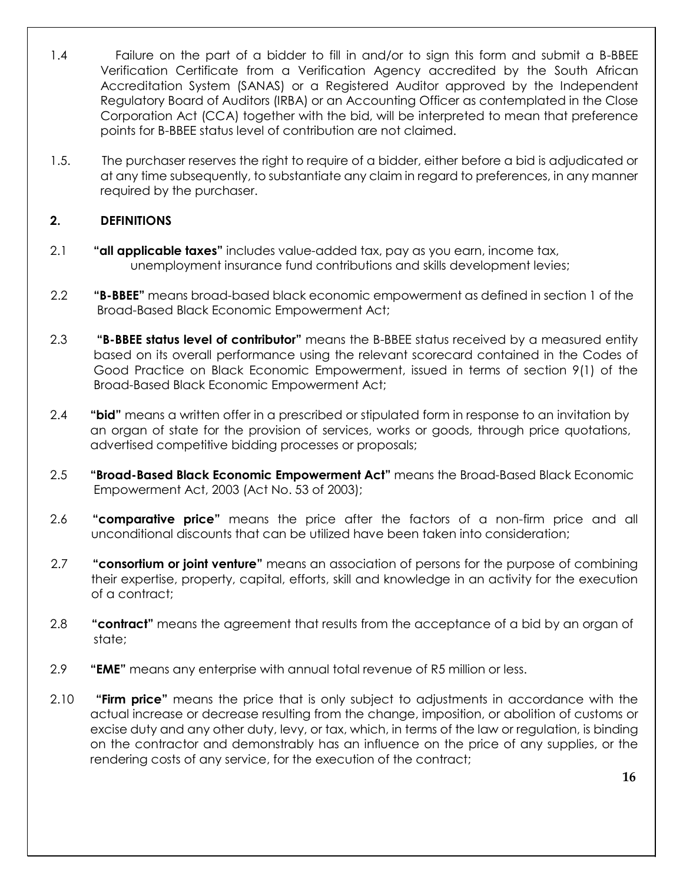1.4 Failure on the part of a bidder to fill in and/or to sign this form and submit a B-BBEE Verification Certificate from a Verification Agency accredited by the South African Accreditation System (SANAS) or a Registered Auditor approved by the Independent Regulatory Board of Auditors (IRBA) or an Accounting Officer as contemplated in the Close Corporation Act (CCA) together with the bid, will be interpreted to mean that preference points for B-BBEE status level of contribution are not claimed.

1.5. The purchaser reserves the right to require of a bidder, either before a bid is adjudicated or at any time subsequently, to substantiate any claim in regard to preferences, in any manner required by the purchaser.

## 2. DEFINITIONS

2.1 **"all applicable taxes"** includes value-added tax, pay as you earn, income tax, unemployment insurance fund contributions and skills development levies;

2.2 **"B-BBEE"** means broad-based black economic empowerment as defined in section 1 of the Broad-Based Black Economic Empowerment Act;

2.3 **"B-BBEE status level of contributor"** means the B-BBEE status received by a measured entity based on its overall performance using the relevant scorecard contained in the Codes of Good Practice on Black Economic Empowerment, issued in terms of section 9(1) of the Broad-Based Black Economic Empowerment Act;

2.4 **"bid"** means a written offer in a prescribed or stipulated form in response to an invitation by an organ of state for the provision of services, works or goods, through price quotations, advertised competitive bidding processes or proposals;

2.5 **"Broad-Based Black Economic Empowerment Act"** means the Broad-Based Black Economic Empowerment Act, 2003 (Act No. 53 of 2003);

2.6 **"comparative price"** means the price after the factors of a non-firm price and all unconditional discounts that can be utilized have been taken into consideration;

2.7 **"consortium or joint venture"** means an association of persons for the purpose of combining their expertise, property, capital, efforts, skill and knowledge in an activity for the execution of a contract;

2.8 **"contract"** means the agreement that results from the acceptance of a bid by an organ of state;

2.9 **"EME"** means any enterprise with annual total revenue of R5 million or less.

2.10 **"Firm price"** means the price that is only subject to adjustments in accordance with the actual increase or decrease resulting from the change, imposition, or abolition of customs or excise duty and any other duty, levy, or tax, which, in terms of the law or regulation, is binding on the contractor and demonstrably has an influence on the price of any supplies, or the rendering costs of any service, for the execution of the contract;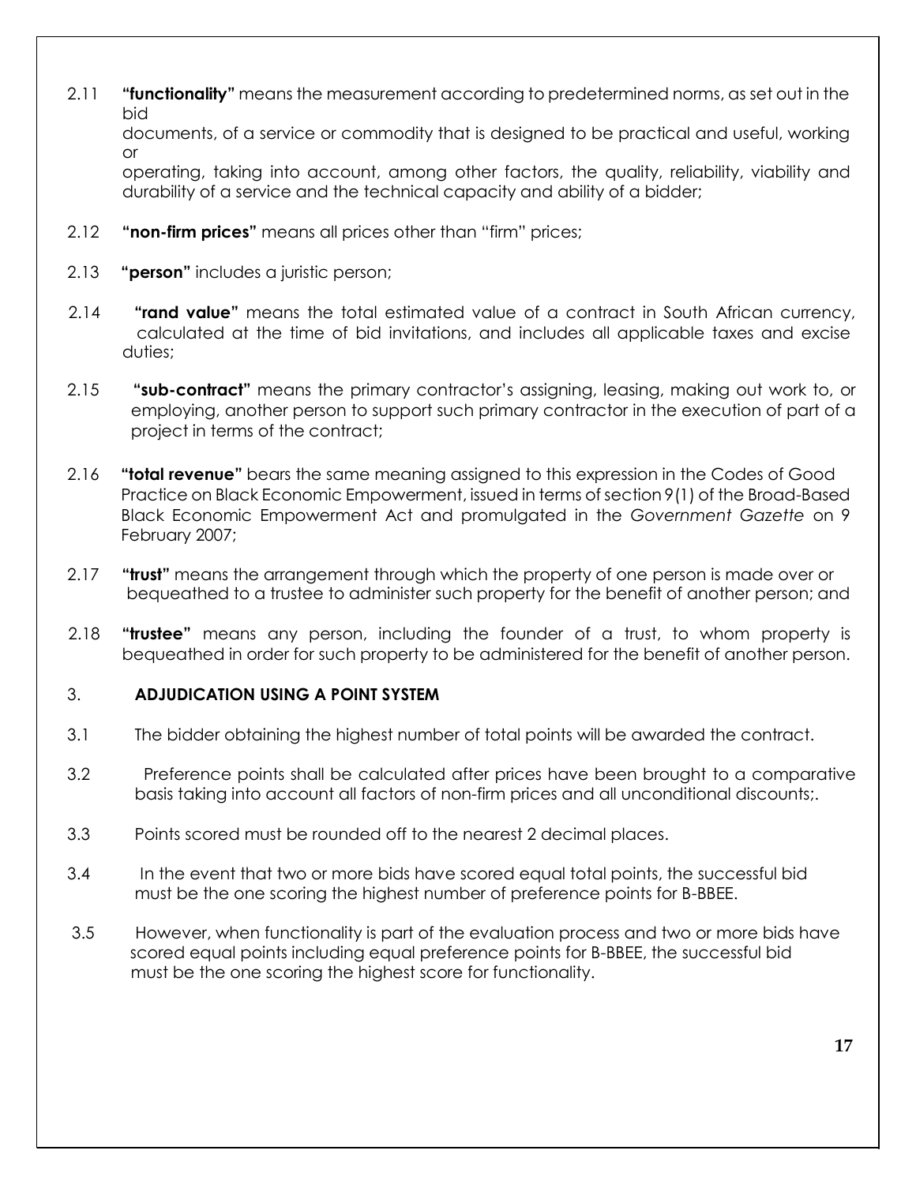2.11 **"functionality"** means the measurement according to predetermined norms, as set out in the bid documents, of a service or commodity that is designed to be practical and useful, working or operating, taking into account, among other factors, the quality, reliability, viability and durability of a service and the technical capacity and ability of a bidder;

2.12 **"non-firm prices"** means all prices other than "firm" prices;

2.13 **"person"** includes a juristic person;

2.14 **"rand value"** means the total estimated value of a contract in South African currency, calculated at the time of bid invitations, and includes all applicable taxes and excise duties;

2.15 **"sub-contract"** means the primary contractor's assigning, leasing, making out work to, or employing, another person to support such primary contractor in the execution of part of a project in terms of the contract;

2.16 **"total revenue"** bears the same meaning assigned to this expression in the Codes of Good Practice on Black Economic Empowerment, issued in terms of section 9(1) of the Broad-Based Black Economic Empowerment Act and promulgated in the *Government Gazette* on 9 February 2007;

2.17 **"trust"** means the arrangement through which the property of one person is made over or bequeathed to a trustee to administer such property for the benefit of another person; and

2.18 **"trustee"** means any person, including the founder of a trust, to whom property is bequeathed in order for such property to be administered for the benefit of another person.

## 3. ADJUDICATION USING A POINT SYSTEM

3.1 The bidder obtaining the highest number of total points will be awarded the contract.

3.2 Preference points shall be calculated after prices have been brought to a comparative basis taking into account all factors of non-firm prices and all unconditional discounts;.

3.3 Points scored must be rounded off to the nearest 2 decimal places.

3.4 In the event that two or more bids have scored equal total points, the successful bid must be the one scoring the highest number of preference points for B-BBEE.

3.5 However, when functionality is part of the evaluation process and two or more bids have scored equal points including equal preference points for B-BBEE, the successful bid must be the one scoring the highest score for functionality.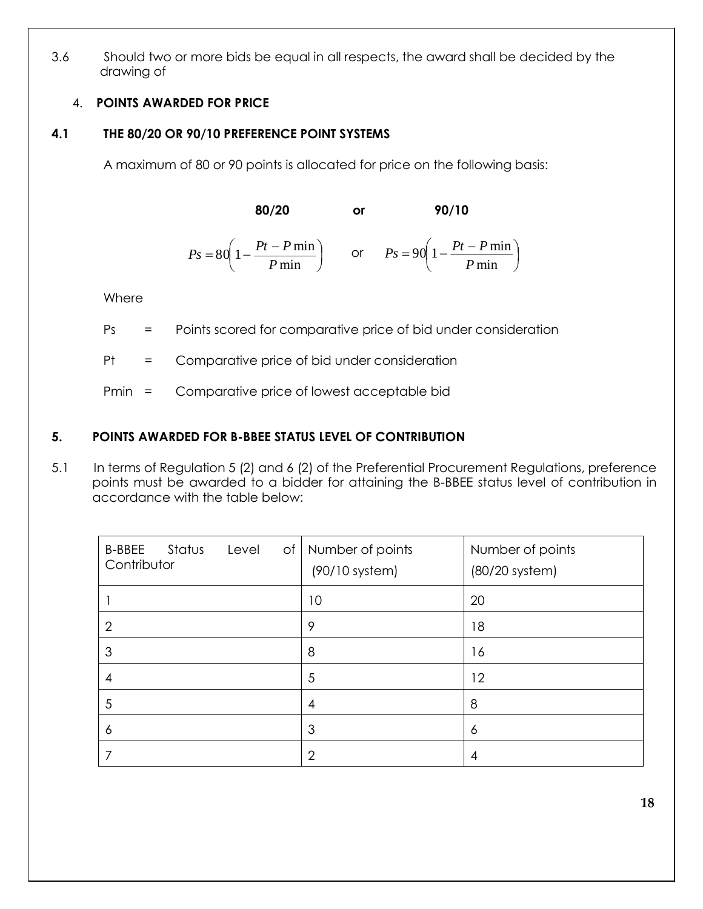3.6 Should two or more bids be equal in all respects, the award shall be decided by the drawing of

## 4. POINTS AWARDED FOR PRICE

### 4.1 THE 80/20 OR 90/10 PREFERENCE POINT SYSTEMS

A maximum of 80 or 90 points is allocated for price on the following basis:

**80/20** or **90/10**

$$Ps = 80\left(1 - \frac{Pt - P\min}{P\min}\right) \quad \text{or} \quad Ps = 90\left(1 - \frac{Pt - P\min}{P\min}\right)$$

Where

Ps = Points scored for comparative price of bid under consideration

Pt = Comparative price of bid under consideration

Pmin = Comparative price of lowest acceptable bid

## 5. POINTS AWARDED FOR B-BBEE STATUS LEVEL OF CONTRIBUTION

5.1 In terms of Regulation 5 (2) and 6 (2) of the Preferential Procurement Regulations, preference points must be awarded to a bidder for attaining the B-BBEE status level of contribution in accordance with the table below:

| B-BBEE Status Level of Contributor | Number of points (90/10 system) | Number of points (80/20 system) |
|---|---|---|
| 1 | 10 | 20 |
| 2 | 9 | 18 |
| 3 | 8 | 16 |
| 4 | 5 | 12 |
| 5 | 4 | 8 |
| 6 | 3 | 6 |
| 7 | 2 | 4 |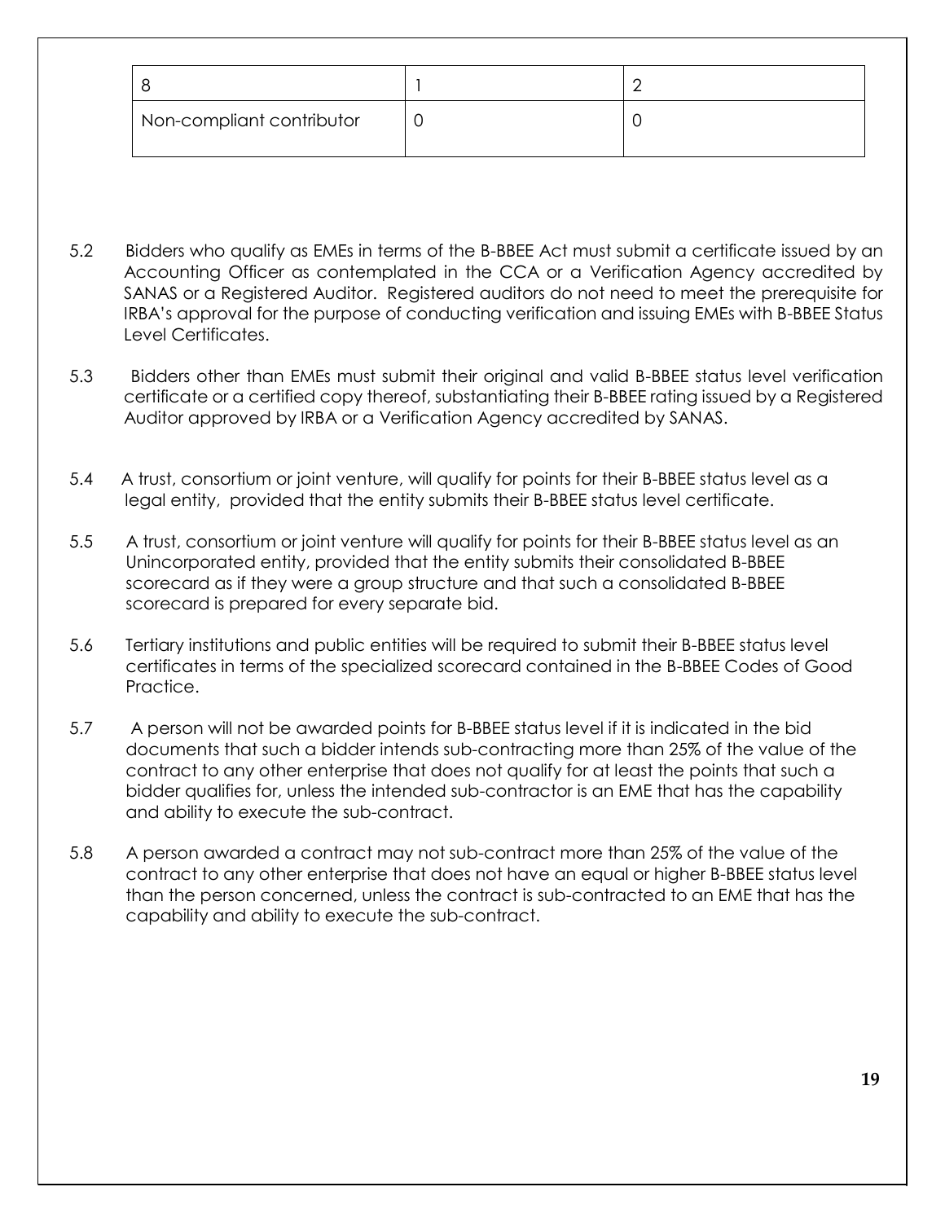| 8 | 1 | 2 |
|---|---|---|
| Non-compliant contributor | 0 | 0 |

5.2 Bidders who qualify as EMEs in terms of the B-BBEE Act must submit a certificate issued by an Accounting Officer as contemplated in the CCA or a Verification Agency accredited by SANAS or a Registered Auditor. Registered auditors do not need to meet the prerequisite for IRBA's approval for the purpose of conducting verification and issuing EMEs with B-BBEE Status Level Certificates.

5.3 Bidders other than EMEs must submit their original and valid B-BBEE status level verification certificate or a certified copy thereof, substantiating their B-BBEE rating issued by a Registered Auditor approved by IRBA or a Verification Agency accredited by SANAS.

5.4 A trust, consortium or joint venture, will qualify for points for their B-BBEE status level as a legal entity, provided that the entity submits their B-BBEE status level certificate.

5.5 A trust, consortium or joint venture will qualify for points for their B-BBEE status level as an Unincorporated entity, provided that the entity submits their consolidated B-BBEE scorecard as if they were a group structure and that such a consolidated B-BBEE scorecard is prepared for every separate bid.

5.6 Tertiary institutions and public entities will be required to submit their B-BBEE status level certificates in terms of the specialized scorecard contained in the B-BBEE Codes of Good Practice.

5.7 A person will not be awarded points for B-BBEE status level if it is indicated in the bid documents that such a bidder intends sub-contracting more than 25% of the value of the contract to any other enterprise that does not qualify for at least the points that such a bidder qualifies for, unless the intended sub-contractor is an EME that has the capability and ability to execute the sub-contract.

5.8 A person awarded a contract may not sub-contract more than 25% of the value of the contract to any other enterprise that does not have an equal or higher B-BBEE status level than the person concerned, unless the contract is sub-contracted to an EME that has the capability and ability to execute the sub-contract.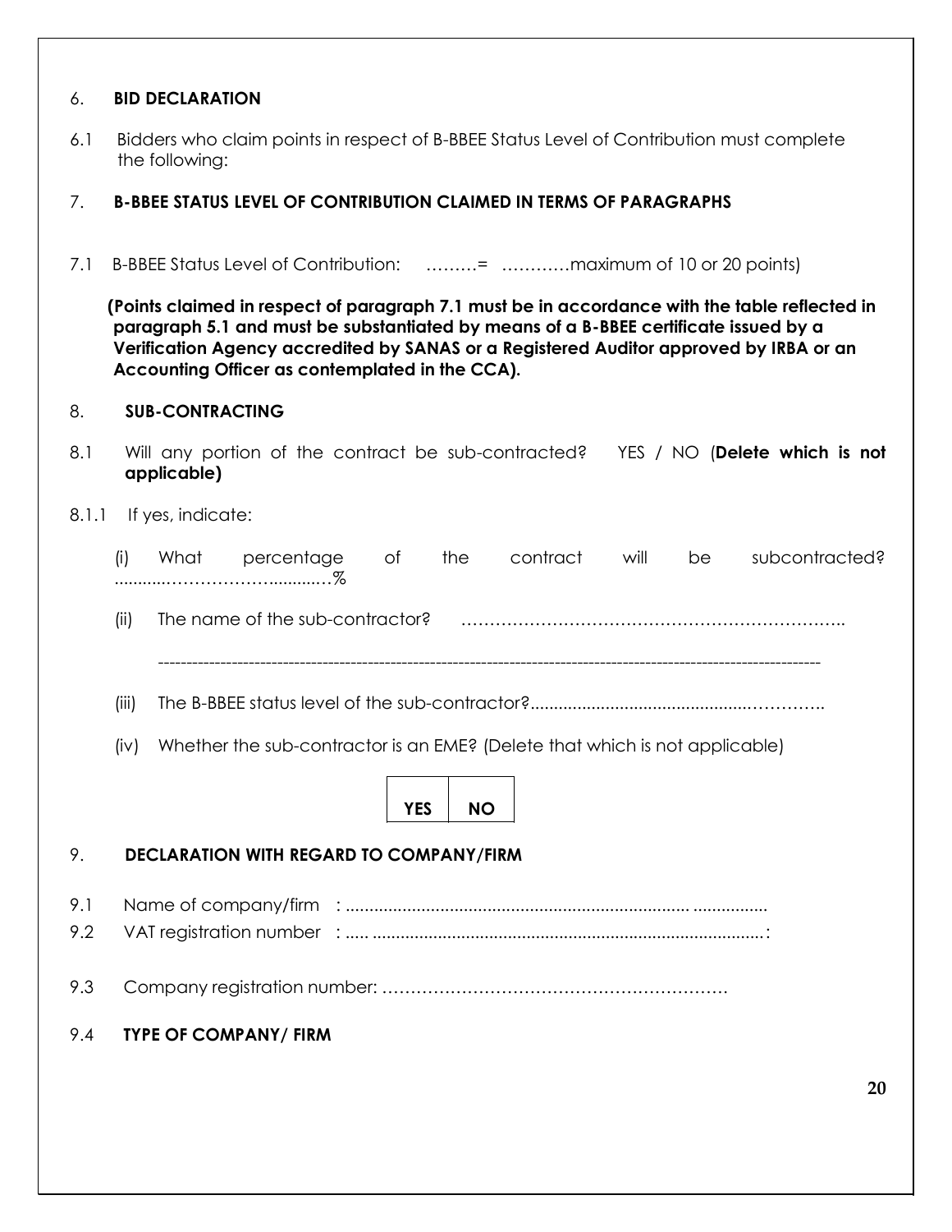## 6. BID DECLARATION

6.1 Bidders who claim points in respect of B-BBEE Status Level of Contribution must complete the following:

## 7. B-BBEE STATUS LEVEL OF CONTRIBUTION CLAIMED IN TERMS OF PARAGRAPHS

7.1 B-BBEE Status Level of Contribution: ………= …………maximum of 10 or 20 points)

**(Points claimed in respect of paragraph 7.1 must be in accordance with the table reflected in paragraph 5.1 and must be substantiated by means of a B-BBEE certificate issued by a Verification Agency accredited by SANAS or a Registered Auditor approved by IRBA or an Accounting Officer as contemplated in the CCA).**

## 8. SUB-CONTRACTING

8.1 Will any portion of the contract be sub-contracted? YES / NO (**Delete which is not applicable)**

8.1.1 If yes, indicate:

(i) What percentage of the contract will be subcontracted? ............…………………...........…%

(ii) The name of the sub-contractor? …………………………………………………………..

--------------------------------------------------------------------------------------------------------------------

(iii) The B-BBEE status level of the sub-contractor?.............................................…………..

(iv) Whether the sub-contractor is an EME? (Delete that which is not applicable)

| YES | NO |
|---|---|

## 9. DECLARATION WITH REGARD TO COMPANY/FIRM

9.1 Name of company/firm : ......................................................................... ................

9.2 VAT registration number : ..... ....................................................................................:

9.3 Company registration number: ……………………………………………………

9.4 **TYPE OF COMPANY/ FIRM**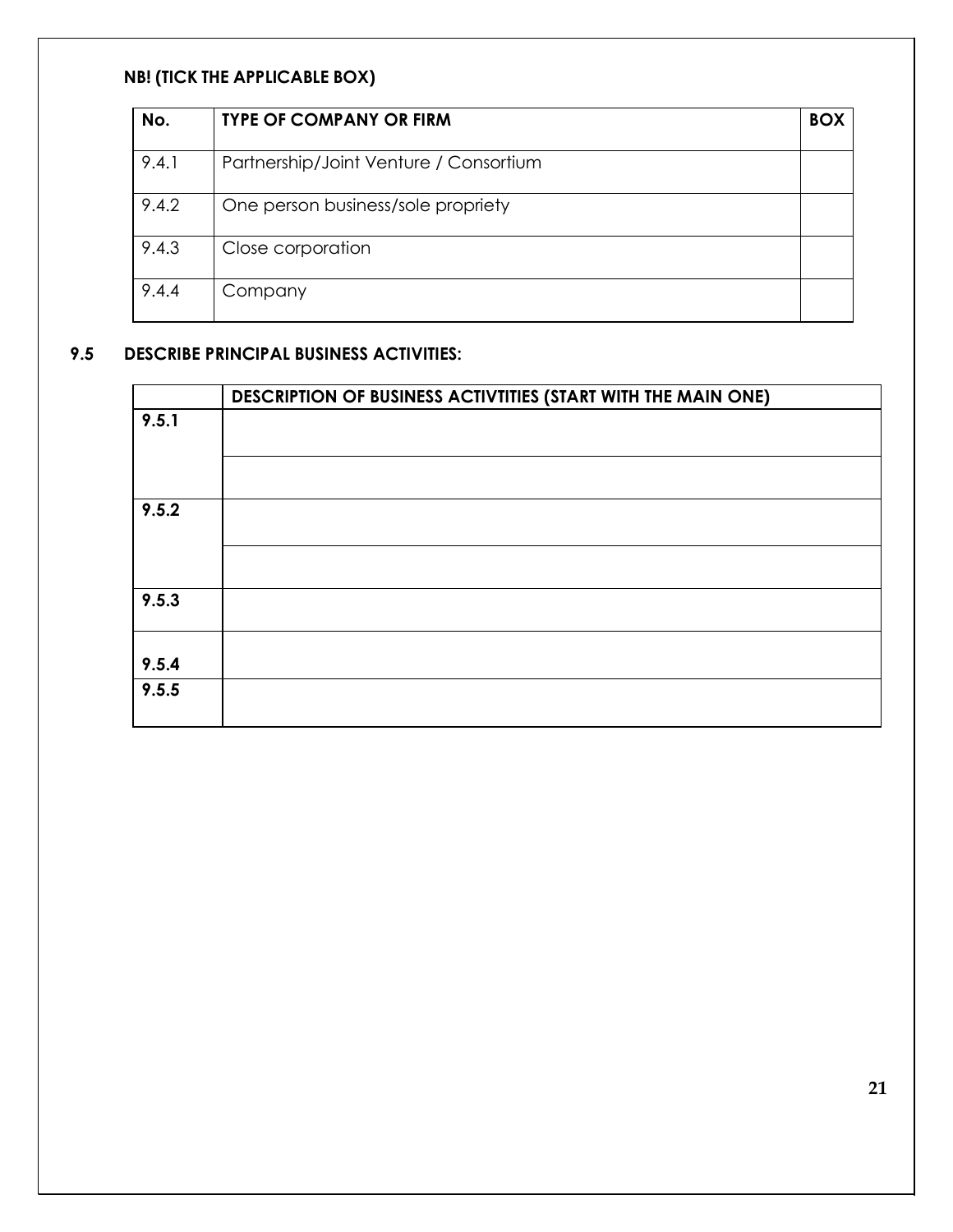**NB! (TICK THE APPLICABLE BOX)**

| No. | TYPE OF COMPANY OR FIRM | BOX |
|---|---|---|
| 9.4.1 | Partnership/Joint Venture / Consortium | |
| 9.4.2 | One person business/sole propriety | |
| 9.4.3 | Close corporation | |
| 9.4.4 | Company | |

**9.5 DESCRIBE PRINCIPAL BUSINESS ACTIVITIES:**

| | DESCRIPTION OF BUSINESS ACTIVTITIES (START WITH THE MAIN ONE) |
|---|---|
| **9.5.1** | |
| | |
| **9.5.2** | |
| | |
| **9.5.3** | |
| **9.5.4** | |
| **9.5.5** | |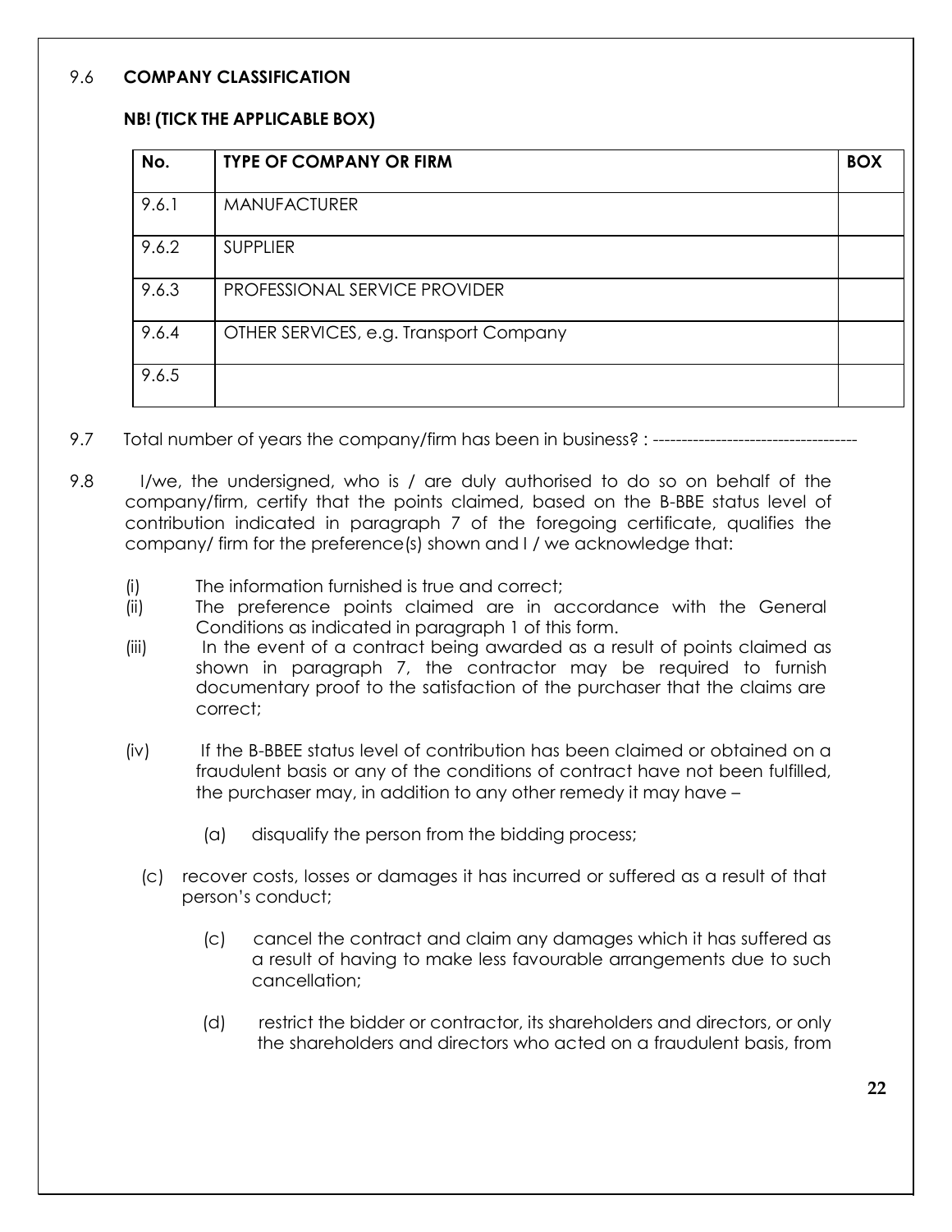9.6 **COMPANY CLASSIFICATION**

**NB! (TICK THE APPLICABLE BOX)**

| No. | TYPE OF COMPANY OR FIRM | BOX |
|---|---|---|
| 9.6.1 | MANUFACTURER | |
| 9.6.2 | SUPPLIER | |
| 9.6.3 | PROFESSIONAL SERVICE PROVIDER | |
| 9.6.4 | OTHER SERVICES, e.g. Transport Company | |
| 9.6.5 | | |

9.7 Total number of years the company/firm has been in business? : ------------------------------------

9.8 I/we, the undersigned, who is / are duly authorised to do so on behalf of the company/firm, certify that the points claimed, based on the B-BBE status level of contribution indicated in paragraph 7 of the foregoing certificate, qualifies the company/ firm for the preference(s) shown and I / we acknowledge that:

(i) The information furnished is true and correct;

(ii) The preference points claimed are in accordance with the General Conditions as indicated in paragraph 1 of this form.

(iii) In the event of a contract being awarded as a result of points claimed as shown in paragraph 7, the contractor may be required to furnish documentary proof to the satisfaction of the purchaser that the claims are correct;

(iv) If the B-BBEE status level of contribution has been claimed or obtained on a fraudulent basis or any of the conditions of contract have not been fulfilled, the purchaser may, in addition to any other remedy it may have –

(a) disqualify the person from the bidding process;

(c) recover costs, losses or damages it has incurred or suffered as a result of that person's conduct;

(c) cancel the contract and claim any damages which it has suffered as a result of having to make less favourable arrangements due to such cancellation;

(d) restrict the bidder or contractor, its shareholders and directors, or only the shareholders and directors who acted on a fraudulent basis, from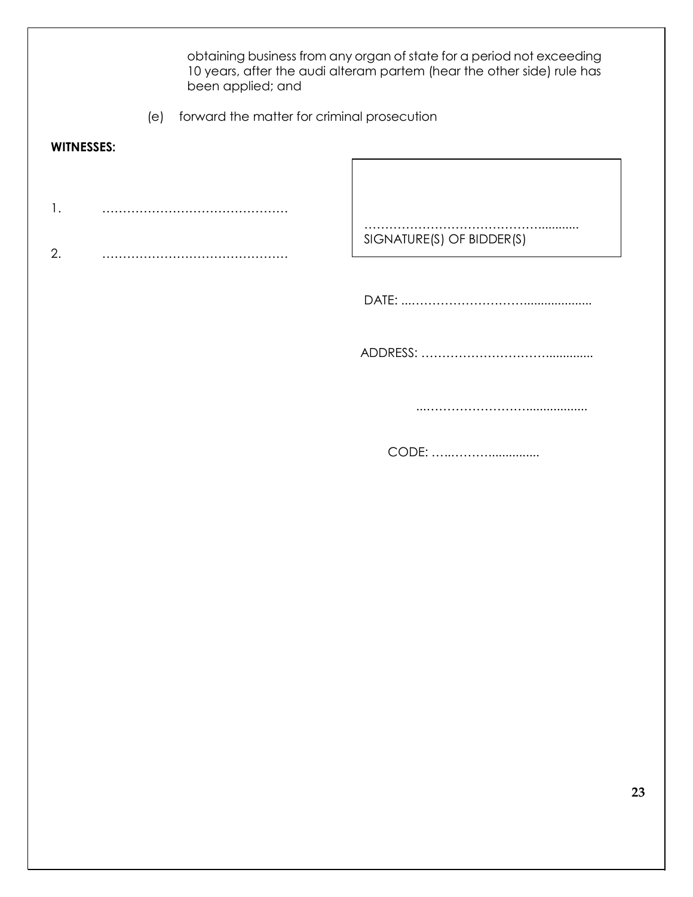obtaining business from any organ of state for a period not exceeding 10 years, after the audi alteram partem (hear the other side) rule has been applied; and

(e) forward the matter for criminal prosecution

**WITNESSES:**

1. ………………………………………

2. ………………………………………

………………………………………...........
SIGNATURE(S) OF BIDDER(S)

DATE: ...…………………………..................

ADDRESS: ………………………….............

...……………………….................

CODE: …..……….............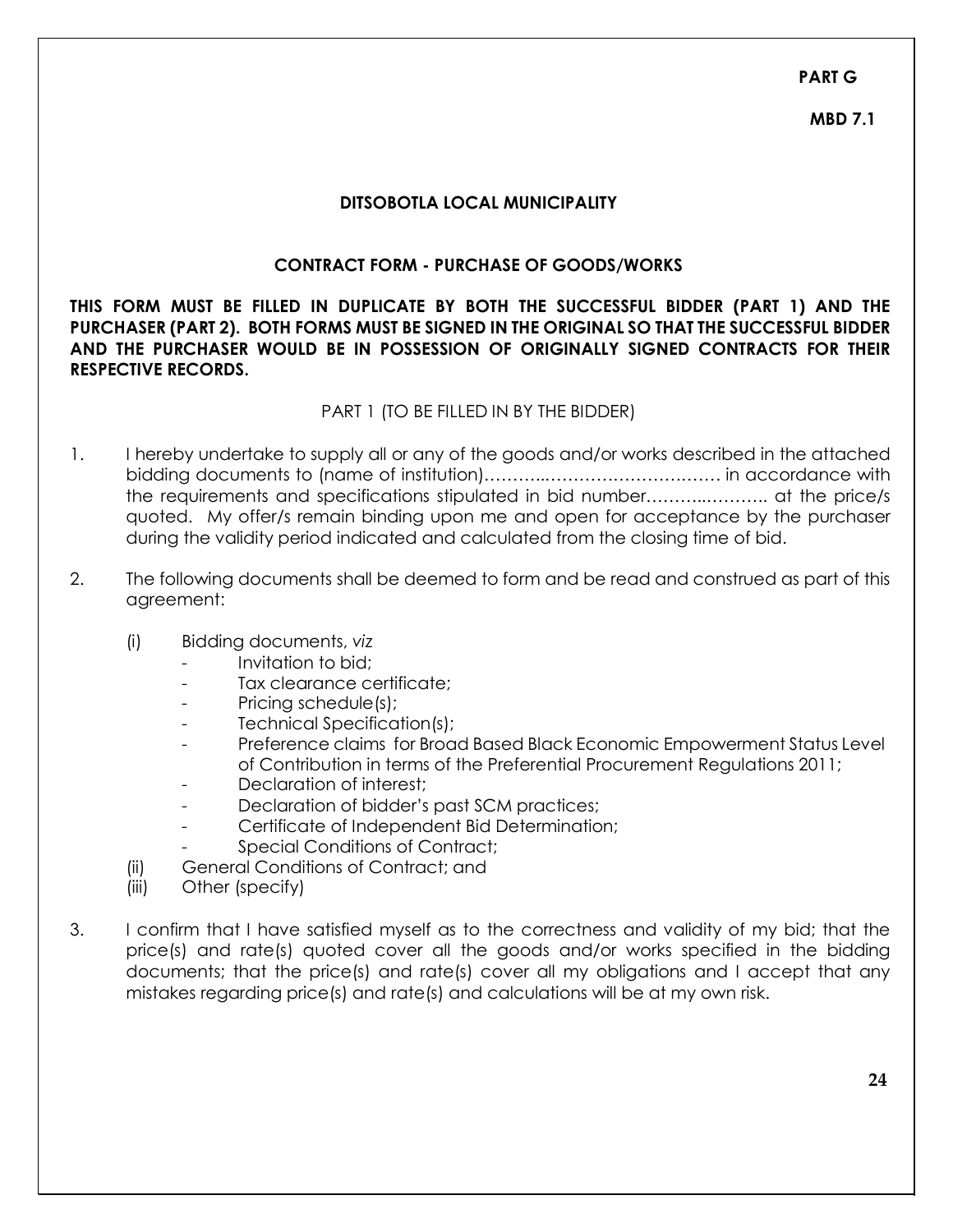**PART G**

**MBD 7.1**

**DITSOBOTLA LOCAL MUNICIPALITY**

**CONTRACT FORM - PURCHASE OF GOODS/WORKS**

**THIS FORM MUST BE FILLED IN DUPLICATE BY BOTH THE SUCCESSFUL BIDDER (PART 1) AND THE PURCHASER (PART 2). BOTH FORMS MUST BE SIGNED IN THE ORIGINAL SO THAT THE SUCCESSFUL BIDDER AND THE PURCHASER WOULD BE IN POSSESSION OF ORIGINALLY SIGNED CONTRACTS FOR THEIR RESPECTIVE RECORDS.**

PART 1 (TO BE FILLED IN BY THE BIDDER)

1. I hereby undertake to supply all or any of the goods and/or works described in the attached bidding documents to (name of institution)………..…………………………… in accordance with the requirements and specifications stipulated in bid number………..……….. at the price/s quoted. My offer/s remain binding upon me and open for acceptance by the purchaser during the validity period indicated and calculated from the closing time of bid.

2. The following documents shall be deemed to form and be read and construed as part of this agreement:

   (i) Bidding documents, *viz*
      - Invitation to bid;
      - Tax clearance certificate;
      - Pricing schedule(s);
      - Technical Specification(s);
      - Preference claims for Broad Based Black Economic Empowerment Status Level of Contribution in terms of the Preferential Procurement Regulations 2011;
      - Declaration of interest;
      - Declaration of bidder's past SCM practices;
      - Certificate of Independent Bid Determination;
      - Special Conditions of Contract;

   (ii) General Conditions of Contract; and

   (iii) Other (specify)

3. I confirm that I have satisfied myself as to the correctness and validity of my bid; that the price(s) and rate(s) quoted cover all the goods and/or works specified in the bidding documents; that the price(s) and rate(s) cover all my obligations and I accept that any mistakes regarding price(s) and rate(s) and calculations will be at my own risk.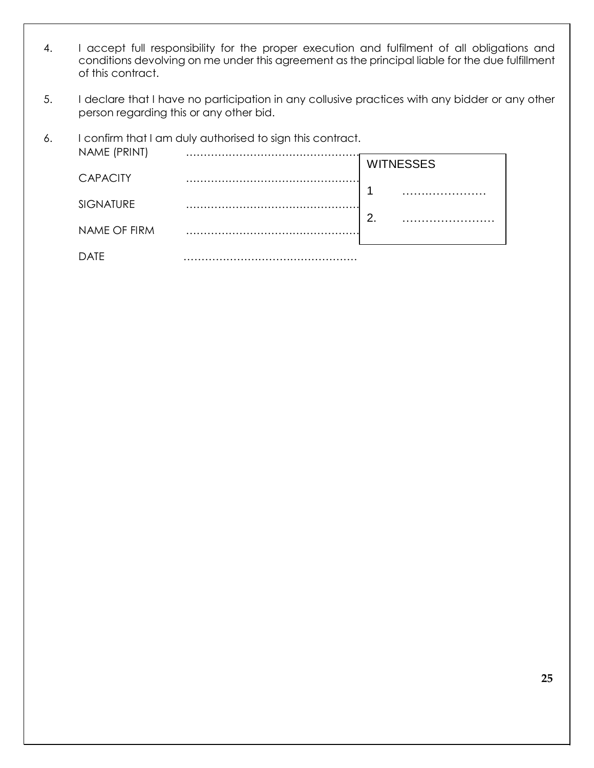4. I accept full responsibility for the proper execution and fulfilment of all obligations and conditions devolving on me under this agreement as the principal liable for the due fulfillment of this contract.

5. I declare that I have no participation in any collusive practices with any bidder or any other person regarding this or any other bid.

6. I confirm that I am duly authorised to sign this contract.

NAME (PRINT) ………………………………………….

CAPACITY ………………………………………….

SIGNATURE ………………………………………….

NAME OF FIRM ………………………………………….

DATE ………………………………………….

| WITNESSES | |
|---|---|
| 1 | ………………… |
| 2. | …………………… |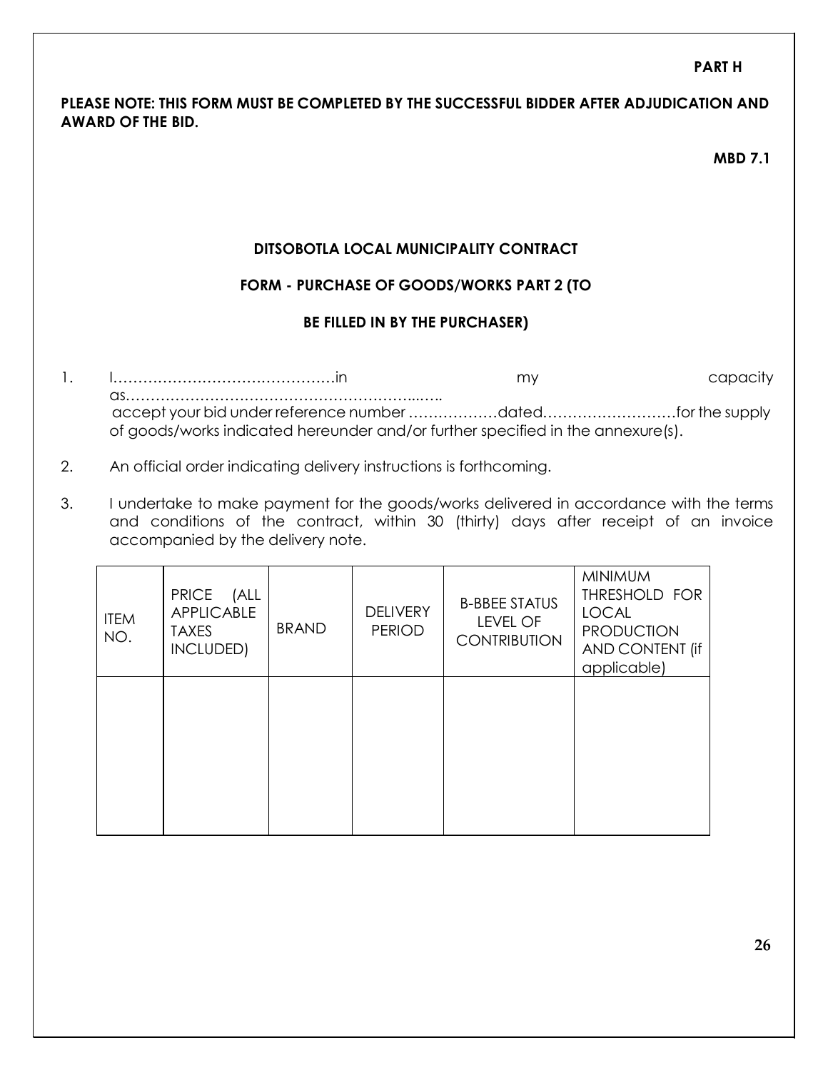**PART H**

**PLEASE NOTE: THIS FORM MUST BE COMPLETED BY THE SUCCESSFUL BIDDER AFTER ADJUDICATION AND AWARD OF THE BID.**

**MBD 7.1**

**DITSOBOTLA LOCAL MUNICIPALITY CONTRACT**

**FORM - PURCHASE OF GOODS/WORKS PART 2 (TO BE FILLED IN BY THE PURCHASER)**

1. I……………………………………in my capacity as……………………………………………………...….. accept your bid under reference number ………………dated………………………for the supply of goods/works indicated hereunder and/or further specified in the annexure(s).

2. An official order indicating delivery instructions is forthcoming.

3. I undertake to make payment for the goods/works delivered in accordance with the terms and conditions of the contract, within 30 (thirty) days after receipt of an invoice accompanied by the delivery note.

| ITEM NO. | PRICE (ALL APPLICABLE TAXES INCLUDED) | BRAND | DELIVERY PERIOD | B-BBEE STATUS LEVEL OF CONTRIBUTION | MINIMUM THRESHOLD FOR LOCAL PRODUCTION AND CONTENT (if applicable) |
|---|---|---|---|---|---|
| | | | | | |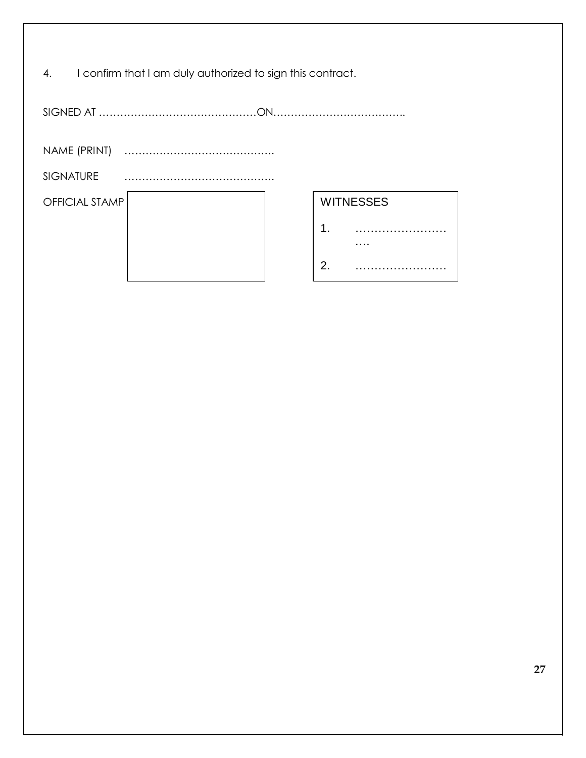4. I confirm that I am duly authorized to sign this contract.

SIGNED AT ………………………………………ON……………………………….

NAME (PRINT) …………………………………….

SIGNATURE …………………………………….

| OFFICIAL STAMP | | WITNESSES |
|---|---|---|
| | | 1. ………………………… |
| | | 2. …………………… |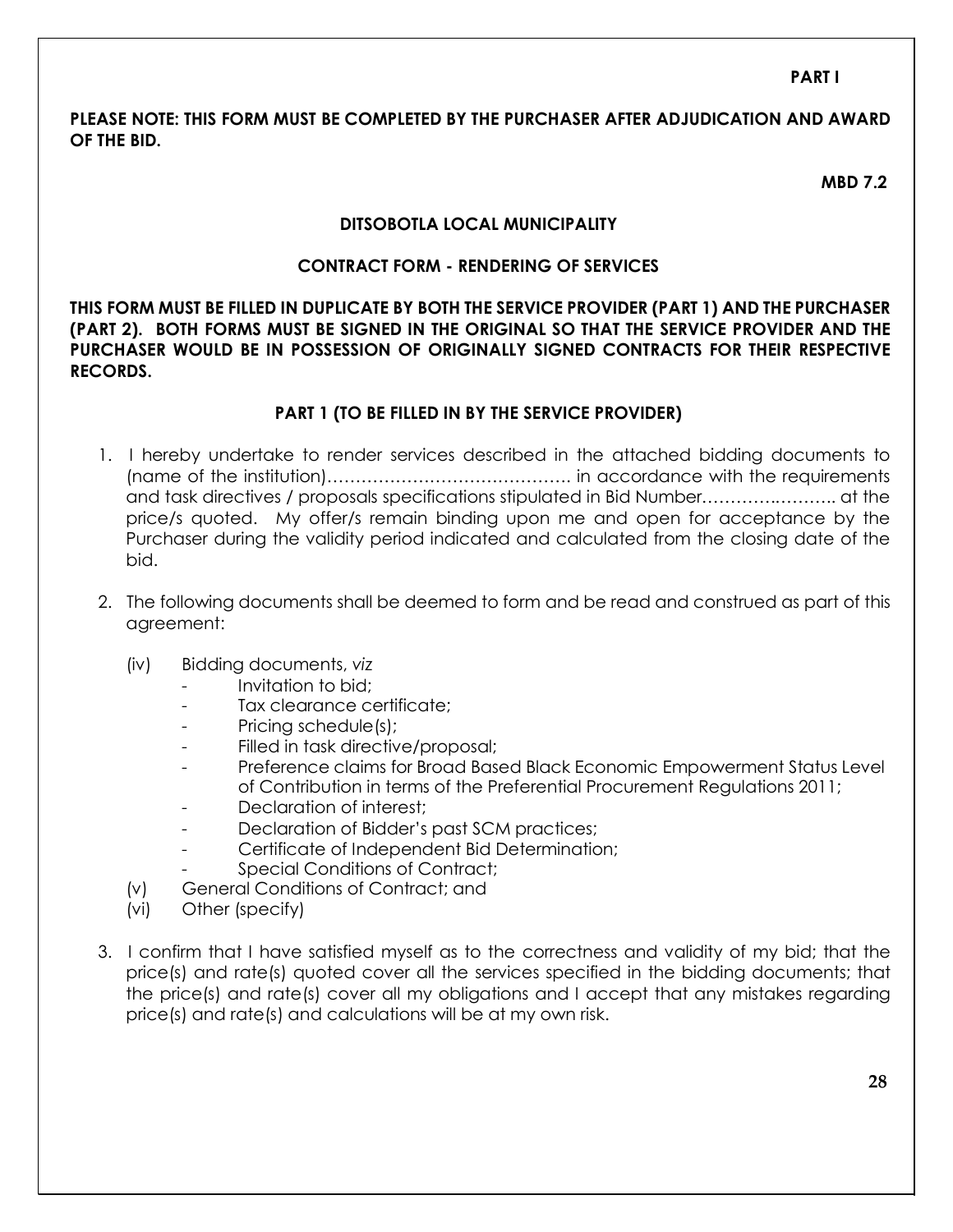**PART I**

**PLEASE NOTE: THIS FORM MUST BE COMPLETED BY THE PURCHASER AFTER ADJUDICATION AND AWARD OF THE BID.**

**MBD 7.2**

**DITSOBOTLA LOCAL MUNICIPALITY**

**CONTRACT FORM - RENDERING OF SERVICES**

**THIS FORM MUST BE FILLED IN DUPLICATE BY BOTH THE SERVICE PROVIDER (PART 1) AND THE PURCHASER (PART 2). BOTH FORMS MUST BE SIGNED IN THE ORIGINAL SO THAT THE SERVICE PROVIDER AND THE PURCHASER WOULD BE IN POSSESSION OF ORIGINALLY SIGNED CONTRACTS FOR THEIR RESPECTIVE RECORDS.**

**PART 1 (TO BE FILLED IN BY THE SERVICE PROVIDER)**

1. I hereby undertake to render services described in the attached bidding documents to (name of the institution)……………………………………. in accordance with the requirements and task directives / proposals specifications stipulated in Bid Number………….……….. at the price/s quoted. My offer/s remain binding upon me and open for acceptance by the Purchaser during the validity period indicated and calculated from the closing date of the bid.

2. The following documents shall be deemed to form and be read and construed as part of this agreement:

   (iv) Bidding documents, *viz*
   - Invitation to bid;
   - Tax clearance certificate;
   - Pricing schedule(s);
   - Filled in task directive/proposal;
   - Preference claims for Broad Based Black Economic Empowerment Status Level of Contribution in terms of the Preferential Procurement Regulations 2011;
   - Declaration of interest;
   - Declaration of Bidder's past SCM practices;
   - Certificate of Independent Bid Determination;
   - Special Conditions of Contract;

   (v) General Conditions of Contract; and

   (vi) Other (specify)

3. I confirm that I have satisfied myself as to the correctness and validity of my bid; that the price(s) and rate(s) quoted cover all the services specified in the bidding documents; that the price(s) and rate(s) cover all my obligations and I accept that any mistakes regarding price(s) and rate(s) and calculations will be at my own risk.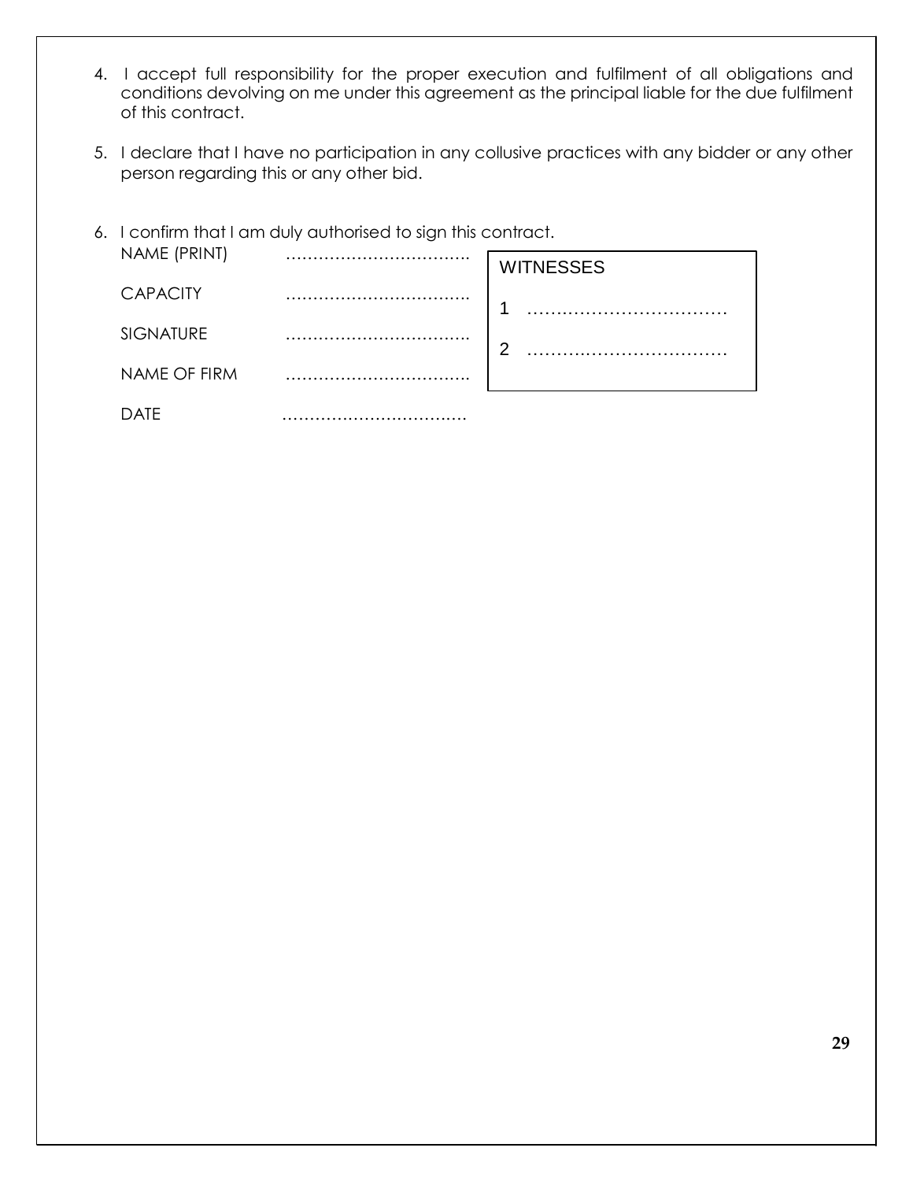4. I accept full responsibility for the proper execution and fulfilment of all obligations and conditions devolving on me under this agreement as the principal liable for the due fulfilment of this contract.

5. I declare that I have no participation in any collusive practices with any bidder or any other person regarding this or any other bid.

6. I confirm that I am duly authorised to sign this contract.

| | |
|---|---|
| NAME (PRINT) | ……………………………. |
| CAPACITY | ……………………………. |
| SIGNATURE | ……………………………. |
| NAME OF FIRM | ……………………………. |
| DATE | ……………………………. |

| WITNESSES |
|---|
| 1 ……………………………… |
| 2 ……………………………… |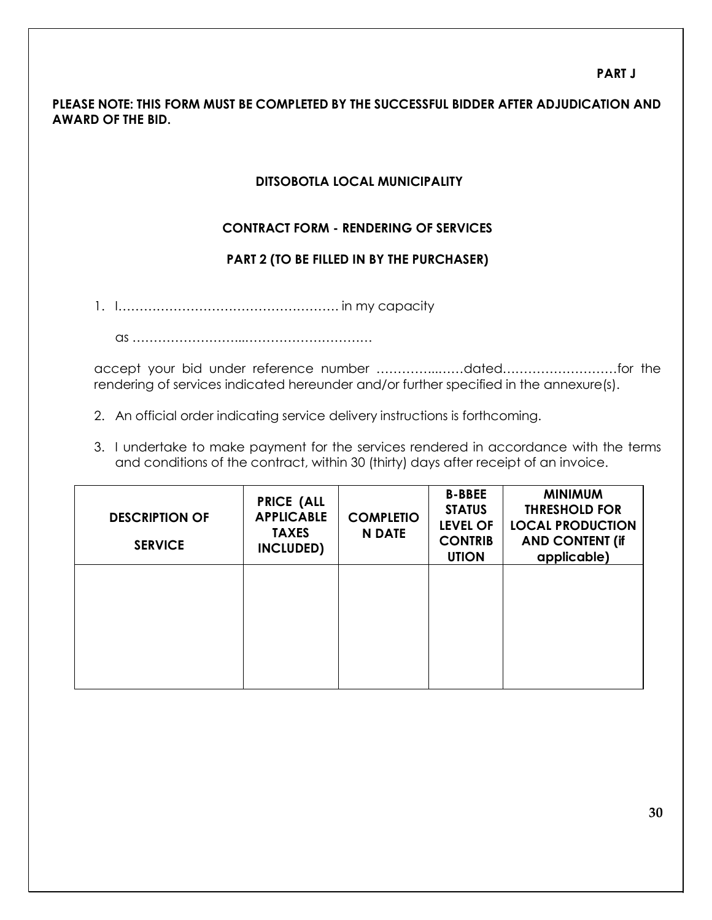**PART J**

**PLEASE NOTE: THIS FORM MUST BE COMPLETED BY THE SUCCESSFUL BIDDER AFTER ADJUDICATION AND AWARD OF THE BID.**

**DITSOBOTLA LOCAL MUNICIPALITY**

**CONTRACT FORM - RENDERING OF SERVICES**

**PART 2 (TO BE FILLED IN BY THE PURCHASER)**

1. I……………………………………………… in my capacity

   as ……………………...…………………………

   accept your bid under reference number …………...……dated………………………for the rendering of services indicated hereunder and/or further specified in the annexure(s).

2. An official order indicating service delivery instructions is forthcoming.

3. I undertake to make payment for the services rendered in accordance with the terms and conditions of the contract, within 30 (thirty) days after receipt of an invoice.

| DESCRIPTION OF SERVICE | PRICE (ALL APPLICABLE TAXES INCLUDED) | COMPLETION DATE | B-BBEE STATUS LEVEL OF CONTRIBUTION | MINIMUM THRESHOLD FOR LOCAL PRODUCTION AND CONTENT (if applicable) |
|---|---|---|---|---|
| | | | | |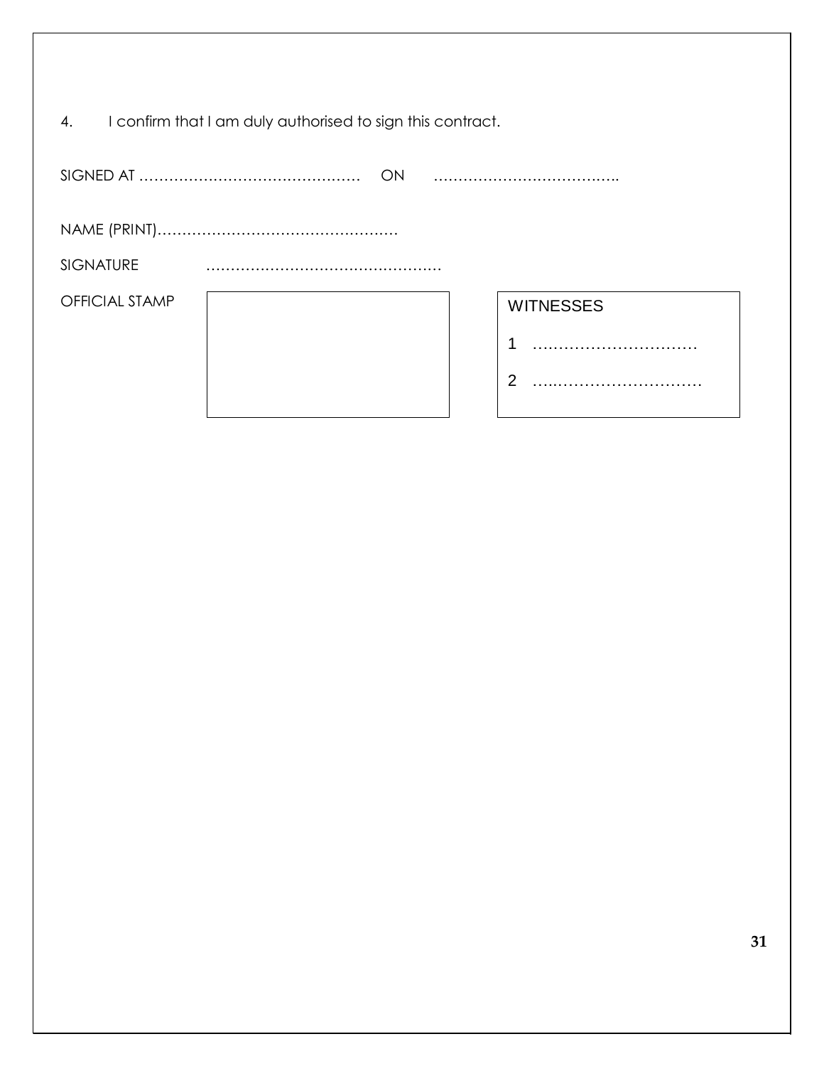4. I confirm that I am duly authorised to sign this contract.

SIGNED AT ……………………………………… ON ………………………………..

NAME (PRINT)…………………………………………

SIGNATURE ………………………………………….

OFFICIAL STAMP

| WITNESSES |
|---|
| 1 ………………………… |
| 2 ………………………… |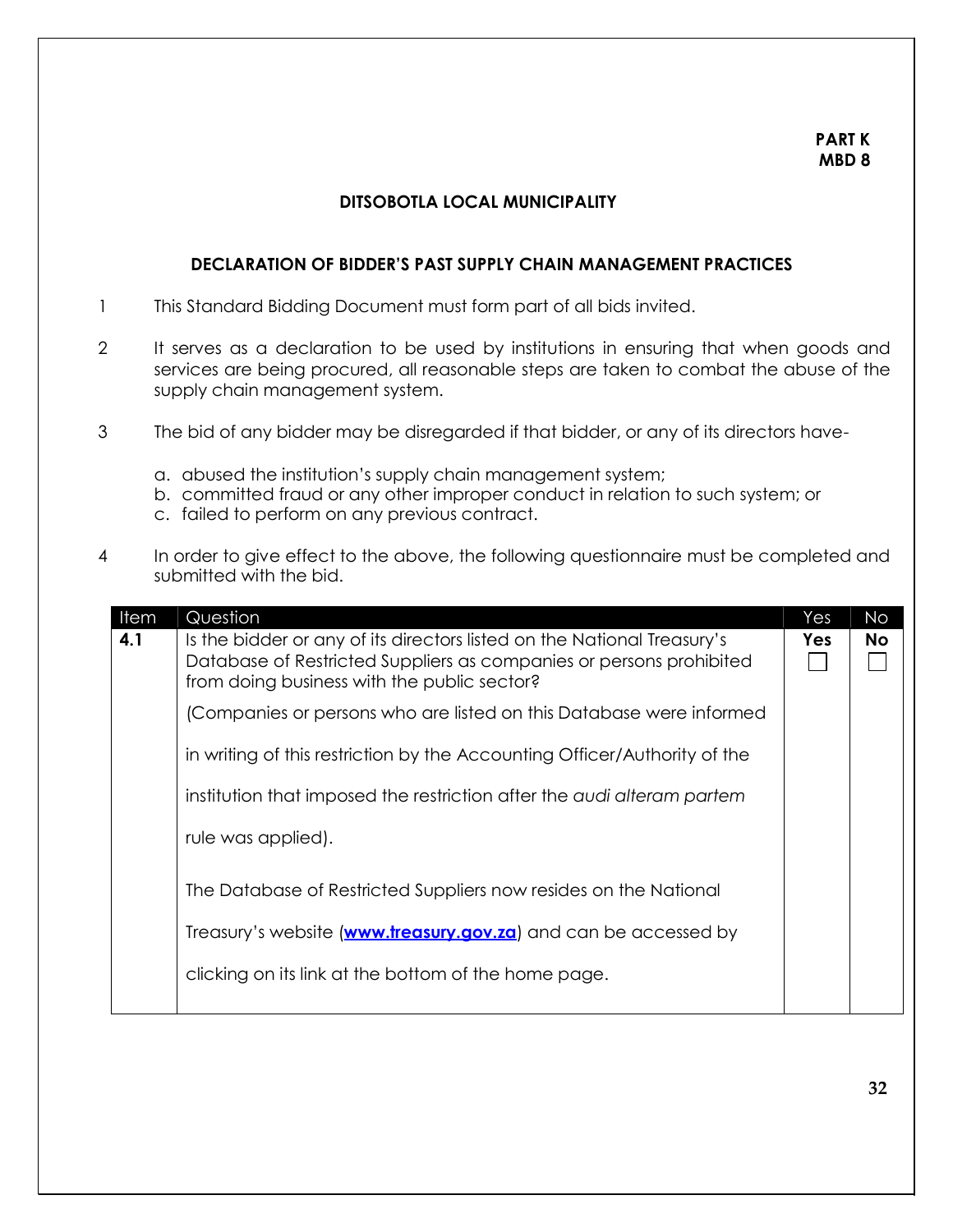**PART K**
**MBD 8**

**DITSOBOTLA LOCAL MUNICIPALITY**

**DECLARATION OF BIDDER'S PAST SUPPLY CHAIN MANAGEMENT PRACTICES**

1. This Standard Bidding Document must form part of all bids invited.

2. It serves as a declaration to be used by institutions in ensuring that when goods and services are being procured, all reasonable steps are taken to combat the abuse of the supply chain management system.

3. The bid of any bidder may be disregarded if that bidder, or any of its directors have-

   a. abused the institution's supply chain management system;
   b. committed fraud or any other improper conduct in relation to such system; or
   c. failed to perform on any previous contract.

4. In order to give effect to the above, the following questionnaire must be completed and submitted with the bid.

| Item | Question | Yes | No |
|---|---|---|---|
| **4.1** | Is the bidder or any of its directors listed on the National Treasury's Database of Restricted Suppliers as companies or persons prohibited from doing business with the public sector? (Companies or persons who are listed on this Database were informed in writing of this restriction by the Accounting Officer/Authority of the institution that imposed the restriction after the *audi alteram partem* rule was applied). The Database of Restricted Suppliers now resides on the National Treasury's website (**www.treasury.gov.za**) and can be accessed by clicking on its link at the bottom of the home page. | **Yes** ☐ | **No** ☐ |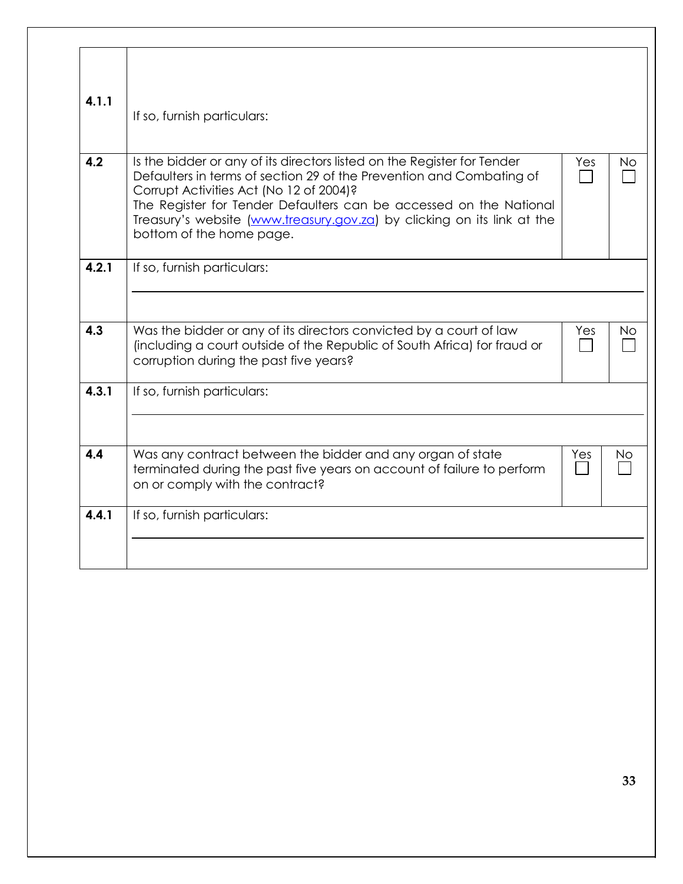| | | | |
|---|---|---|---|
| **4.1.1** | If so, furnish particulars: | | |
| **4.2** | Is the bidder or any of its directors listed on the Register for Tender Defaulters in terms of section 29 of the Prevention and Combating of Corrupt Activities Act (No 12 of 2004)?<br>The Register for Tender Defaulters can be accessed on the National Treasury's website ([www.treasury.gov.za](http://www.treasury.gov.za)) by clicking on its link at the bottom of the home page. | Yes ☐ | No ☐ |
| **4.2.1** | If so, furnish particulars: | | |
| **4.3** | Was the bidder or any of its directors convicted by a court of law (including a court outside of the Republic of South Africa) for fraud or corruption during the past five years? | Yes ☐ | No ☐ |
| **4.3.1** | If so, furnish particulars: | | |
| **4.4** | Was any contract between the bidder and any organ of state terminated during the past five years on account of failure to perform on or comply with the contract? | Yes ☐ | No ☐ |
| **4.4.1** | If so, furnish particulars: | | |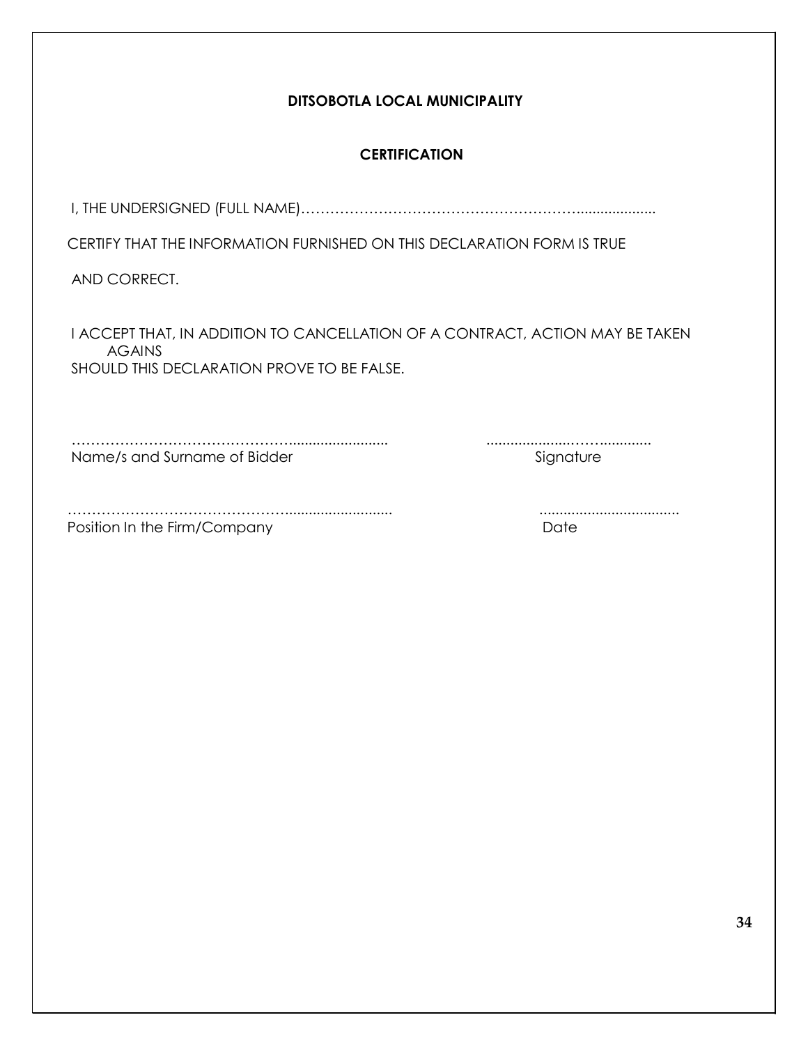**DITSOBOTLA LOCAL MUNICIPALITY**

**CERTIFICATION**

I, THE UNDERSIGNED (FULL NAME)…………………………………………………...................

CERTIFY THAT THE INFORMATION FURNISHED ON THIS DECLARATION FORM IS TRUE AND CORRECT.

I ACCEPT THAT, IN ADDITION TO CANCELLATION OF A CONTRACT, ACTION MAY BE TAKEN AGAINS SHOULD THIS DECLARATION PROVE TO BE FALSE.

………………………………………........................ ......................……............

Name/s and Surname of Bidder Signature

…………………………………………......................... ..................................

Position In the Firm/Company Date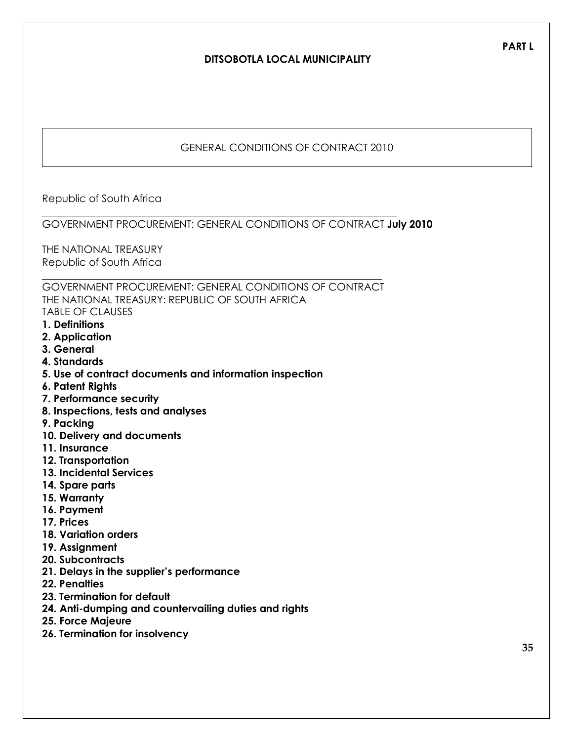**PART L**

**DITSOBOTLA LOCAL MUNICIPALITY**

GENERAL CONDITIONS OF CONTRACT 2010

Republic of South Africa

GOVERNMENT PROCUREMENT: GENERAL CONDITIONS OF CONTRACT **July 2010**

THE NATIONAL TREASURY
Republic of South Africa

GOVERNMENT PROCUREMENT: GENERAL CONDITIONS OF CONTRACT
THE NATIONAL TREASURY: REPUBLIC OF SOUTH AFRICA
TABLE OF CLAUSES

**1. Definitions**
**2. Application**
**3. General**
**4. Standards**
**5. Use of contract documents and information inspection**
**6. Patent Rights**
**7. Performance security**
**8. Inspections, tests and analyses**
**9. Packing**
**10. Delivery and documents**
**11. Insurance**
**12. Transportation**
**13. Incidental Services**
**14. Spare parts**
**15. Warranty**
**16. Payment**
**17. Prices**
**18. Variation orders**
**19. Assignment**
**20. Subcontracts**
**21. Delays in the supplier's performance**
**22. Penalties**
**23. Termination for default**
**24. Anti-dumping and countervailing duties and rights**
**25. Force Majeure**
**26. Termination for insolvency**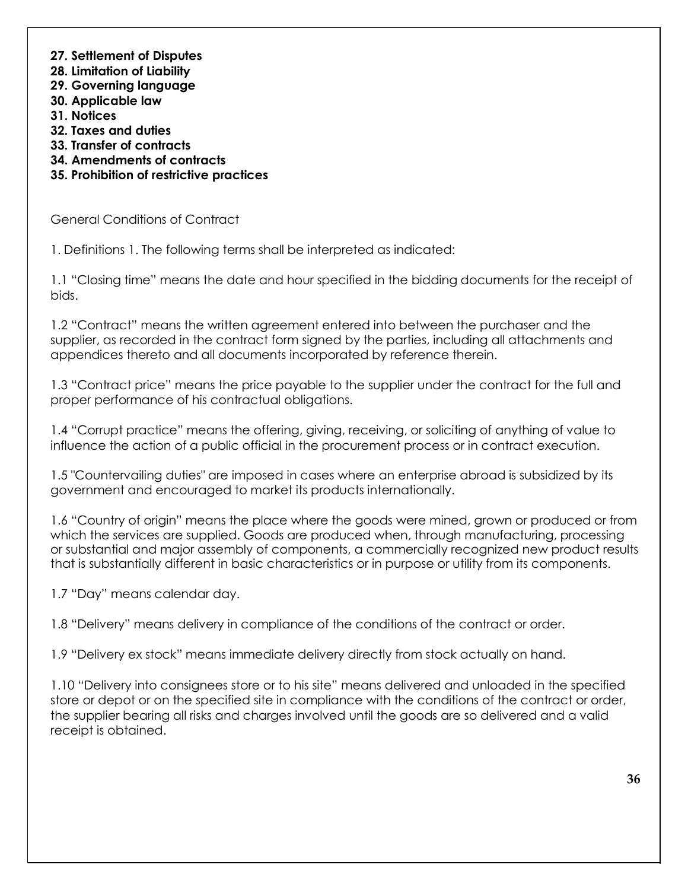**27. Settlement of Disputes**
**28. Limitation of Liability**
**29. Governing language**
**30. Applicable law**
**31. Notices**
**32. Taxes and duties**
**33. Transfer of contracts**
**34. Amendments of contracts**
**35. Prohibition of restrictive practices**

General Conditions of Contract

1. Definitions 1. The following terms shall be interpreted as indicated:

1.1 "Closing time" means the date and hour specified in the bidding documents for the receipt of bids.

1.2 "Contract" means the written agreement entered into between the purchaser and the supplier, as recorded in the contract form signed by the parties, including all attachments and appendices thereto and all documents incorporated by reference therein.

1.3 "Contract price" means the price payable to the supplier under the contract for the full and proper performance of his contractual obligations.

1.4 "Corrupt practice" means the offering, giving, receiving, or soliciting of anything of value to influence the action of a public official in the procurement process or in contract execution.

1.5 "Countervailing duties" are imposed in cases where an enterprise abroad is subsidized by its government and encouraged to market its products internationally.

1.6 "Country of origin" means the place where the goods were mined, grown or produced or from which the services are supplied. Goods are produced when, through manufacturing, processing or substantial and major assembly of components, a commercially recognized new product results that is substantially different in basic characteristics or in purpose or utility from its components.

1.7 "Day" means calendar day.

1.8 "Delivery" means delivery in compliance of the conditions of the contract or order.

1.9 "Delivery ex stock" means immediate delivery directly from stock actually on hand.

1.10 "Delivery into consignees store or to his site" means delivered and unloaded in the specified store or depot or on the specified site in compliance with the conditions of the contract or order, the supplier bearing all risks and charges involved until the goods are so delivered and a valid receipt is obtained.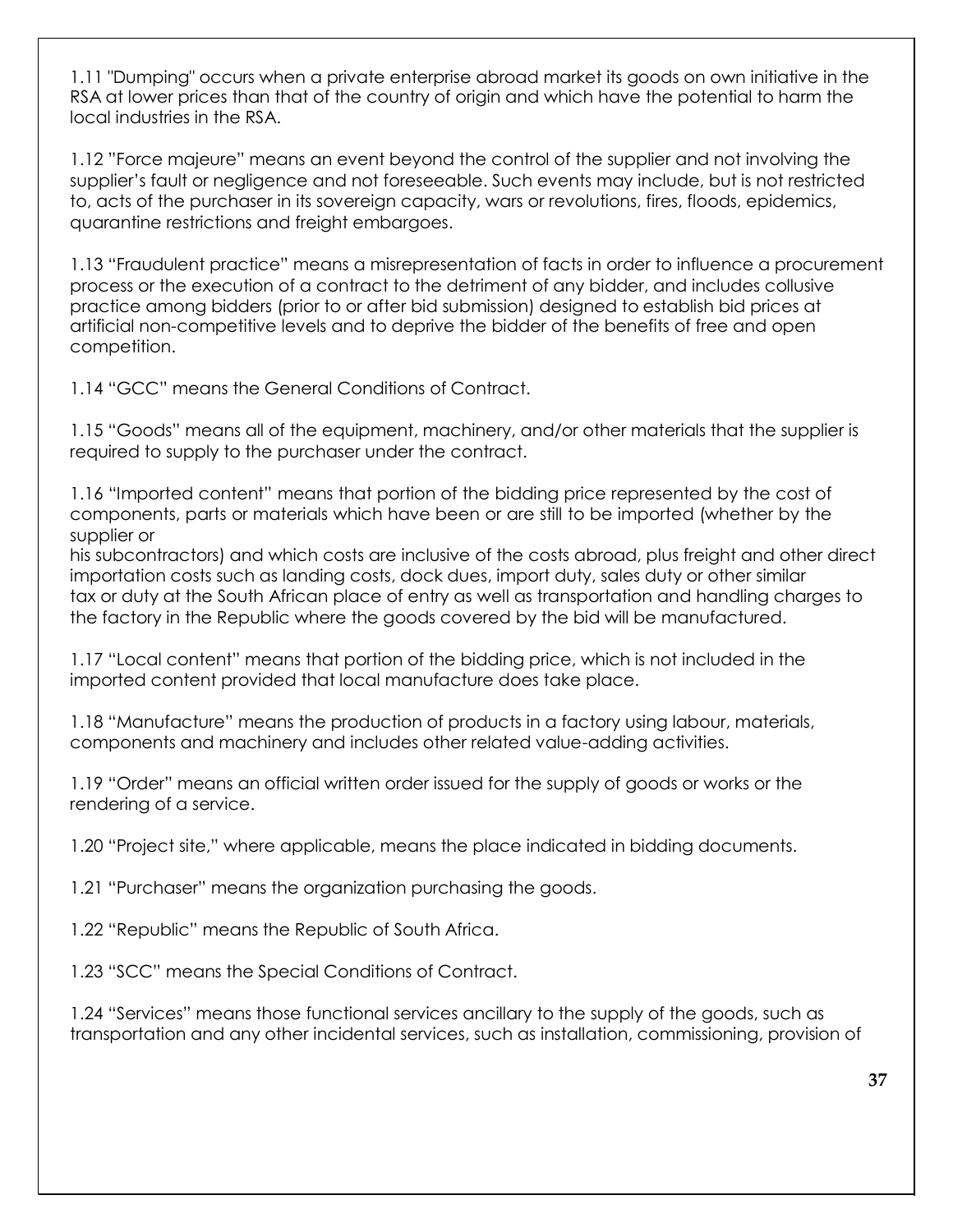1.11 "Dumping" occurs when a private enterprise abroad market its goods on own initiative in the RSA at lower prices than that of the country of origin and which have the potential to harm the local industries in the RSA.

1.12 "Force majeure" means an event beyond the control of the supplier and not involving the supplier's fault or negligence and not foreseeable. Such events may include, but is not restricted to, acts of the purchaser in its sovereign capacity, wars or revolutions, fires, floods, epidemics, quarantine restrictions and freight embargoes.

1.13 "Fraudulent practice" means a misrepresentation of facts in order to influence a procurement process or the execution of a contract to the detriment of any bidder, and includes collusive practice among bidders (prior to or after bid submission) designed to establish bid prices at artificial non-competitive levels and to deprive the bidder of the benefits of free and open competition.

1.14 "GCC" means the General Conditions of Contract.

1.15 "Goods" means all of the equipment, machinery, and/or other materials that the supplier is required to supply to the purchaser under the contract.

1.16 "Imported content" means that portion of the bidding price represented by the cost of components, parts or materials which have been or are still to be imported (whether by the supplier or
his subcontractors) and which costs are inclusive of the costs abroad, plus freight and other direct importation costs such as landing costs, dock dues, import duty, sales duty or other similar tax or duty at the South African place of entry as well as transportation and handling charges to the factory in the Republic where the goods covered by the bid will be manufactured.

1.17 "Local content" means that portion of the bidding price, which is not included in the imported content provided that local manufacture does take place.

1.18 "Manufacture" means the production of products in a factory using labour, materials, components and machinery and includes other related value-adding activities.

1.19 "Order" means an official written order issued for the supply of goods or works or the rendering of a service.

1.20 "Project site," where applicable, means the place indicated in bidding documents.

1.21 "Purchaser" means the organization purchasing the goods.

1.22 "Republic" means the Republic of South Africa.

1.23 "SCC" means the Special Conditions of Contract.

1.24 "Services" means those functional services ancillary to the supply of the goods, such as transportation and any other incidental services, such as installation, commissioning, provision of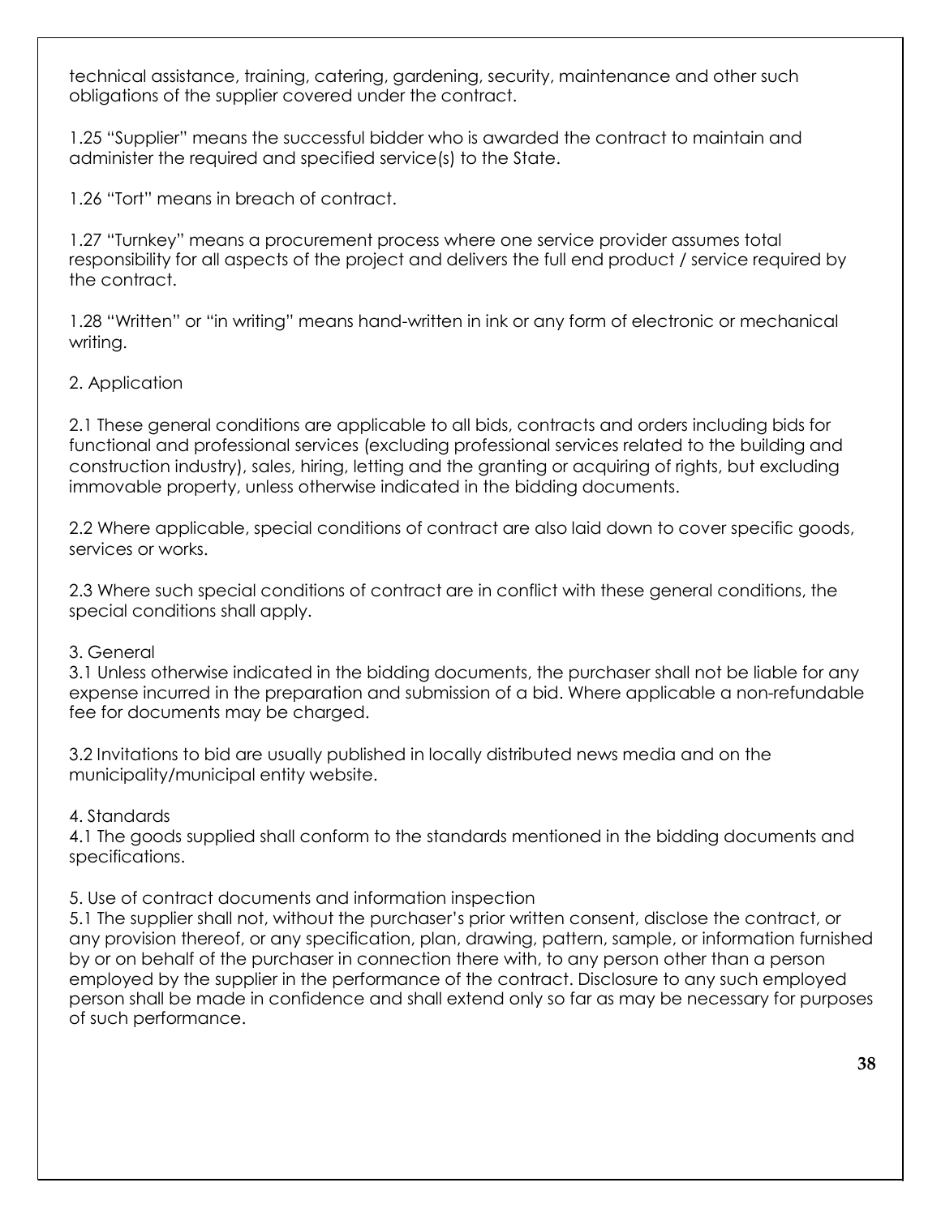technical assistance, training, catering, gardening, security, maintenance and other such obligations of the supplier covered under the contract.

1.25 "Supplier" means the successful bidder who is awarded the contract to maintain and administer the required and specified service(s) to the State.

1.26 "Tort" means in breach of contract.

1.27 "Turnkey" means a procurement process where one service provider assumes total responsibility for all aspects of the project and delivers the full end product / service required by the contract.

1.28 "Written" or "in writing" means hand-written in ink or any form of electronic or mechanical writing.

2. Application

2.1 These general conditions are applicable to all bids, contracts and orders including bids for functional and professional services (excluding professional services related to the building and construction industry), sales, hiring, letting and the granting or acquiring of rights, but excluding immovable property, unless otherwise indicated in the bidding documents.

2.2 Where applicable, special conditions of contract are also laid down to cover specific goods, services or works.

2.3 Where such special conditions of contract are in conflict with these general conditions, the special conditions shall apply.

3. General

3.1 Unless otherwise indicated in the bidding documents, the purchaser shall not be liable for any expense incurred in the preparation and submission of a bid. Where applicable a non-refundable fee for documents may be charged.

3.2 Invitations to bid are usually published in locally distributed news media and on the municipality/municipal entity website.

4. Standards

4.1 The goods supplied shall conform to the standards mentioned in the bidding documents and specifications.

5. Use of contract documents and information inspection

5.1 The supplier shall not, without the purchaser's prior written consent, disclose the contract, or any provision thereof, or any specification, plan, drawing, pattern, sample, or information furnished by or on behalf of the purchaser in connection there with, to any person other than a person employed by the supplier in the performance of the contract. Disclosure to any such employed person shall be made in confidence and shall extend only so far as may be necessary for purposes of such performance.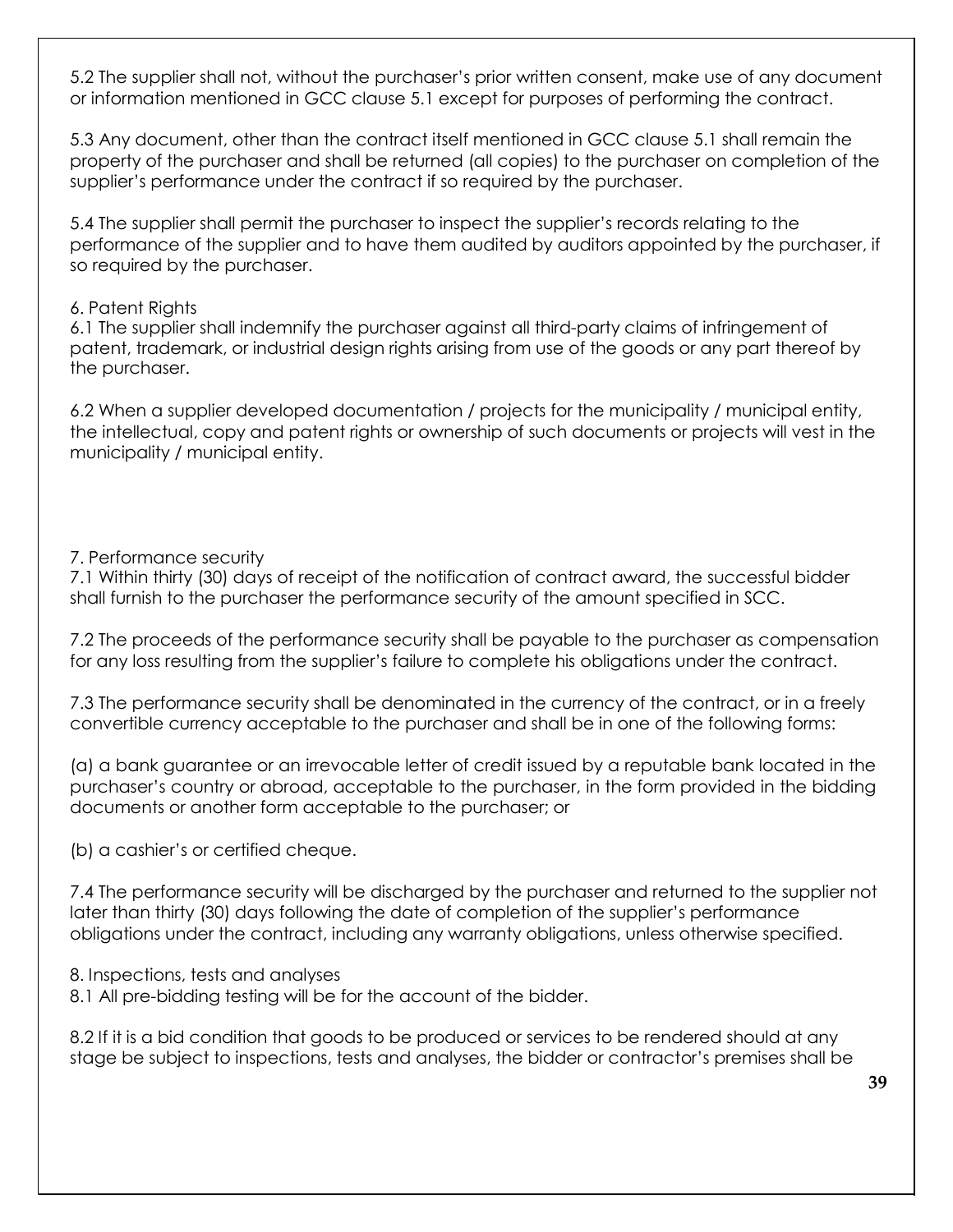5.2 The supplier shall not, without the purchaser's prior written consent, make use of any document or information mentioned in GCC clause 5.1 except for purposes of performing the contract.

5.3 Any document, other than the contract itself mentioned in GCC clause 5.1 shall remain the property of the purchaser and shall be returned (all copies) to the purchaser on completion of the supplier's performance under the contract if so required by the purchaser.

5.4 The supplier shall permit the purchaser to inspect the supplier's records relating to the performance of the supplier and to have them audited by auditors appointed by the purchaser, if so required by the purchaser.

6. Patent Rights

6.1 The supplier shall indemnify the purchaser against all third-party claims of infringement of patent, trademark, or industrial design rights arising from use of the goods or any part thereof by the purchaser.

6.2 When a supplier developed documentation / projects for the municipality / municipal entity, the intellectual, copy and patent rights or ownership of such documents or projects will vest in the municipality / municipal entity.

7. Performance security

7.1 Within thirty (30) days of receipt of the notification of contract award, the successful bidder shall furnish to the purchaser the performance security of the amount specified in SCC.

7.2 The proceeds of the performance security shall be payable to the purchaser as compensation for any loss resulting from the supplier's failure to complete his obligations under the contract.

7.3 The performance security shall be denominated in the currency of the contract, or in a freely convertible currency acceptable to the purchaser and shall be in one of the following forms:

(a) a bank guarantee or an irrevocable letter of credit issued by a reputable bank located in the purchaser's country or abroad, acceptable to the purchaser, in the form provided in the bidding documents or another form acceptable to the purchaser; or

(b) a cashier's or certified cheque.

7.4 The performance security will be discharged by the purchaser and returned to the supplier not later than thirty (30) days following the date of completion of the supplier's performance obligations under the contract, including any warranty obligations, unless otherwise specified.

8. Inspections, tests and analyses

8.1 All pre-bidding testing will be for the account of the bidder.

8.2 If it is a bid condition that goods to be produced or services to be rendered should at any stage be subject to inspections, tests and analyses, the bidder or contractor's premises shall be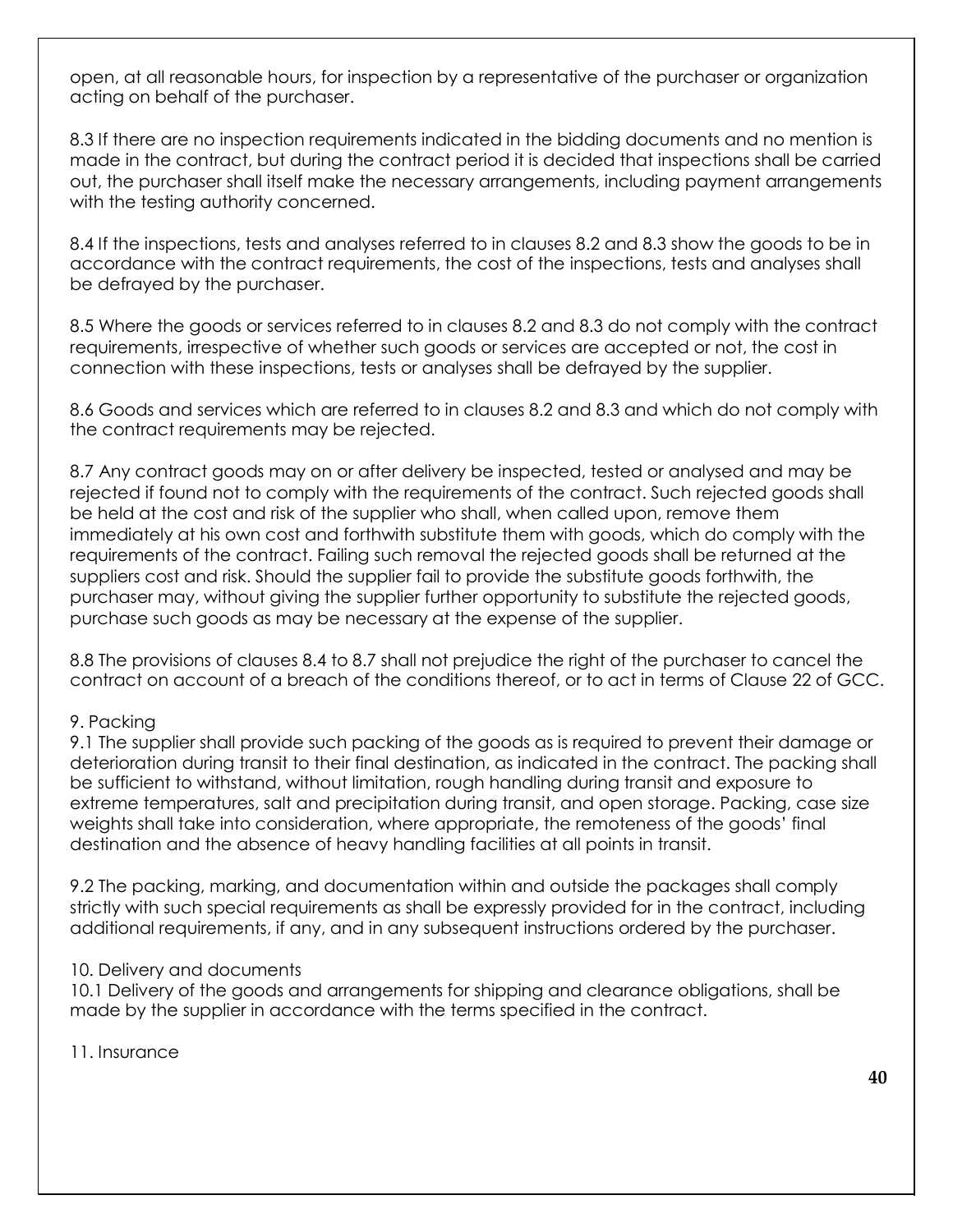open, at all reasonable hours, for inspection by a representative of the purchaser or organization acting on behalf of the purchaser.

8.3 If there are no inspection requirements indicated in the bidding documents and no mention is made in the contract, but during the contract period it is decided that inspections shall be carried out, the purchaser shall itself make the necessary arrangements, including payment arrangements with the testing authority concerned.

8.4 If the inspections, tests and analyses referred to in clauses 8.2 and 8.3 show the goods to be in accordance with the contract requirements, the cost of the inspections, tests and analyses shall be defrayed by the purchaser.

8.5 Where the goods or services referred to in clauses 8.2 and 8.3 do not comply with the contract requirements, irrespective of whether such goods or services are accepted or not, the cost in connection with these inspections, tests or analyses shall be defrayed by the supplier.

8.6 Goods and services which are referred to in clauses 8.2 and 8.3 and which do not comply with the contract requirements may be rejected.

8.7 Any contract goods may on or after delivery be inspected, tested or analysed and may be rejected if found not to comply with the requirements of the contract. Such rejected goods shall be held at the cost and risk of the supplier who shall, when called upon, remove them immediately at his own cost and forthwith substitute them with goods, which do comply with the requirements of the contract. Failing such removal the rejected goods shall be returned at the suppliers cost and risk. Should the supplier fail to provide the substitute goods forthwith, the purchaser may, without giving the supplier further opportunity to substitute the rejected goods, purchase such goods as may be necessary at the expense of the supplier.

8.8 The provisions of clauses 8.4 to 8.7 shall not prejudice the right of the purchaser to cancel the contract on account of a breach of the conditions thereof, or to act in terms of Clause 22 of GCC.

9. Packing

9.1 The supplier shall provide such packing of the goods as is required to prevent their damage or deterioration during transit to their final destination, as indicated in the contract. The packing shall be sufficient to withstand, without limitation, rough handling during transit and exposure to extreme temperatures, salt and precipitation during transit, and open storage. Packing, case size weights shall take into consideration, where appropriate, the remoteness of the goods' final destination and the absence of heavy handling facilities at all points in transit.

9.2 The packing, marking, and documentation within and outside the packages shall comply strictly with such special requirements as shall be expressly provided for in the contract, including additional requirements, if any, and in any subsequent instructions ordered by the purchaser.

10. Delivery and documents

10.1 Delivery of the goods and arrangements for shipping and clearance obligations, shall be made by the supplier in accordance with the terms specified in the contract.

11. Insurance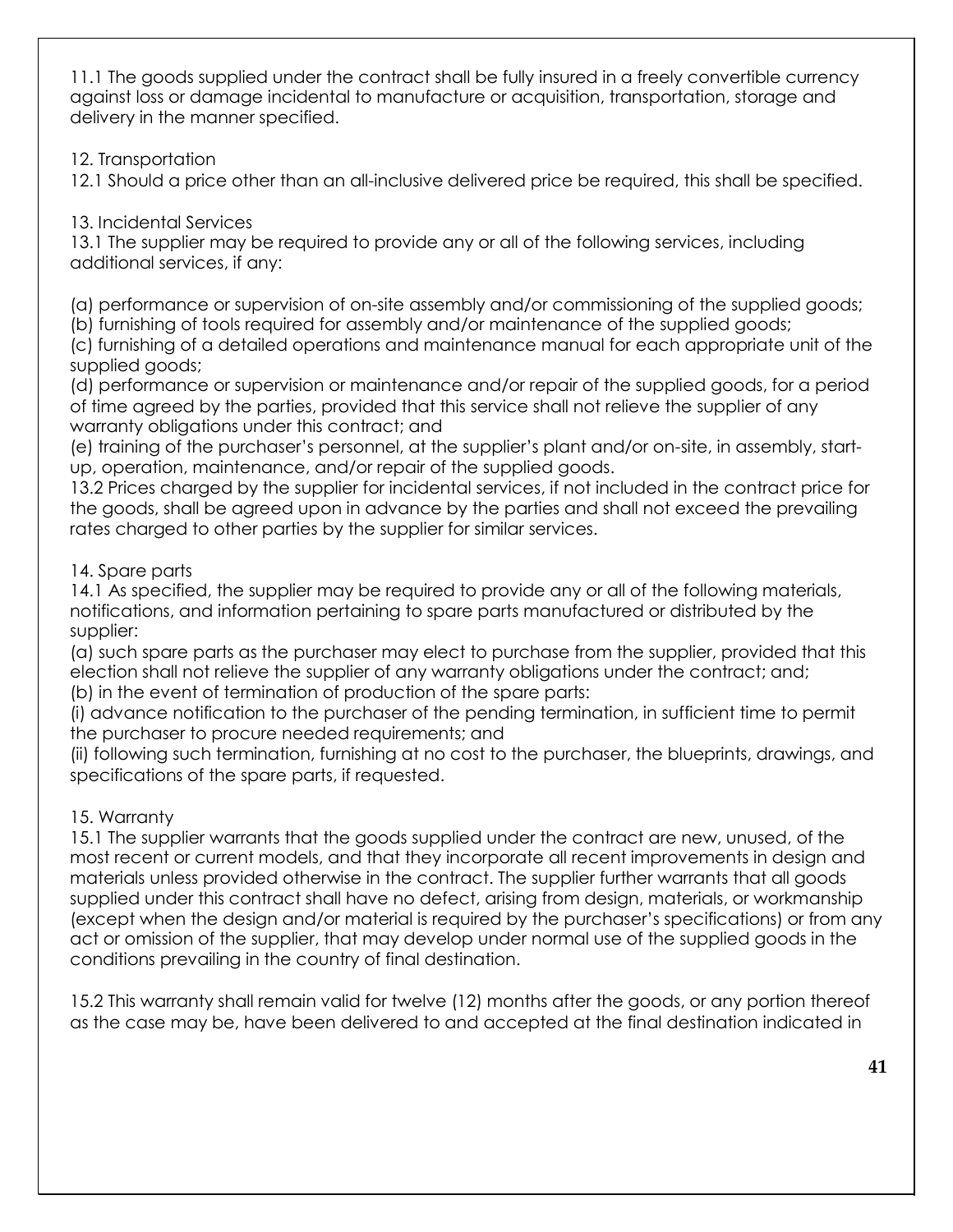11.1 The goods supplied under the contract shall be fully insured in a freely convertible currency against loss or damage incidental to manufacture or acquisition, transportation, storage and delivery in the manner specified.

12. Transportation

12.1 Should a price other than an all-inclusive delivered price be required, this shall be specified.

13. Incidental Services

13.1 The supplier may be required to provide any or all of the following services, including additional services, if any:

(a) performance or supervision of on-site assembly and/or commissioning of the supplied goods;
(b) furnishing of tools required for assembly and/or maintenance of the supplied goods;
(c) furnishing of a detailed operations and maintenance manual for each appropriate unit of the supplied goods;
(d) performance or supervision or maintenance and/or repair of the supplied goods, for a period of time agreed by the parties, provided that this service shall not relieve the supplier of any warranty obligations under this contract; and
(e) training of the purchaser's personnel, at the supplier's plant and/or on-site, in assembly, start-up, operation, maintenance, and/or repair of the supplied goods.

13.2 Prices charged by the supplier for incidental services, if not included in the contract price for the goods, shall be agreed upon in advance by the parties and shall not exceed the prevailing rates charged to other parties by the supplier for similar services.

14. Spare parts

14.1 As specified, the supplier may be required to provide any or all of the following materials, notifications, and information pertaining to spare parts manufactured or distributed by the supplier:

(a) such spare parts as the purchaser may elect to purchase from the supplier, provided that this election shall not relieve the supplier of any warranty obligations under the contract; and;
(b) in the event of termination of production of the spare parts:
(i) advance notification to the purchaser of the pending termination, in sufficient time to permit the purchaser to procure needed requirements; and
(ii) following such termination, furnishing at no cost to the purchaser, the blueprints, drawings, and specifications of the spare parts, if requested.

15. Warranty

15.1 The supplier warrants that the goods supplied under the contract are new, unused, of the most recent or current models, and that they incorporate all recent improvements in design and materials unless provided otherwise in the contract. The supplier further warrants that all goods supplied under this contract shall have no defect, arising from design, materials, or workmanship (except when the design and/or material is required by the purchaser's specifications) or from any act or omission of the supplier, that may develop under normal use of the supplied goods in the conditions prevailing in the country of final destination.

15.2 This warranty shall remain valid for twelve (12) months after the goods, or any portion thereof as the case may be, have been delivered to and accepted at the final destination indicated in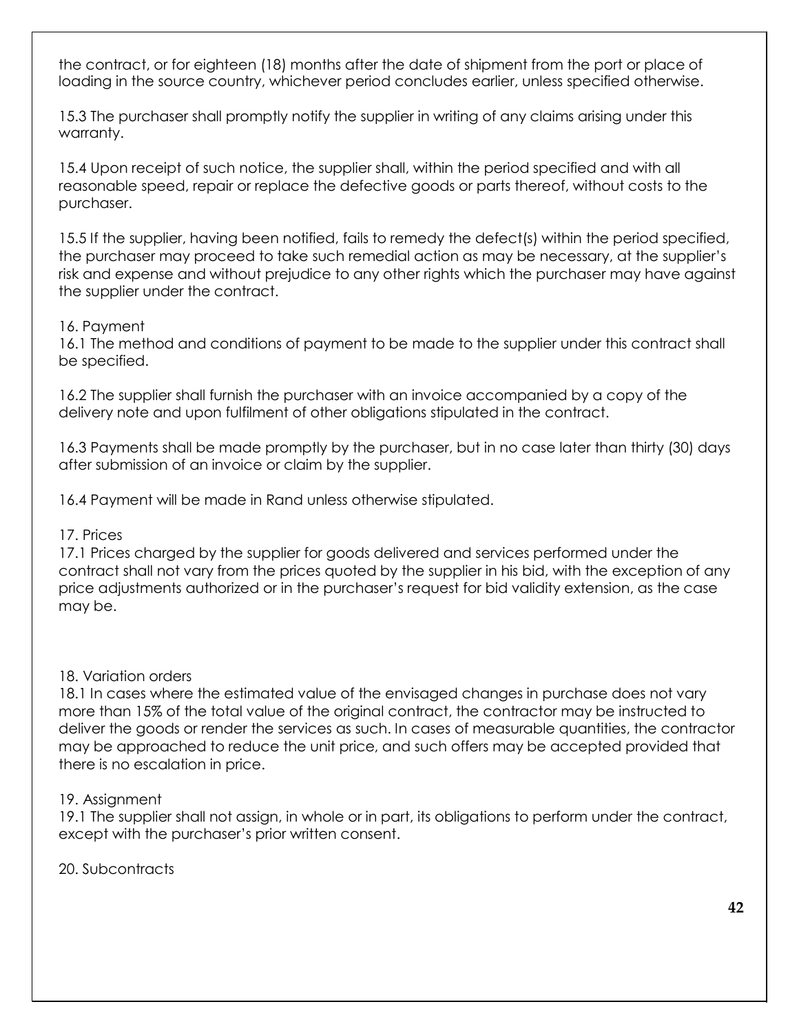the contract, or for eighteen (18) months after the date of shipment from the port or place of loading in the source country, whichever period concludes earlier, unless specified otherwise.

15.3 The purchaser shall promptly notify the supplier in writing of any claims arising under this warranty.

15.4 Upon receipt of such notice, the supplier shall, within the period specified and with all reasonable speed, repair or replace the defective goods or parts thereof, without costs to the purchaser.

15.5 If the supplier, having been notified, fails to remedy the defect(s) within the period specified, the purchaser may proceed to take such remedial action as may be necessary, at the supplier's risk and expense and without prejudice to any other rights which the purchaser may have against the supplier under the contract.

16. Payment

16.1 The method and conditions of payment to be made to the supplier under this contract shall be specified.

16.2 The supplier shall furnish the purchaser with an invoice accompanied by a copy of the delivery note and upon fulfilment of other obligations stipulated in the contract.

16.3 Payments shall be made promptly by the purchaser, but in no case later than thirty (30) days after submission of an invoice or claim by the supplier.

16.4 Payment will be made in Rand unless otherwise stipulated.

17. Prices

17.1 Prices charged by the supplier for goods delivered and services performed under the contract shall not vary from the prices quoted by the supplier in his bid, with the exception of any price adjustments authorized or in the purchaser's request for bid validity extension, as the case may be.

18. Variation orders

18.1 In cases where the estimated value of the envisaged changes in purchase does not vary more than 15% of the total value of the original contract, the contractor may be instructed to deliver the goods or render the services as such. In cases of measurable quantities, the contractor may be approached to reduce the unit price, and such offers may be accepted provided that there is no escalation in price.

19. Assignment

19.1 The supplier shall not assign, in whole or in part, its obligations to perform under the contract, except with the purchaser's prior written consent.

20. Subcontracts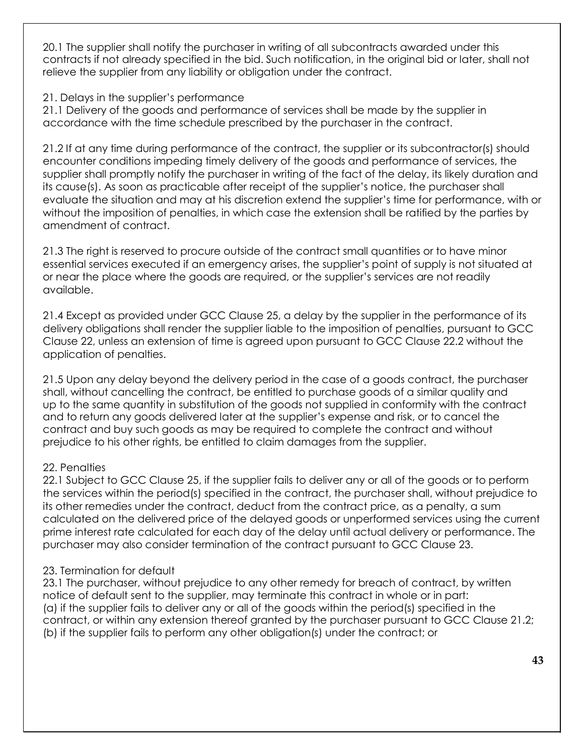20.1 The supplier shall notify the purchaser in writing of all subcontracts awarded under this contracts if not already specified in the bid. Such notification, in the original bid or later, shall not relieve the supplier from any liability or obligation under the contract.

21. Delays in the supplier's performance

21.1 Delivery of the goods and performance of services shall be made by the supplier in accordance with the time schedule prescribed by the purchaser in the contract.

21.2 If at any time during performance of the contract, the supplier or its subcontractor(s) should encounter conditions impeding timely delivery of the goods and performance of services, the supplier shall promptly notify the purchaser in writing of the fact of the delay, its likely duration and its cause(s). As soon as practicable after receipt of the supplier's notice, the purchaser shall evaluate the situation and may at his discretion extend the supplier's time for performance, with or without the imposition of penalties, in which case the extension shall be ratified by the parties by amendment of contract.

21.3 The right is reserved to procure outside of the contract small quantities or to have minor essential services executed if an emergency arises, the supplier's point of supply is not situated at or near the place where the goods are required, or the supplier's services are not readily available.

21.4 Except as provided under GCC Clause 25, a delay by the supplier in the performance of its delivery obligations shall render the supplier liable to the imposition of penalties, pursuant to GCC Clause 22, unless an extension of time is agreed upon pursuant to GCC Clause 22.2 without the application of penalties.

21.5 Upon any delay beyond the delivery period in the case of a goods contract, the purchaser shall, without cancelling the contract, be entitled to purchase goods of a similar quality and up to the same quantity in substitution of the goods not supplied in conformity with the contract and to return any goods delivered later at the supplier's expense and risk, or to cancel the contract and buy such goods as may be required to complete the contract and without prejudice to his other rights, be entitled to claim damages from the supplier.

22. Penalties

22.1 Subject to GCC Clause 25, if the supplier fails to deliver any or all of the goods or to perform the services within the period(s) specified in the contract, the purchaser shall, without prejudice to its other remedies under the contract, deduct from the contract price, as a penalty, a sum calculated on the delivered price of the delayed goods or unperformed services using the current prime interest rate calculated for each day of the delay until actual delivery or performance. The purchaser may also consider termination of the contract pursuant to GCC Clause 23.

23. Termination for default

23.1 The purchaser, without prejudice to any other remedy for breach of contract, by written notice of default sent to the supplier, may terminate this contract in whole or in part:

(a) if the supplier fails to deliver any or all of the goods within the period(s) specified in the contract, or within any extension thereof granted by the purchaser pursuant to GCC Clause 21.2;

(b) if the supplier fails to perform any other obligation(s) under the contract; or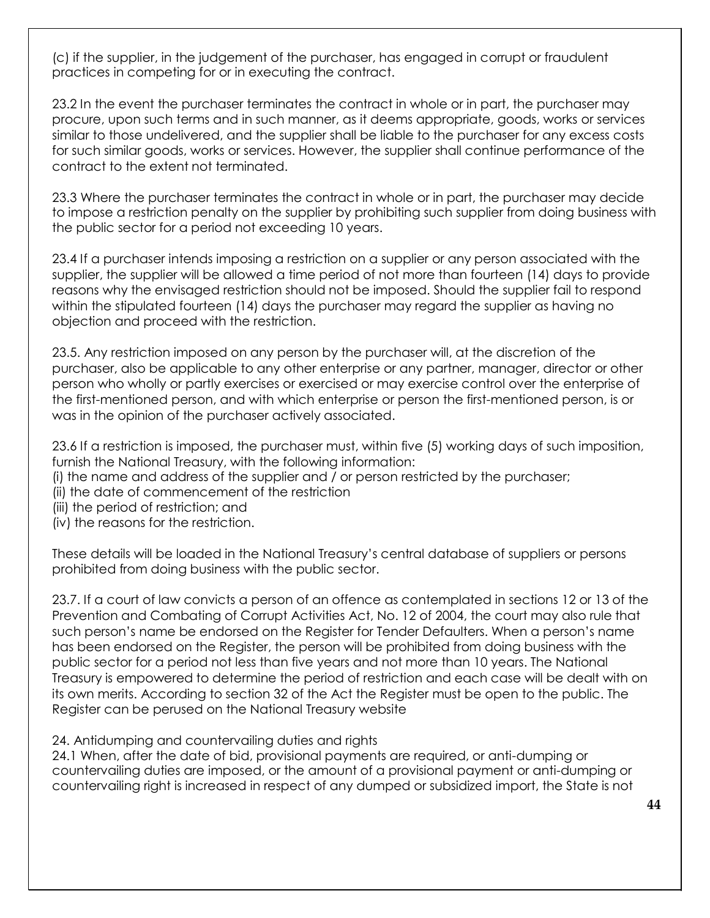(c) if the supplier, in the judgement of the purchaser, has engaged in corrupt or fraudulent practices in competing for or in executing the contract.

23.2 In the event the purchaser terminates the contract in whole or in part, the purchaser may procure, upon such terms and in such manner, as it deems appropriate, goods, works or services similar to those undelivered, and the supplier shall be liable to the purchaser for any excess costs for such similar goods, works or services. However, the supplier shall continue performance of the contract to the extent not terminated.

23.3 Where the purchaser terminates the contract in whole or in part, the purchaser may decide to impose a restriction penalty on the supplier by prohibiting such supplier from doing business with the public sector for a period not exceeding 10 years.

23.4 If a purchaser intends imposing a restriction on a supplier or any person associated with the supplier, the supplier will be allowed a time period of not more than fourteen (14) days to provide reasons why the envisaged restriction should not be imposed. Should the supplier fail to respond within the stipulated fourteen (14) days the purchaser may regard the supplier as having no objection and proceed with the restriction.

23.5. Any restriction imposed on any person by the purchaser will, at the discretion of the purchaser, also be applicable to any other enterprise or any partner, manager, director or other person who wholly or partly exercises or exercised or may exercise control over the enterprise of the first-mentioned person, and with which enterprise or person the first-mentioned person, is or was in the opinion of the purchaser actively associated.

23.6 If a restriction is imposed, the purchaser must, within five (5) working days of such imposition, furnish the National Treasury, with the following information:
(i) the name and address of the supplier and / or person restricted by the purchaser;
(ii) the date of commencement of the restriction
(iii) the period of restriction; and
(iv) the reasons for the restriction.

These details will be loaded in the National Treasury's central database of suppliers or persons prohibited from doing business with the public sector.

23.7. If a court of law convicts a person of an offence as contemplated in sections 12 or 13 of the Prevention and Combating of Corrupt Activities Act, No. 12 of 2004, the court may also rule that such person's name be endorsed on the Register for Tender Defaulters. When a person's name has been endorsed on the Register, the person will be prohibited from doing business with the public sector for a period not less than five years and not more than 10 years. The National Treasury is empowered to determine the period of restriction and each case will be dealt with on its own merits. According to section 32 of the Act the Register must be open to the public. The Register can be perused on the National Treasury website

24. Antidumping and countervailing duties and rights

24.1 When, after the date of bid, provisional payments are required, or anti-dumping or countervailing duties are imposed, or the amount of a provisional payment or anti-dumping or countervailing right is increased in respect of any dumped or subsidized import, the State is not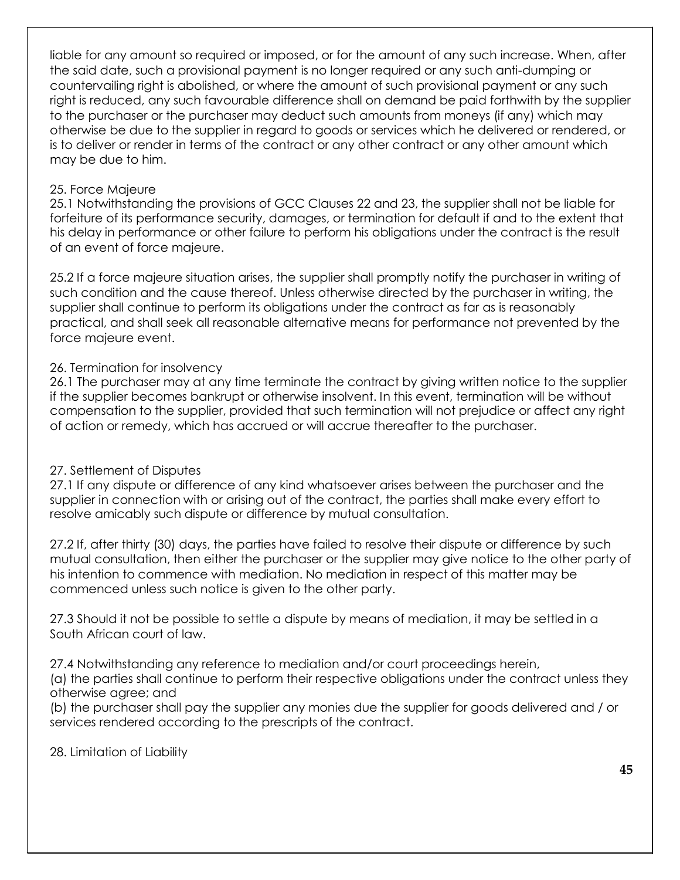liable for any amount so required or imposed, or for the amount of any such increase. When, after the said date, such a provisional payment is no longer required or any such anti-dumping or countervailing right is abolished, or where the amount of such provisional payment or any such right is reduced, any such favourable difference shall on demand be paid forthwith by the supplier to the purchaser or the purchaser may deduct such amounts from moneys (if any) which may otherwise be due to the supplier in regard to goods or services which he delivered or rendered, or is to deliver or render in terms of the contract or any other contract or any other amount which may be due to him.

25. Force Majeure

25.1 Notwithstanding the provisions of GCC Clauses 22 and 23, the supplier shall not be liable for forfeiture of its performance security, damages, or termination for default if and to the extent that his delay in performance or other failure to perform his obligations under the contract is the result of an event of force majeure.

25.2 If a force majeure situation arises, the supplier shall promptly notify the purchaser in writing of such condition and the cause thereof. Unless otherwise directed by the purchaser in writing, the supplier shall continue to perform its obligations under the contract as far as is reasonably practical, and shall seek all reasonable alternative means for performance not prevented by the force majeure event.

26. Termination for insolvency

26.1 The purchaser may at any time terminate the contract by giving written notice to the supplier if the supplier becomes bankrupt or otherwise insolvent. In this event, termination will be without compensation to the supplier, provided that such termination will not prejudice or affect any right of action or remedy, which has accrued or will accrue thereafter to the purchaser.

27. Settlement of Disputes

27.1 If any dispute or difference of any kind whatsoever arises between the purchaser and the supplier in connection with or arising out of the contract, the parties shall make every effort to resolve amicably such dispute or difference by mutual consultation.

27.2 If, after thirty (30) days, the parties have failed to resolve their dispute or difference by such mutual consultation, then either the purchaser or the supplier may give notice to the other party of his intention to commence with mediation. No mediation in respect of this matter may be commenced unless such notice is given to the other party.

27.3 Should it not be possible to settle a dispute by means of mediation, it may be settled in a South African court of law.

27.4 Notwithstanding any reference to mediation and/or court proceedings herein,
(a) the parties shall continue to perform their respective obligations under the contract unless they otherwise agree; and
(b) the purchaser shall pay the supplier any monies due the supplier for goods delivered and / or services rendered according to the prescripts of the contract.

28. Limitation of Liability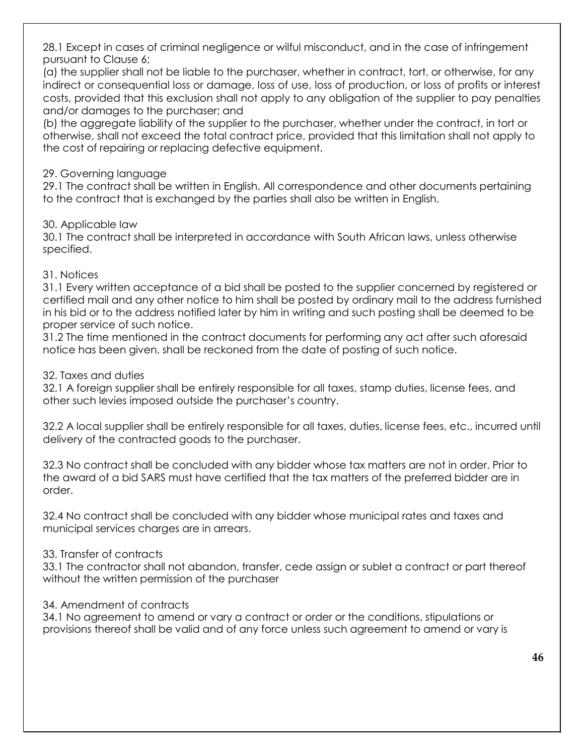28.1 Except in cases of criminal negligence or wilful misconduct, and in the case of infringement pursuant to Clause 6;

(a) the supplier shall not be liable to the purchaser, whether in contract, tort, or otherwise, for any indirect or consequential loss or damage, loss of use, loss of production, or loss of profits or interest costs, provided that this exclusion shall not apply to any obligation of the supplier to pay penalties and/or damages to the purchaser; and

(b) the aggregate liability of the supplier to the purchaser, whether under the contract, in tort or otherwise, shall not exceed the total contract price, provided that this limitation shall not apply to the cost of repairing or replacing defective equipment.

29. Governing language

29.1 The contract shall be written in English. All correspondence and other documents pertaining to the contract that is exchanged by the parties shall also be written in English.

30. Applicable law

30.1 The contract shall be interpreted in accordance with South African laws, unless otherwise specified.

31. Notices

31.1 Every written acceptance of a bid shall be posted to the supplier concerned by registered or certified mail and any other notice to him shall be posted by ordinary mail to the address furnished in his bid or to the address notified later by him in writing and such posting shall be deemed to be proper service of such notice.

31.2 The time mentioned in the contract documents for performing any act after such aforesaid notice has been given, shall be reckoned from the date of posting of such notice.

32. Taxes and duties

32.1 A foreign supplier shall be entirely responsible for all taxes, stamp duties, license fees, and other such levies imposed outside the purchaser's country.

32.2 A local supplier shall be entirely responsible for all taxes, duties, license fees, etc., incurred until delivery of the contracted goods to the purchaser.

32.3 No contract shall be concluded with any bidder whose tax matters are not in order. Prior to the award of a bid SARS must have certified that the tax matters of the preferred bidder are in order.

32.4 No contract shall be concluded with any bidder whose municipal rates and taxes and municipal services charges are in arrears.

33. Transfer of contracts

33.1 The contractor shall not abandon, transfer, cede assign or sublet a contract or part thereof without the written permission of the purchaser

34. Amendment of contracts

34.1 No agreement to amend or vary a contract or order or the conditions, stipulations or provisions thereof shall be valid and of any force unless such agreement to amend or vary is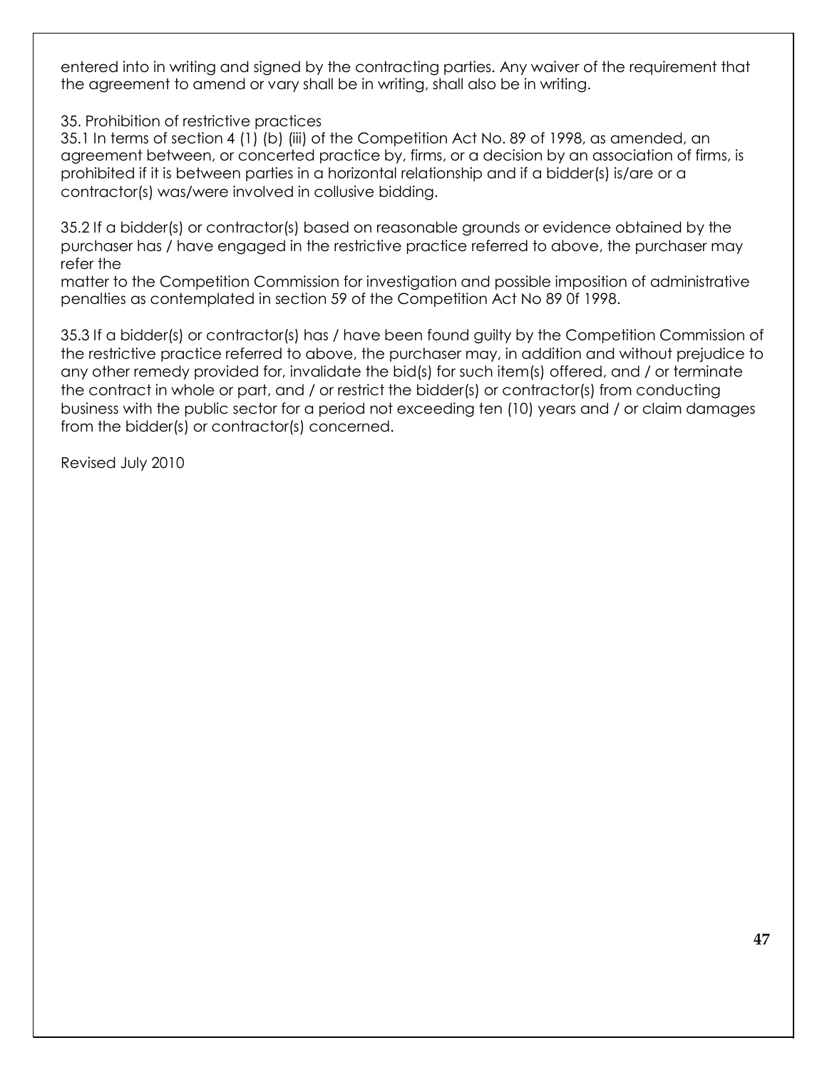entered into in writing and signed by the contracting parties. Any waiver of the requirement that the agreement to amend or vary shall be in writing, shall also be in writing.

35. Prohibition of restrictive practices

35.1 In terms of section 4 (1) (b) (iii) of the Competition Act No. 89 of 1998, as amended, an agreement between, or concerted practice by, firms, or a decision by an association of firms, is prohibited if it is between parties in a horizontal relationship and if a bidder(s) is/are or a contractor(s) was/were involved in collusive bidding.

35.2 If a bidder(s) or contractor(s) based on reasonable grounds or evidence obtained by the purchaser has / have engaged in the restrictive practice referred to above, the purchaser may refer the matter to the Competition Commission for investigation and possible imposition of administrative penalties as contemplated in section 59 of the Competition Act No 89 0f 1998.

35.3 If a bidder(s) or contractor(s) has / have been found guilty by the Competition Commission of the restrictive practice referred to above, the purchaser may, in addition and without prejudice to any other remedy provided for, invalidate the bid(s) for such item(s) offered, and / or terminate the contract in whole or part, and / or restrict the bidder(s) or contractor(s) from conducting business with the public sector for a period not exceeding ten (10) years and / or claim damages from the bidder(s) or contractor(s) concerned.

Revised July 2010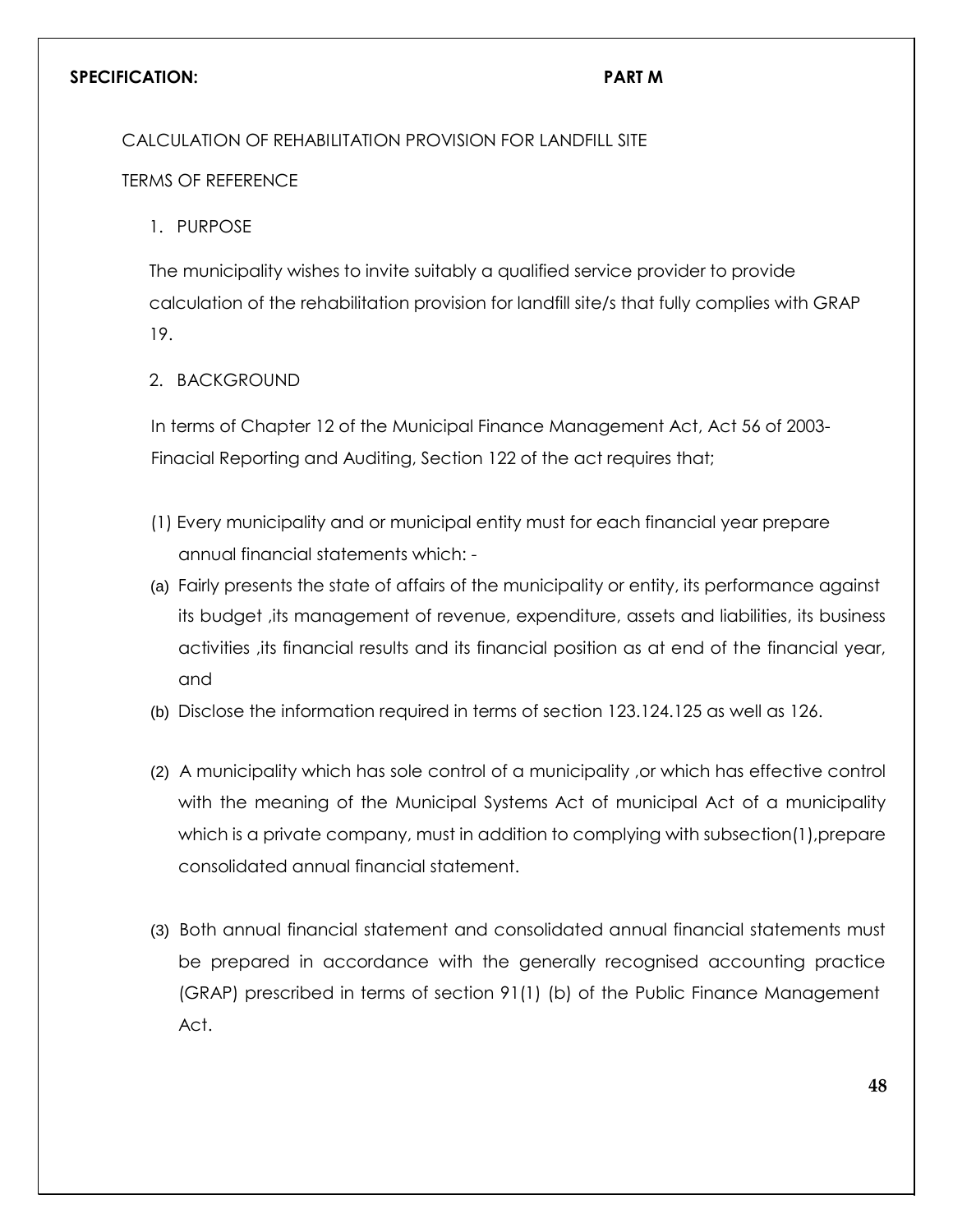**SPECIFICATION:** **PART M**

CALCULATION OF REHABILITATION PROVISION FOR LANDFILL SITE

TERMS OF REFERENCE

1. PURPOSE

The municipality wishes to invite suitably a qualified service provider to provide calculation of the rehabilitation provision for landfill site/s that fully complies with GRAP 19.

2. BACKGROUND

In terms of Chapter 12 of the Municipal Finance Management Act, Act 56 of 2003- Finacial Reporting and Auditing, Section 122 of the act requires that;

(1) Every municipality and or municipal entity must for each financial year prepare annual financial statements which: -

(a) Fairly presents the state of affairs of the municipality or entity, its performance against its budget ,its management of revenue, expenditure, assets and liabilities, its business activities ,its financial results and its financial position as at end of the financial year, and

(b) Disclose the information required in terms of section 123.124.125 as well as 126.

(2) A municipality which has sole control of a municipality ,or which has effective control with the meaning of the Municipal Systems Act of municipal Act of a municipality which is a private company, must in addition to complying with subsection(1),prepare consolidated annual financial statement.

(3) Both annual financial statement and consolidated annual financial statements must be prepared in accordance with the generally recognised accounting practice (GRAP) prescribed in terms of section 91(1) (b) of the Public Finance Management Act.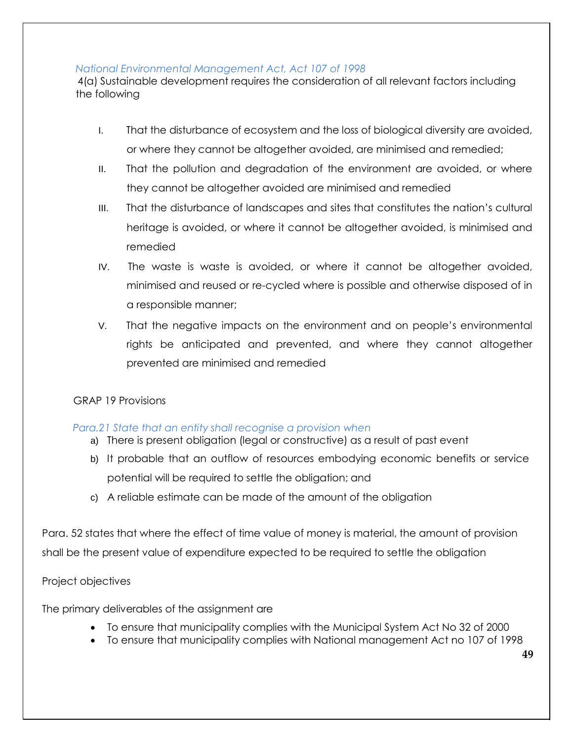*National Environmental Management Act, Act 107 of 1998*

4(a) Sustainable development requires the consideration of all relevant factors including the following

I. That the disturbance of ecosystem and the loss of biological diversity are avoided, or where they cannot be altogether avoided, are minimised and remedied;
II. That the pollution and degradation of the environment are avoided, or where they cannot be altogether avoided are minimised and remedied
III. That the disturbance of landscapes and sites that constitutes the nation's cultural heritage is avoided, or where it cannot be altogether avoided, is minimised and remedied
IV. The waste is waste is avoided, or where it cannot be altogether avoided, minimised and reused or re-cycled where is possible and otherwise disposed of in a responsible manner;
V. That the negative impacts on the environment and on people's environmental rights be anticipated and prevented, and where they cannot altogether prevented are minimised and remedied

GRAP 19 Provisions

*Para.21 State that an entity shall recognise a provision when*

a) There is present obligation (legal or constructive) as a result of past event
b) It probable that an outflow of resources embodying economic benefits or service potential will be required to settle the obligation; and
c) A reliable estimate can be made of the amount of the obligation

Para. 52 states that where the effect of time value of money is material, the amount of provision shall be the present value of expenditure expected to be required to settle the obligation

Project objectives

The primary deliverables of the assignment are

- To ensure that municipality complies with the Municipal System Act No 32 of 2000
- To ensure that municipality complies with National management Act no 107 of 1998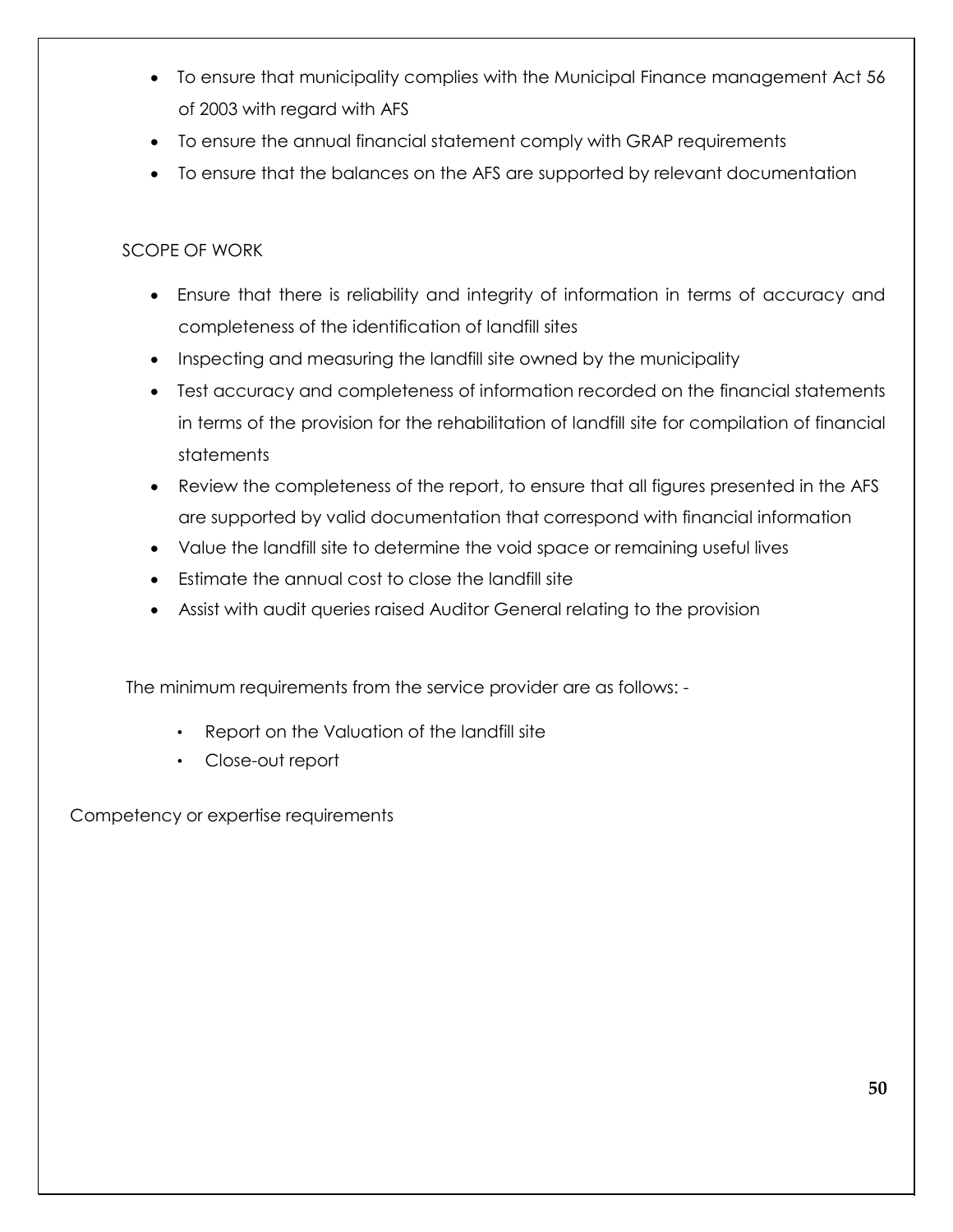- To ensure that municipality complies with the Municipal Finance management Act 56 of 2003 with regard with AFS
- To ensure the annual financial statement comply with GRAP requirements
- To ensure that the balances on the AFS are supported by relevant documentation

SCOPE OF WORK

- Ensure that there is reliability and integrity of information in terms of accuracy and completeness of the identification of landfill sites
- Inspecting and measuring the landfill site owned by the municipality
- Test accuracy and completeness of information recorded on the financial statements in terms of the provision for the rehabilitation of landfill site for compilation of financial statements
- Review the completeness of the report, to ensure that all figures presented in the AFS are supported by valid documentation that correspond with financial information
- Value the landfill site to determine the void space or remaining useful lives
- Estimate the annual cost to close the landfill site
- Assist with audit queries raised Auditor General relating to the provision

The minimum requirements from the service provider are as follows: -

- Report on the Valuation of the landfill site
- Close-out report

Competency or expertise requirements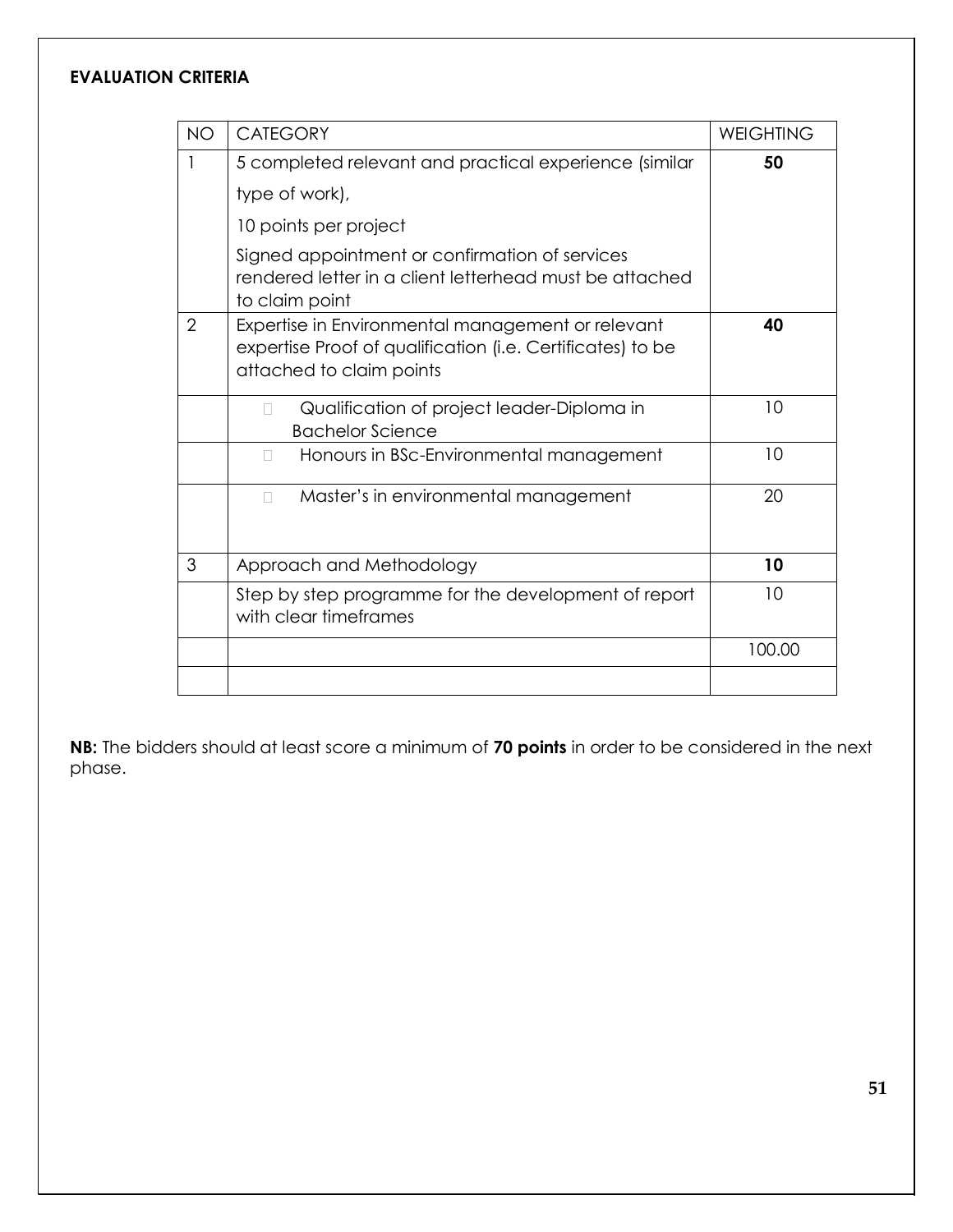**EVALUATION CRITERIA**

| NO | CATEGORY | WEIGHTING |
|---|---|---|
| 1 | 5 completed relevant and practical experience (similar type of work),<br>10 points per project<br>Signed appointment or confirmation of services rendered letter in a client letterhead must be attached to claim point | **50** |
| 2 | Expertise in Environmental management or relevant expertise Proof of qualification (i.e. Certificates) to be attached to claim points | **40** |
| | Qualification of project leader-Diploma in Bachelor Science | 10 |
| | Honours in BSc-Environmental management | 10 |
| | Master's in environmental management | 20 |
| 3 | Approach and Methodology | **10** |
| | Step by step programme for the development of report with clear timeframes | 10 |
| | | 100.00 |
| | | |

**NB:** The bidders should at least score a minimum of **70 points** in order to be considered in the next phase.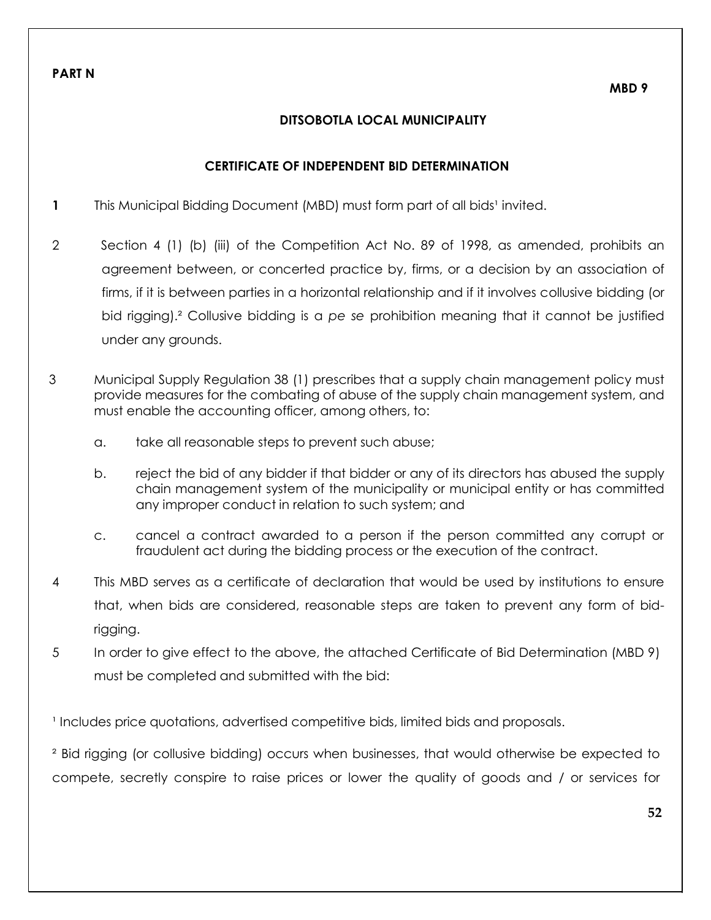**PART N**

**MBD 9**

**DITSOBOTLA LOCAL MUNICIPALITY**

**CERTIFICATE OF INDEPENDENT BID DETERMINATION**

**1** This Municipal Bidding Document (MBD) must form part of all bids[1] invited.

2 Section 4 (1) (b) (iii) of the Competition Act No. 89 of 1998, as amended, prohibits an agreement between, or concerted practice by, firms, or a decision by an association of firms, if it is between parties in a horizontal relationship and if it involves collusive bidding (or bid rigging).[2] Collusive bidding is a *pe se* prohibition meaning that it cannot be justified under any grounds.

3 Municipal Supply Regulation 38 (1) prescribes that a supply chain management policy must provide measures for the combating of abuse of the supply chain management system, and must enable the accounting officer, among others, to:

a. take all reasonable steps to prevent such abuse;

b. reject the bid of any bidder if that bidder or any of its directors has abused the supply chain management system of the municipality or municipal entity or has committed any improper conduct in relation to such system; and

c. cancel a contract awarded to a person if the person committed any corrupt or fraudulent act during the bidding process or the execution of the contract.

4 This MBD serves as a certificate of declaration that would be used by institutions to ensure that, when bids are considered, reasonable steps are taken to prevent any form of bid-rigging.

5 In order to give effect to the above, the attached Certificate of Bid Determination (MBD 9) must be completed and submitted with the bid:

[1] Includes price quotations, advertised competitive bids, limited bids and proposals.

[2] Bid rigging (or collusive bidding) occurs when businesses, that would otherwise be expected to compete, secretly conspire to raise prices or lower the quality of goods and / or services for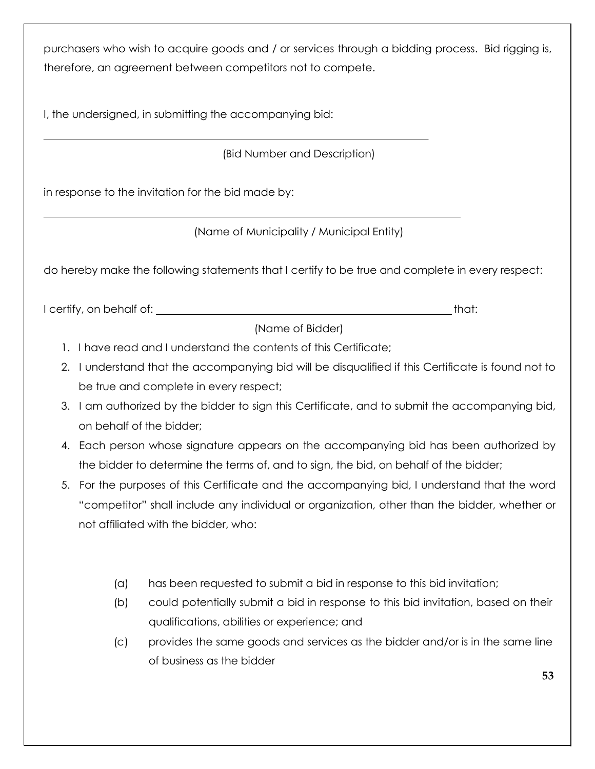purchasers who wish to acquire goods and / or services through a bidding process. Bid rigging is, therefore, an agreement between competitors not to compete.

I, the undersigned, in submitting the accompanying bid:

\_\_\_\_\_\_\_\_\_\_\_\_\_\_\_\_\_\_\_\_\_\_\_\_\_\_\_\_\_\_\_\_\_\_\_\_\_\_\_\_\_\_\_\_\_\_\_\_\_\_\_\_\_\_\_\_\_\_\_\_

(Bid Number and Description)

in response to the invitation for the bid made by:

\_\_\_\_\_\_\_\_\_\_\_\_\_\_\_\_\_\_\_\_\_\_\_\_\_\_\_\_\_\_\_\_\_\_\_\_\_\_\_\_\_\_\_\_\_\_\_\_\_\_\_\_\_\_\_\_\_\_\_\_

(Name of Municipality / Municipal Entity)

do hereby make the following statements that I certify to be true and complete in every respect:

I certify, on behalf of: \_\_\_\_\_\_\_\_\_\_\_\_\_\_\_\_\_\_\_\_\_\_\_\_\_\_\_\_\_\_\_\_\_\_\_\_\_\_\_\_\_\_\_\_ that:

(Name of Bidder)

1. I have read and I understand the contents of this Certificate;
2. I understand that the accompanying bid will be disqualified if this Certificate is found not to be true and complete in every respect;
3. I am authorized by the bidder to sign this Certificate, and to submit the accompanying bid, on behalf of the bidder;
4. Each person whose signature appears on the accompanying bid has been authorized by the bidder to determine the terms of, and to sign, the bid, on behalf of the bidder;
5. For the purposes of this Certificate and the accompanying bid, I understand that the word "competitor" shall include any individual or organization, other than the bidder, whether or not affiliated with the bidder, who:

   (a) has been requested to submit a bid in response to this bid invitation;

   (b) could potentially submit a bid in response to this bid invitation, based on their qualifications, abilities or experience; and

   (c) provides the same goods and services as the bidder and/or is in the same line of business as the bidder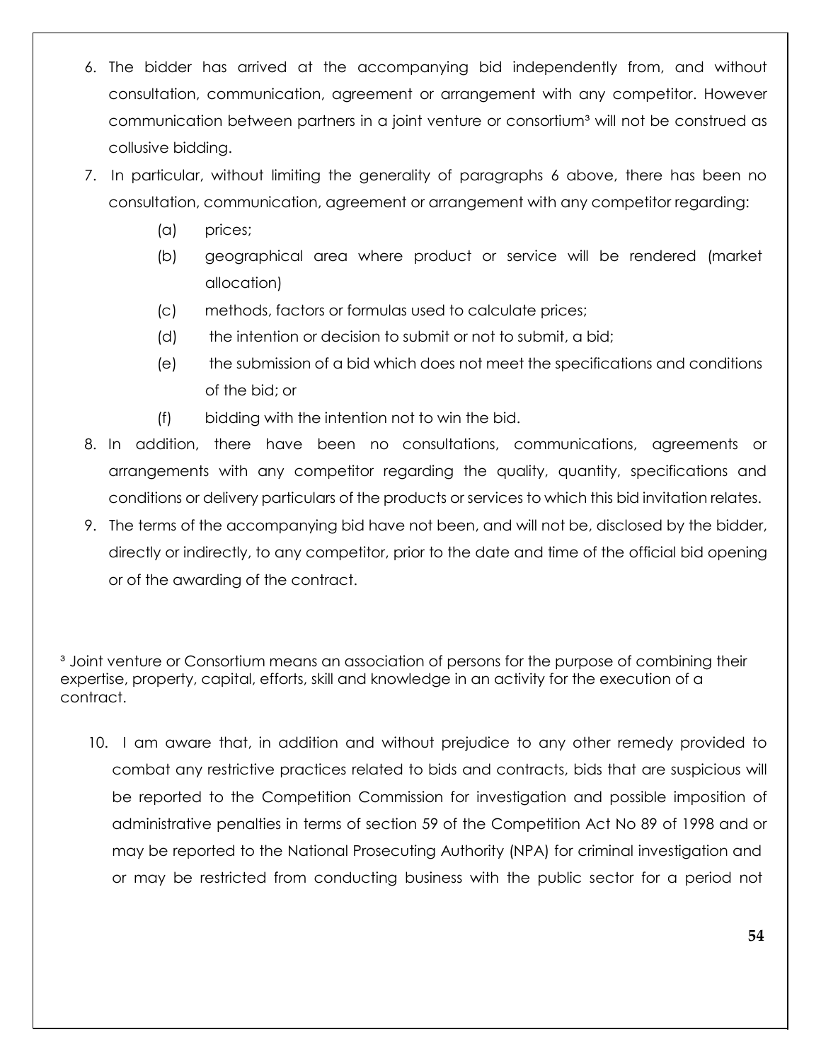6. The bidder has arrived at the accompanying bid independently from, and without consultation, communication, agreement or arrangement with any competitor. However communication between partners in a joint venture or consortium[3] will not be construed as collusive bidding.
7. In particular, without limiting the generality of paragraphs 6 above, there has been no consultation, communication, agreement or arrangement with any competitor regarding:
   - (a) prices;
   - (b) geographical area where product or service will be rendered (market allocation)
   - (c) methods, factors or formulas used to calculate prices;
   - (d) the intention or decision to submit or not to submit, a bid;
   - (e) the submission of a bid which does not meet the specifications and conditions of the bid; or
   - (f) bidding with the intention not to win the bid.
8. In addition, there have been no consultations, communications, agreements or arrangements with any competitor regarding the quality, quantity, specifications and conditions or delivery particulars of the products or services to which this bid invitation relates.
9. The terms of the accompanying bid have not been, and will not be, disclosed by the bidder, directly or indirectly, to any competitor, prior to the date and time of the official bid opening or of the awarding of the contract.

[3] Joint venture or Consortium means an association of persons for the purpose of combining their expertise, property, capital, efforts, skill and knowledge in an activity for the execution of a contract.

10. I am aware that, in addition and without prejudice to any other remedy provided to combat any restrictive practices related to bids and contracts, bids that are suspicious will be reported to the Competition Commission for investigation and possible imposition of administrative penalties in terms of section 59 of the Competition Act No 89 of 1998 and or may be reported to the National Prosecuting Authority (NPA) for criminal investigation and or may be restricted from conducting business with the public sector for a period not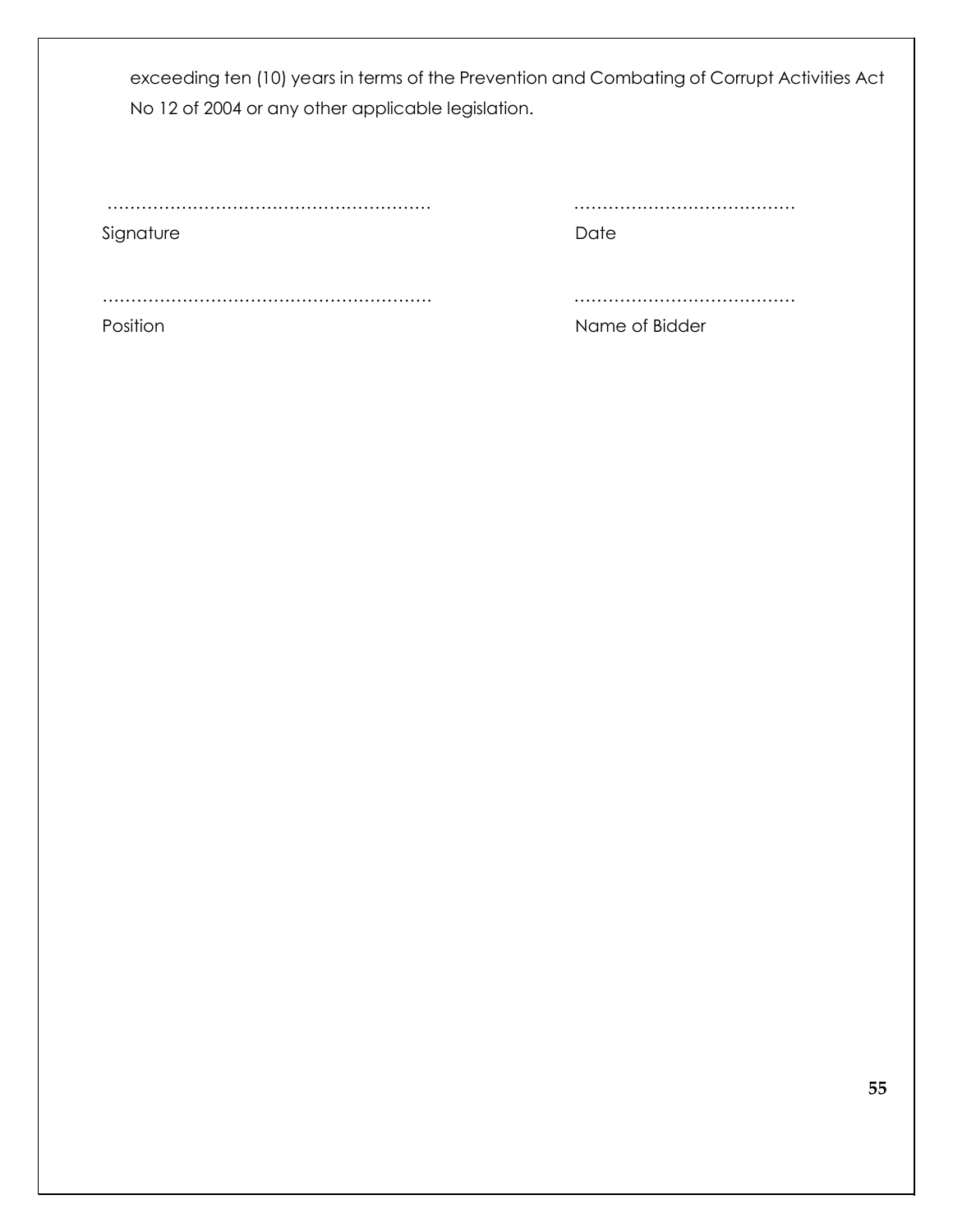exceeding ten (10) years in terms of the Prevention and Combating of Corrupt Activities Act No 12 of 2004 or any other applicable legislation.

| ………………………………………………… | ……………………………… |
| --- | --- |
| Signature | Date |
| ………………………………………………… | ……………………………… |
| Position | Name of Bidder |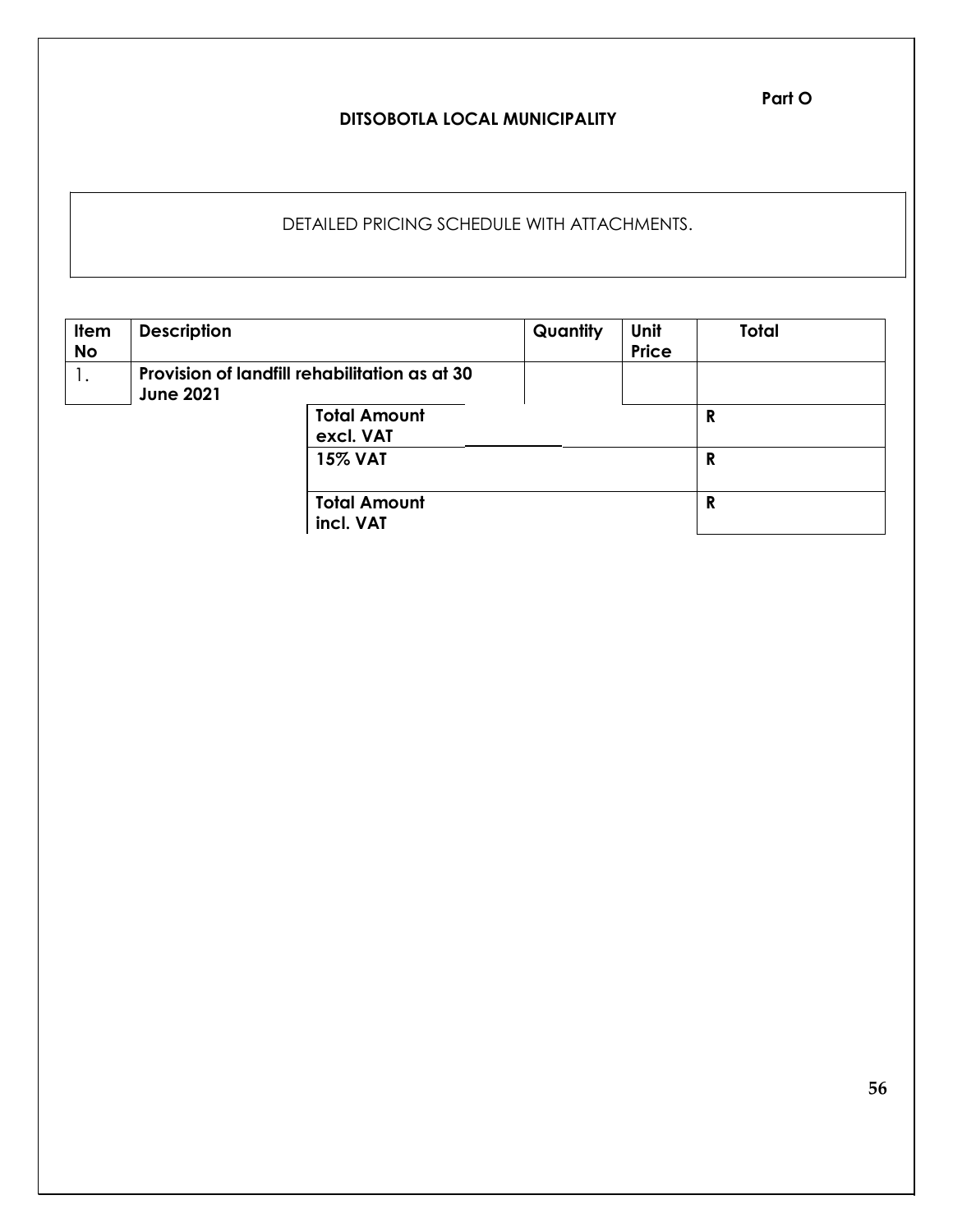**Part O**

**DITSOBOTLA LOCAL MUNICIPALITY**

DETAILED PRICING SCHEDULE WITH ATTACHMENTS.

| Item No | Description | | Quantity | Unit Price | Total |
|---|---|---|---|---|---|
| 1. | **Provision of landfill rehabilitation as at 30 June 2021** | | | | |
| | | **Total Amount excl. VAT** | | | **R** |
| | | **15% VAT** | | | **R** |
| | | **Total Amount incl. VAT** | | | **R** |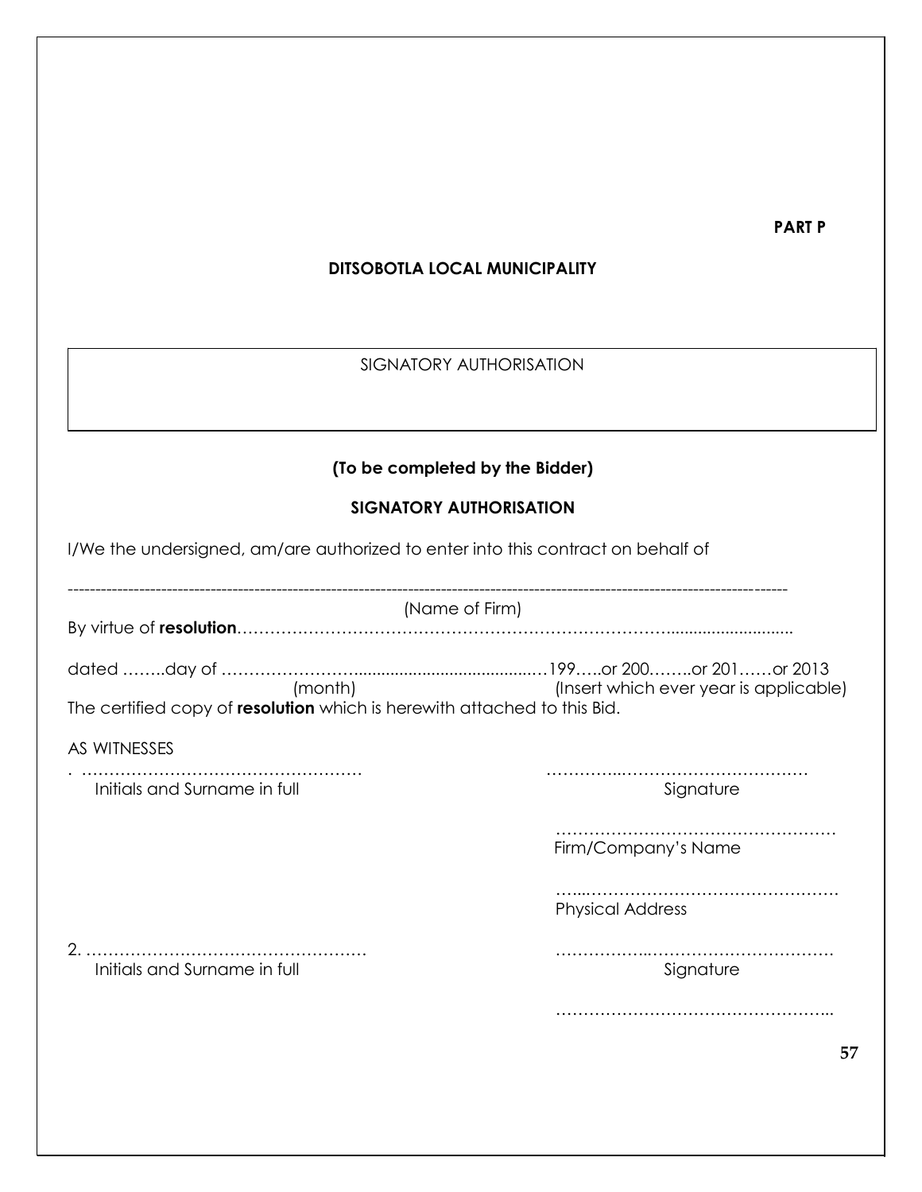**PART P**

**DITSOBOTLA LOCAL MUNICIPALITY**

SIGNATORY AUTHORISATION

**(To be completed by the Bidder)**

**SIGNATORY AUTHORISATION**

I/We the undersigned, am/are authorized to enter into this contract on behalf of

---------------------------------------------------------------------------------------------------------------------------------
(Name of Firm)

By virtue of **resolution**………………………………………………………………………...........................

dated ……..day of ……………………..........................................…199…..or 200……..or 201……or 2013
(month) (Insert which ever year is applicable)

The certified copy of **resolution** which is herewith attached to this Bid.

AS WITNESSES

. …………………………………………… …………..……………………………
Initials and Surname in full Signature

……………………………………………
Firm/Company's Name

…...………………………………………
Physical Address

2. …………………………………………… ……………..……………………………
Initials and Surname in full Signature

…………………………………………...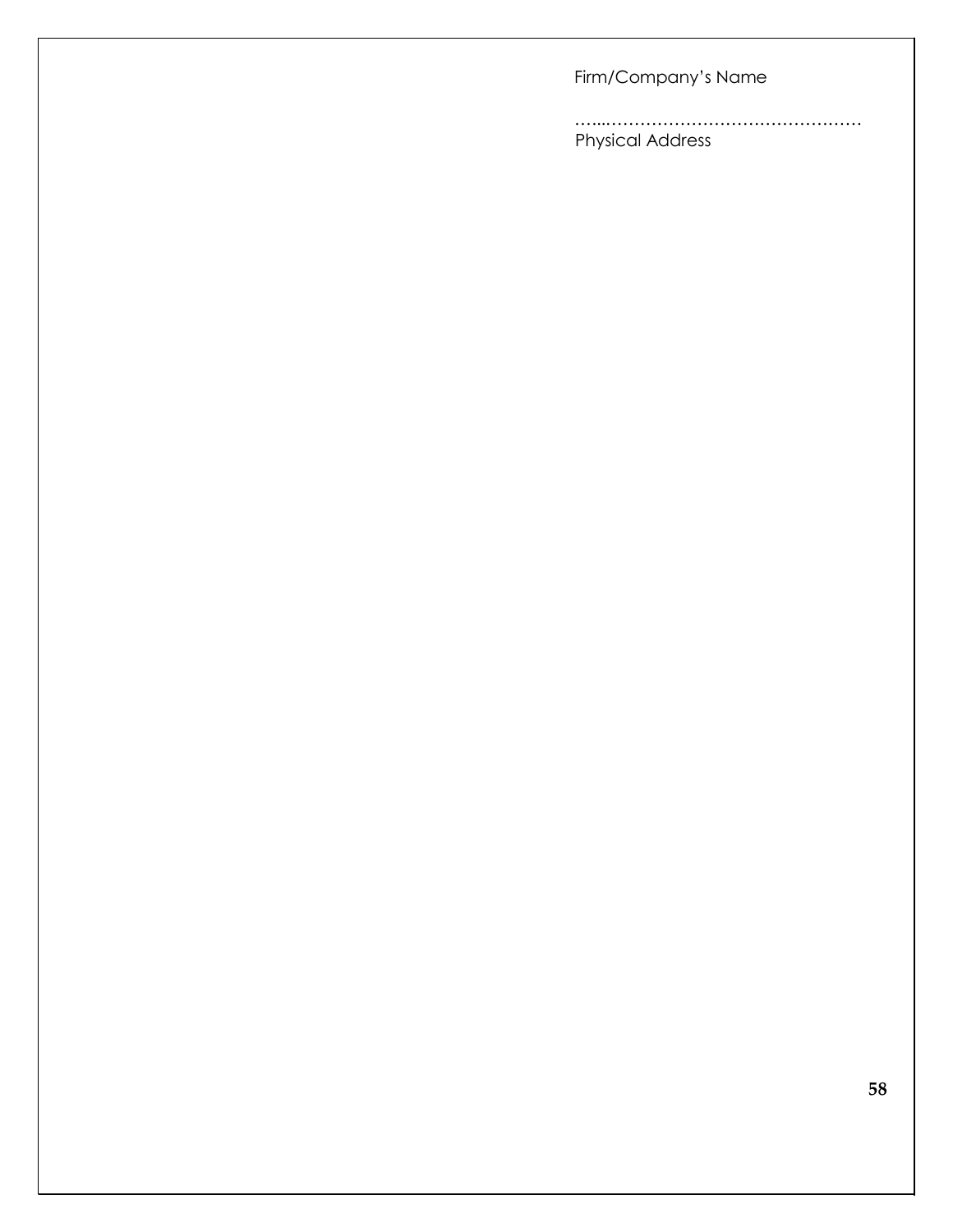Firm/Company's Name

…....………………………………………
Physical Address